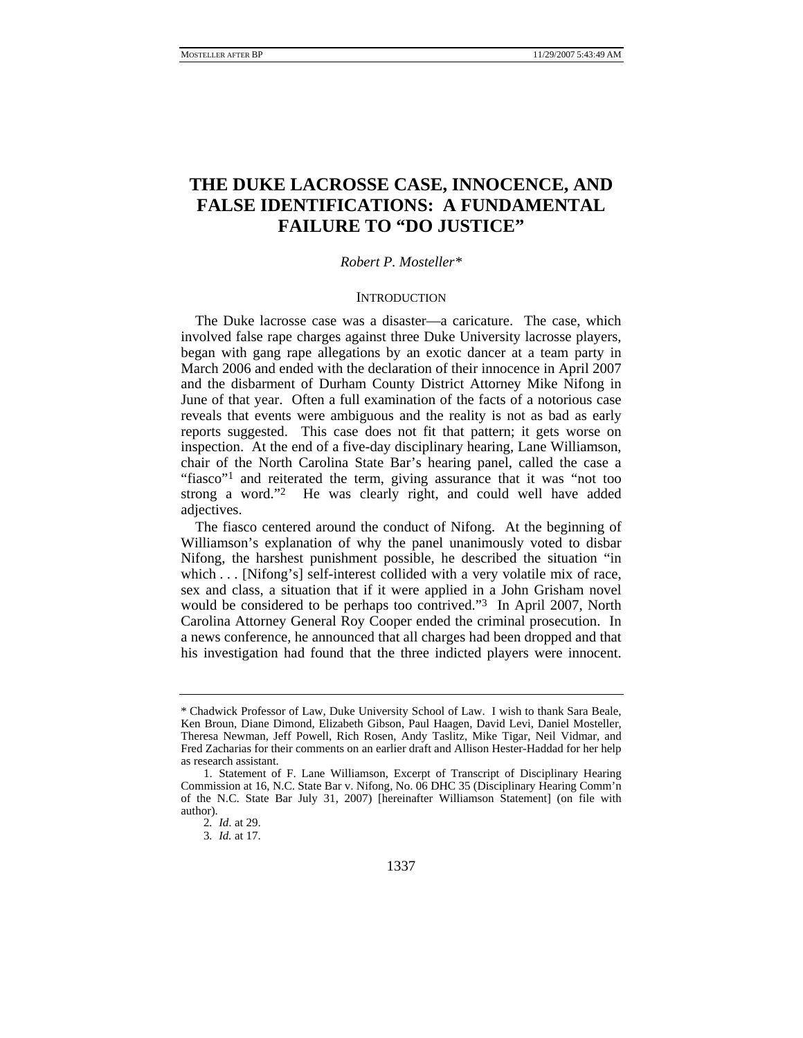# THE DUKE LACROSSE CASE, INNOCENCE, AND FALSE IDENTIFICATIONS: A FUNDAMENTAL FAILURE TO "DO JUSTICE"

*Robert P. Mosteller\**

## INTRODUCTION

The Duke lacrosse case was a disaster—a caricature. The case, which involved false rape charges against three Duke University lacrosse players, began with gang rape allegations by an exotic dancer at a team party in March 2006 and ended with the declaration of their innocence in April 2007 and the disbarment of Durham County District Attorney Mike Nifong in June of that year. Often a full examination of the facts of a notorious case reveals that events were ambiguous and the reality is not as bad as early reports suggested. This case does not fit that pattern; it gets worse on inspection. At the end of a five-day disciplinary hearing, Lane Williamson, chair of the North Carolina State Bar's hearing panel, called the case a "fiasco"[1] and reiterated the term, giving assurance that it was "not too strong a word."[2] He was clearly right, and could well have added adjectives.

The fiasco centered around the conduct of Nifong. At the beginning of Williamson's explanation of why the panel unanimously voted to disbar Nifong, the harshest punishment possible, he described the situation "in which . . . [Nifong's] self-interest collided with a very volatile mix of race, sex and class, a situation that if it were applied in a John Grisham novel would be considered to be perhaps too contrived."[3] In April 2007, North Carolina Attorney General Roy Cooper ended the criminal prosecution. In a news conference, he announced that all charges had been dropped and that his investigation had found that the three indicted players were innocent.

---

\* Chadwick Professor of Law, Duke University School of Law. I wish to thank Sara Beale, Ken Broun, Diane Dimond, Elizabeth Gibson, Paul Haagen, David Levi, Daniel Mosteller, Theresa Newman, Jeff Powell, Rich Rosen, Andy Taslitz, Mike Tigar, Neil Vidmar, and Fred Zacharias for their comments on an earlier draft and Allison Hester-Haddad for her help as research assistant.

1. Statement of F. Lane Williamson, Excerpt of Transcript of Disciplinary Hearing Commission at 16, N.C. State Bar v. Nifong, No. 06 DHC 35 (Disciplinary Hearing Comm'n of the N.C. State Bar July 31, 2007) [hereinafter Williamson Statement] (on file with author).

2. *Id*. at 29.

3. *Id.* at 17.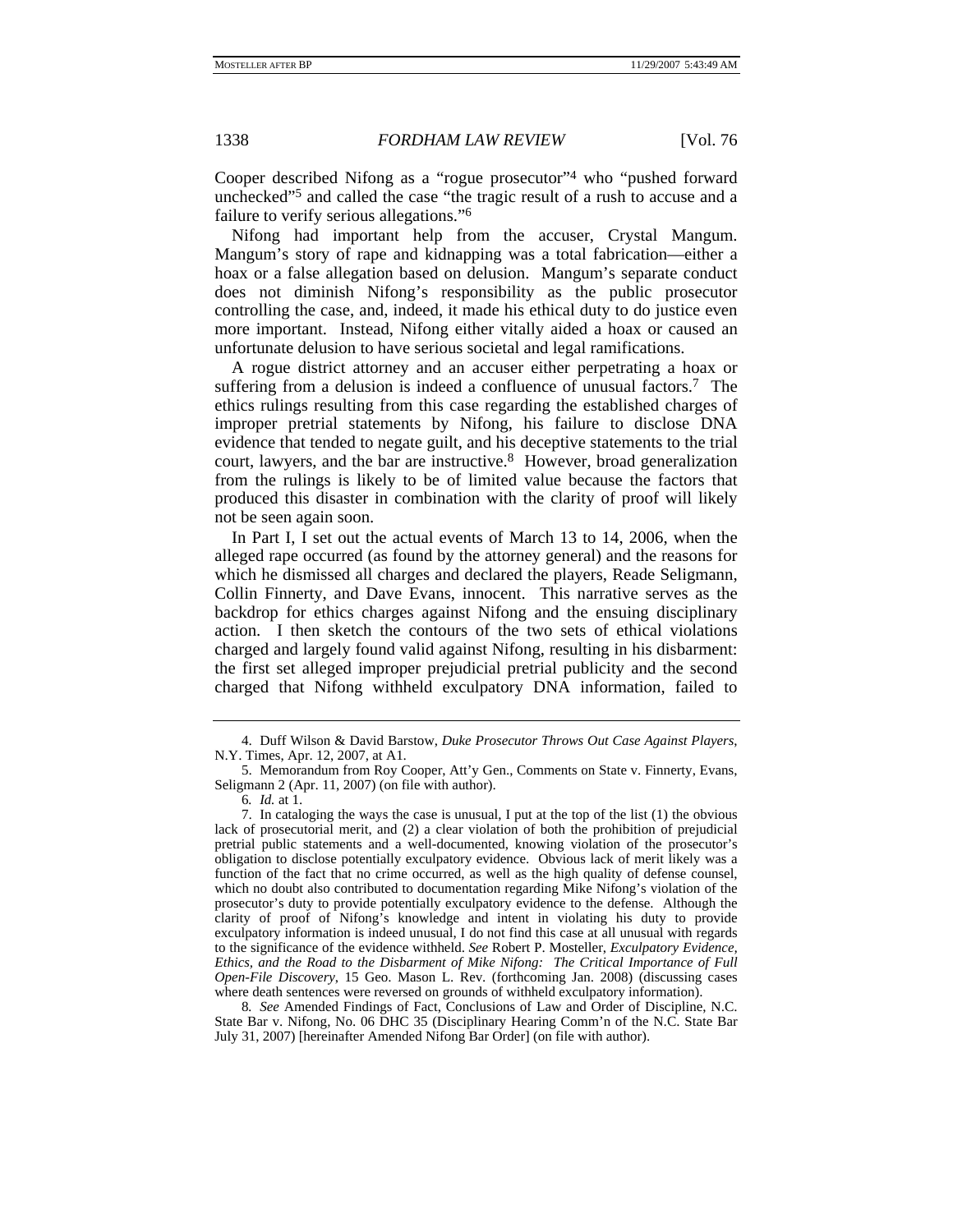Cooper described Nifong as a "rogue prosecutor"[4] who "pushed forward unchecked"[5] and called the case "the tragic result of a rush to accuse and a failure to verify serious allegations."[6]

Nifong had important help from the accuser, Crystal Mangum. Mangum's story of rape and kidnapping was a total fabrication—either a hoax or a false allegation based on delusion. Mangum's separate conduct does not diminish Nifong's responsibility as the public prosecutor controlling the case, and, indeed, it made his ethical duty to do justice even more important. Instead, Nifong either vitally aided a hoax or caused an unfortunate delusion to have serious societal and legal ramifications.

A rogue district attorney and an accuser either perpetrating a hoax or suffering from a delusion is indeed a confluence of unusual factors.[7] The ethics rulings resulting from this case regarding the established charges of improper pretrial statements by Nifong, his failure to disclose DNA evidence that tended to negate guilt, and his deceptive statements to the trial court, lawyers, and the bar are instructive.[8] However, broad generalization from the rulings is likely to be of limited value because the factors that produced this disaster in combination with the clarity of proof will likely not be seen again soon.

In Part I, I set out the actual events of March 13 to 14, 2006, when the alleged rape occurred (as found by the attorney general) and the reasons for which he dismissed all charges and declared the players, Reade Seligmann, Collin Finnerty, and Dave Evans, innocent. This narrative serves as the backdrop for ethics charges against Nifong and the ensuing disciplinary action. I then sketch the contours of the two sets of ethical violations charged and largely found valid against Nifong, resulting in his disbarment: the first set alleged improper prejudicial pretrial publicity and the second charged that Nifong withheld exculpatory DNA information, failed to

---

4. Duff Wilson & David Barstow, *Duke Prosecutor Throws Out Case Against Players*, N.Y. Times, Apr. 12, 2007, at A1.

5. Memorandum from Roy Cooper, Att'y Gen., Comments on State v. Finnerty, Evans, Seligmann 2 (Apr. 11, 2007) (on file with author).

6. *Id.* at 1.

7. In cataloging the ways the case is unusual, I put at the top of the list (1) the obvious lack of prosecutorial merit, and (2) a clear violation of both the prohibition of prejudicial pretrial public statements and a well-documented, knowing violation of the prosecutor's obligation to disclose potentially exculpatory evidence. Obvious lack of merit likely was a function of the fact that no crime occurred, as well as the high quality of defense counsel, which no doubt also contributed to documentation regarding Mike Nifong's violation of the prosecutor's duty to provide potentially exculpatory evidence to the defense. Although the clarity of proof of Nifong's knowledge and intent in violating his duty to provide exculpatory information is indeed unusual, I do not find this case at all unusual with regards to the significance of the evidence withheld. *See* Robert P. Mosteller, *Exculpatory Evidence, Ethics, and the Road to the Disbarment of Mike Nifong: The Critical Importance of Full Open-File Discovery*, 15 Geo. Mason L. Rev. (forthcoming Jan. 2008) (discussing cases where death sentences were reversed on grounds of withheld exculpatory information).

8. *See* Amended Findings of Fact, Conclusions of Law and Order of Discipline, N.C. State Bar v. Nifong, No. 06 DHC 35 (Disciplinary Hearing Comm'n of the N.C. State Bar July 31, 2007) [hereinafter Amended Nifong Bar Order] (on file with author).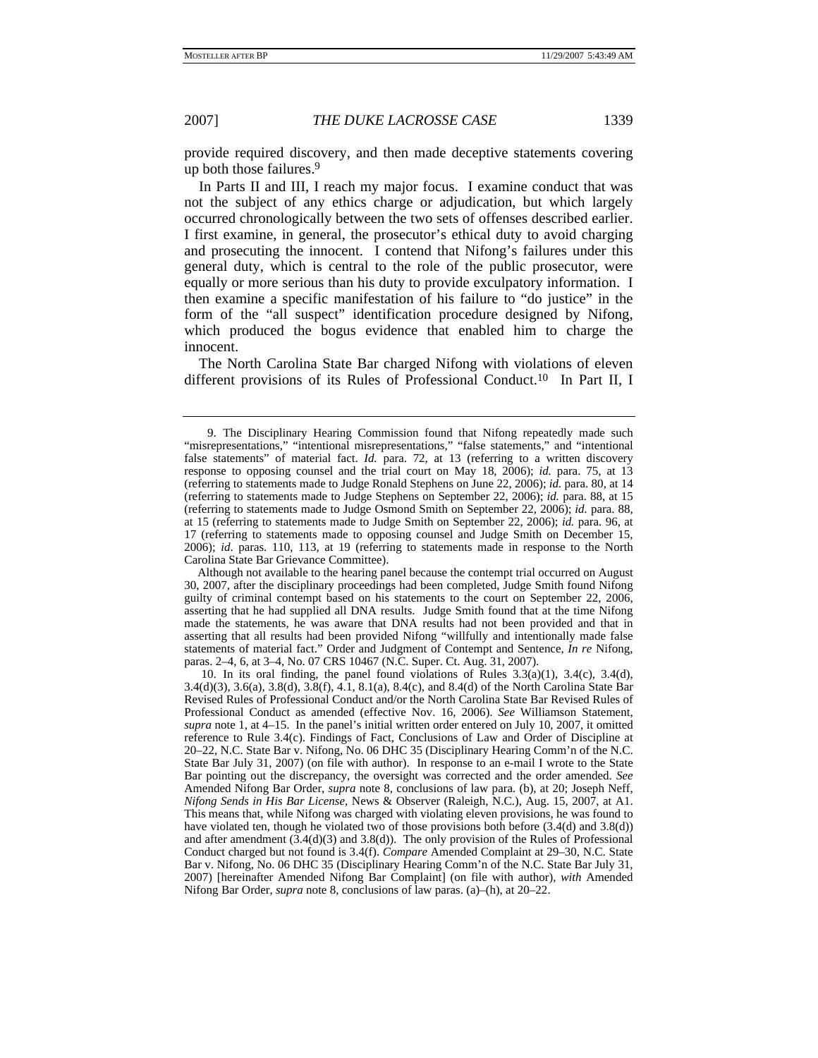provide required discovery, and then made deceptive statements covering up both those failures.[9]

In Parts II and III, I reach my major focus. I examine conduct that was not the subject of any ethics charge or adjudication, but which largely occurred chronologically between the two sets of offenses described earlier. I first examine, in general, the prosecutor's ethical duty to avoid charging and prosecuting the innocent. I contend that Nifong's failures under this general duty, which is central to the role of the public prosecutor, were equally or more serious than his duty to provide exculpatory information. I then examine a specific manifestation of his failure to "do justice" in the form of the "all suspect" identification procedure designed by Nifong, which produced the bogus evidence that enabled him to charge the innocent.

The North Carolina State Bar charged Nifong with violations of eleven different provisions of its Rules of Professional Conduct.[10] In Part II, I

---

9. The Disciplinary Hearing Commission found that Nifong repeatedly made such "misrepresentations," "intentional misrepresentations," "false statements," and "intentional false statements" of material fact. *Id.* para. 72, at 13 (referring to a written discovery response to opposing counsel and the trial court on May 18, 2006); *id.* para. 75, at 13 (referring to statements made to Judge Ronald Stephens on June 22, 2006); *id.* para. 80, at 14 (referring to statements made to Judge Stephens on September 22, 2006); *id.* para. 88, at 15 (referring to statements made to Judge Osmond Smith on September 22, 2006); *id.* para. 88, at 15 (referring to statements made to Judge Smith on September 22, 2006); *id.* para. 96, at 17 (referring to statements made to opposing counsel and Judge Smith on December 15, 2006); *id*. paras. 110, 113, at 19 (referring to statements made in response to the North Carolina State Bar Grievance Committee).

Although not available to the hearing panel because the contempt trial occurred on August 30, 2007, after the disciplinary proceedings had been completed, Judge Smith found Nifong guilty of criminal contempt based on his statements to the court on September 22, 2006, asserting that he had supplied all DNA results. Judge Smith found that at the time Nifong made the statements, he was aware that DNA results had not been provided and that in asserting that all results had been provided Nifong "willfully and intentionally made false statements of material fact." Order and Judgment of Contempt and Sentence, *In re* Nifong, paras. 2–4, 6, at 3–4, No. 07 CRS 10467 (N.C. Super. Ct. Aug. 31, 2007).

10. In its oral finding, the panel found violations of Rules 3.3(a)(1), 3.4(c), 3.4(d), 3.4(d)(3), 3.6(a), 3.8(d), 3.8(f), 4.1, 8.1(a), 8.4(c), and 8.4(d) of the North Carolina State Bar Revised Rules of Professional Conduct and/or the North Carolina State Bar Revised Rules of Professional Conduct as amended (effective Nov. 16, 2006). *See* Williamson Statement, *supra* note 1, at 4–15. In the panel's initial written order entered on July 10, 2007, it omitted reference to Rule 3.4(c). Findings of Fact, Conclusions of Law and Order of Discipline at 20–22, N.C. State Bar v. Nifong, No. 06 DHC 35 (Disciplinary Hearing Comm'n of the N.C. State Bar July 31, 2007) (on file with author). In response to an e-mail I wrote to the State Bar pointing out the discrepancy, the oversight was corrected and the order amended. *See* Amended Nifong Bar Order, *supra* note 8, conclusions of law para. (b), at 20; Joseph Neff, *Nifong Sends in His Bar License*, News & Observer (Raleigh, N.C.), Aug. 15, 2007, at A1. This means that, while Nifong was charged with violating eleven provisions, he was found to have violated ten, though he violated two of those provisions both before (3.4(d) and 3.8(d)) and after amendment (3.4(d)(3) and 3.8(d)). The only provision of the Rules of Professional Conduct charged but not found is 3.4(f). *Compare* Amended Complaint at 29–30, N.C. State Bar v. Nifong, No. 06 DHC 35 (Disciplinary Hearing Comm'n of the N.C. State Bar July 31, 2007) [hereinafter Amended Nifong Bar Complaint] (on file with author), *with* Amended Nifong Bar Order, *supra* note 8, conclusions of law paras. (a)–(h), at 20–22.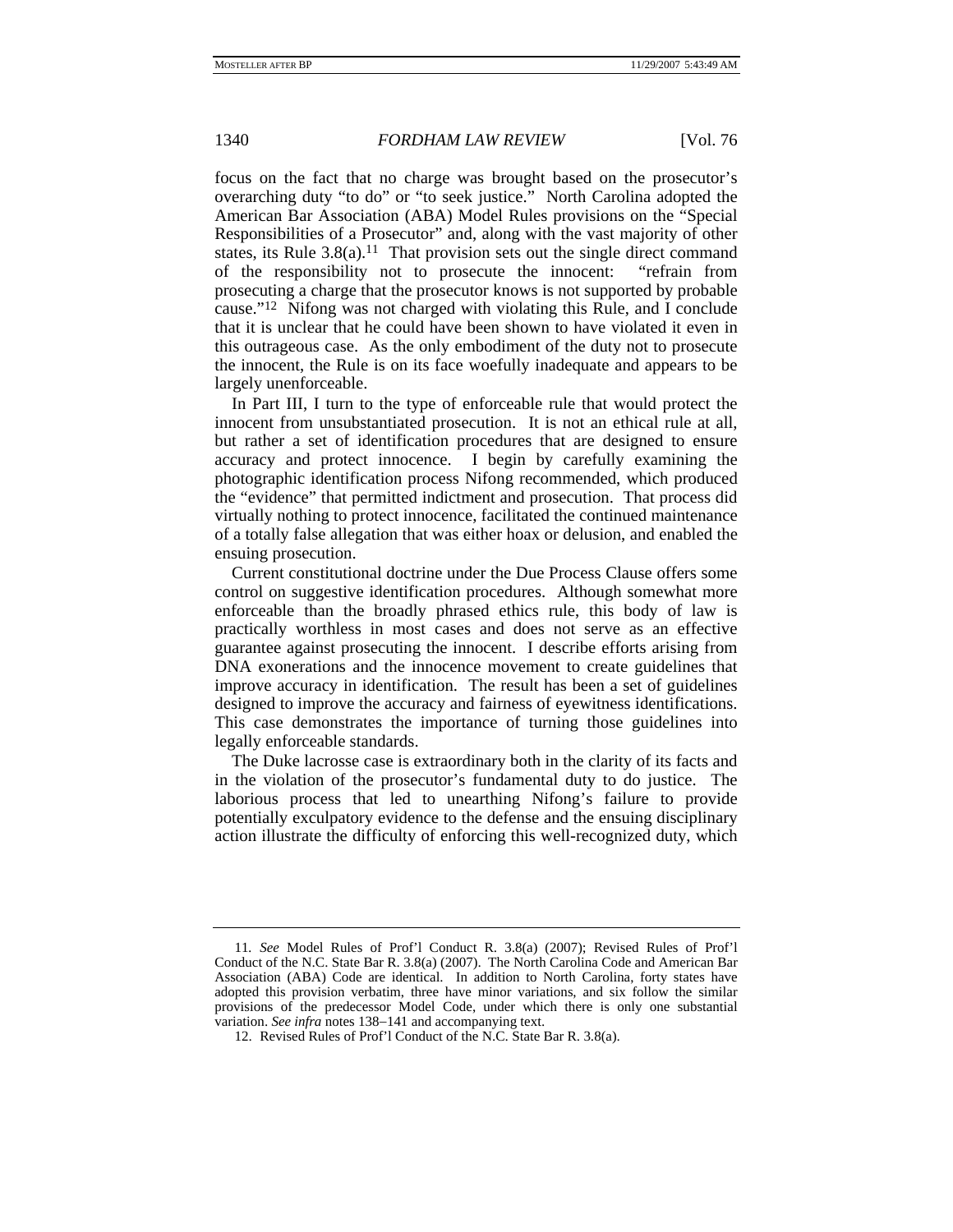focus on the fact that no charge was brought based on the prosecutor's overarching duty "to do" or "to seek justice." North Carolina adopted the American Bar Association (ABA) Model Rules provisions on the "Special Responsibilities of a Prosecutor" and, along with the vast majority of other states, its Rule 3.8(a).[11] That provision sets out the single direct command of the responsibility not to prosecute the innocent: "refrain from prosecuting a charge that the prosecutor knows is not supported by probable cause."[12] Nifong was not charged with violating this Rule, and I conclude that it is unclear that he could have been shown to have violated it even in this outrageous case. As the only embodiment of the duty not to prosecute the innocent, the Rule is on its face woefully inadequate and appears to be largely unenforceable.

In Part III, I turn to the type of enforceable rule that would protect the innocent from unsubstantiated prosecution. It is not an ethical rule at all, but rather a set of identification procedures that are designed to ensure accuracy and protect innocence. I begin by carefully examining the photographic identification process Nifong recommended, which produced the "evidence" that permitted indictment and prosecution. That process did virtually nothing to protect innocence, facilitated the continued maintenance of a totally false allegation that was either hoax or delusion, and enabled the ensuing prosecution.

Current constitutional doctrine under the Due Process Clause offers some control on suggestive identification procedures. Although somewhat more enforceable than the broadly phrased ethics rule, this body of law is practically worthless in most cases and does not serve as an effective guarantee against prosecuting the innocent. I describe efforts arising from DNA exonerations and the innocence movement to create guidelines that improve accuracy in identification. The result has been a set of guidelines designed to improve the accuracy and fairness of eyewitness identifications. This case demonstrates the importance of turning those guidelines into legally enforceable standards.

The Duke lacrosse case is extraordinary both in the clarity of its facts and in the violation of the prosecutor's fundamental duty to do justice. The laborious process that led to unearthing Nifong's failure to provide potentially exculpatory evidence to the defense and the ensuing disciplinary action illustrate the difficulty of enforcing this well-recognized duty, which

---

11. *See* Model Rules of Prof'l Conduct R. 3.8(a) (2007); Revised Rules of Prof'l Conduct of the N.C. State Bar R. 3.8(a) (2007). The North Carolina Code and American Bar Association (ABA) Code are identical. In addition to North Carolina, forty states have adopted this provision verbatim, three have minor variations, and six follow the similar provisions of the predecessor Model Code, under which there is only one substantial variation. *See infra* notes 138–141 and accompanying text.

12. Revised Rules of Prof'l Conduct of the N.C. State Bar R. 3.8(a).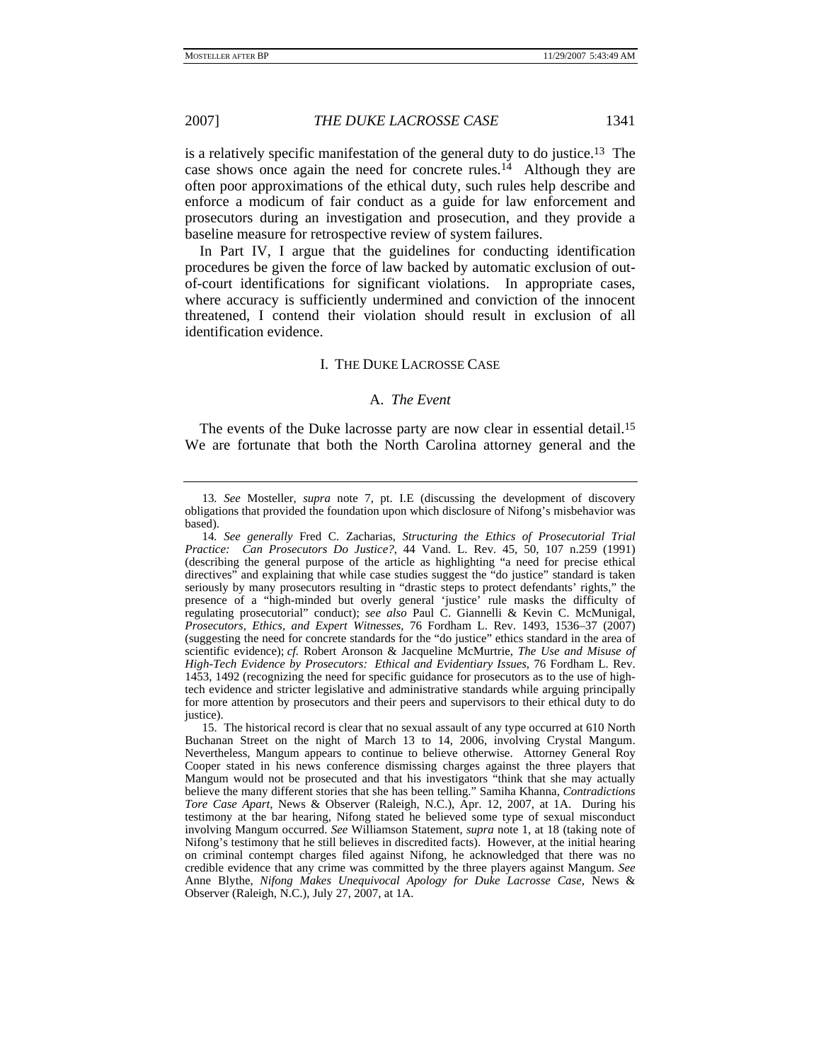is a relatively specific manifestation of the general duty to do justice.[13] The case shows once again the need for concrete rules.[14] Although they are often poor approximations of the ethical duty, such rules help describe and enforce a modicum of fair conduct as a guide for law enforcement and prosecutors during an investigation and prosecution, and they provide a baseline measure for retrospective review of system failures.

In Part IV, I argue that the guidelines for conducting identification procedures be given the force of law backed by automatic exclusion of out-of-court identifications for significant violations. In appropriate cases, where accuracy is sufficiently undermined and conviction of the innocent threatened, I contend their violation should result in exclusion of all identification evidence.

## I. THE DUKE LACROSSE CASE

### A. *The Event*

The events of the Duke lacrosse party are now clear in essential detail.[15] We are fortunate that both the North Carolina attorney general and the

---

13. *See* Mosteller, *supra* note 7, pt. I.E (discussing the development of discovery obligations that provided the foundation upon which disclosure of Nifong's misbehavior was based).

14. *See generally* Fred C. Zacharias, *Structuring the Ethics of Prosecutorial Trial Practice: Can Prosecutors Do Justice?*, 44 Vand. L. Rev. 45, 50, 107 n.259 (1991) (describing the general purpose of the article as highlighting "a need for precise ethical directives" and explaining that while case studies suggest the "do justice" standard is taken seriously by many prosecutors resulting in "drastic steps to protect defendants' rights," the presence of a "high-minded but overly general 'justice' rule masks the difficulty of regulating prosecutorial" conduct); *see also* Paul C. Giannelli & Kevin C. McMunigal, *Prosecutors, Ethics, and Expert Witnesses*, 76 Fordham L. Rev. 1493, 1536–37 (2007) (suggesting the need for concrete standards for the "do justice" ethics standard in the area of scientific evidence); *cf.* Robert Aronson & Jacqueline McMurtrie, *The Use and Misuse of High-Tech Evidence by Prosecutors: Ethical and Evidentiary Issues*, 76 Fordham L. Rev. 1453, 1492 (recognizing the need for specific guidance for prosecutors as to the use of high-tech evidence and stricter legislative and administrative standards while arguing principally for more attention by prosecutors and their peers and supervisors to their ethical duty to do justice).

15. The historical record is clear that no sexual assault of any type occurred at 610 North Buchanan Street on the night of March 13 to 14, 2006, involving Crystal Mangum. Nevertheless, Mangum appears to continue to believe otherwise. Attorney General Roy Cooper stated in his news conference dismissing charges against the three players that Mangum would not be prosecuted and that his investigators "think that she may actually believe the many different stories that she has been telling." Samiha Khanna, *Contradictions Tore Case Apart*, News & Observer (Raleigh, N.C.), Apr. 12, 2007, at 1A. During his testimony at the bar hearing, Nifong stated he believed some type of sexual misconduct involving Mangum occurred. *See* Williamson Statement, *supra* note 1, at 18 (taking note of Nifong's testimony that he still believes in discredited facts). However, at the initial hearing on criminal contempt charges filed against Nifong, he acknowledged that there was no credible evidence that any crime was committed by the three players against Mangum. *See* Anne Blythe, *Nifong Makes Unequivocal Apology for Duke Lacrosse Case*, News & Observer (Raleigh, N.C.), July 27, 2007, at 1A.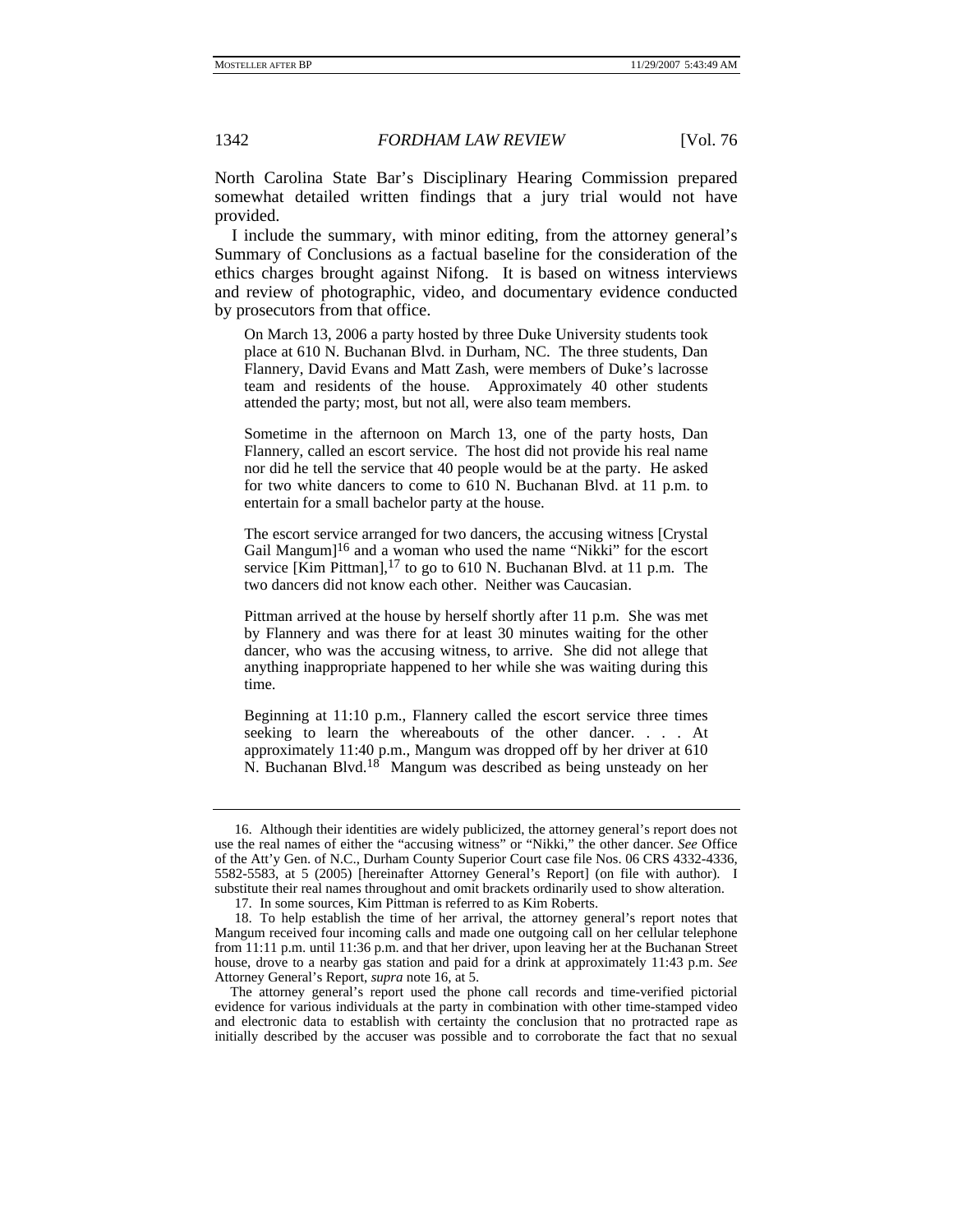North Carolina State Bar's Disciplinary Hearing Commission prepared somewhat detailed written findings that a jury trial would not have provided.

I include the summary, with minor editing, from the attorney general's Summary of Conclusions as a factual baseline for the consideration of the ethics charges brought against Nifong. It is based on witness interviews and review of photographic, video, and documentary evidence conducted by prosecutors from that office.

> On March 13, 2006 a party hosted by three Duke University students took place at 610 N. Buchanan Blvd. in Durham, NC. The three students, Dan Flannery, David Evans and Matt Zash, were members of Duke's lacrosse team and residents of the house. Approximately 40 other students attended the party; most, but not all, were also team members.
>
> Sometime in the afternoon on March 13, one of the party hosts, Dan Flannery, called an escort service. The host did not provide his real name nor did he tell the service that 40 people would be at the party. He asked for two white dancers to come to 610 N. Buchanan Blvd. at 11 p.m. to entertain for a small bachelor party at the house.
>
> The escort service arranged for two dancers, the accusing witness [Crystal Gail Mangum][16] and a woman who used the name "Nikki" for the escort service [Kim Pittman],[17] to go to 610 N. Buchanan Blvd. at 11 p.m. The two dancers did not know each other. Neither was Caucasian.
>
> Pittman arrived at the house by herself shortly after 11 p.m. She was met by Flannery and was there for at least 30 minutes waiting for the other dancer, who was the accusing witness, to arrive. She did not allege that anything inappropriate happened to her while she was waiting during this time.
>
> Beginning at 11:10 p.m., Flannery called the escort service three times seeking to learn the whereabouts of the other dancer. . . . At approximately 11:40 p.m., Mangum was dropped off by her driver at 610 N. Buchanan Blvd.[18] Mangum was described as being unsteady on her

---

16. Although their identities are widely publicized, the attorney general's report does not use the real names of either the "accusing witness" or "Nikki," the other dancer. *See* Office of the Att'y Gen. of N.C., Durham County Superior Court case file Nos. 06 CRS 4332-4336, 5582-5583, at 5 (2005) [hereinafter Attorney General's Report] (on file with author). I substitute their real names throughout and omit brackets ordinarily used to show alteration.

17. In some sources, Kim Pittman is referred to as Kim Roberts.

18. To help establish the time of her arrival, the attorney general's report notes that Mangum received four incoming calls and made one outgoing call on her cellular telephone from 11:11 p.m. until 11:36 p.m. and that her driver, upon leaving her at the Buchanan Street house, drove to a nearby gas station and paid for a drink at approximately 11:43 p.m. *See* Attorney General's Report, *supra* note 16, at 5.

The attorney general's report used the phone call records and time-verified pictorial evidence for various individuals at the party in combination with other time-stamped video and electronic data to establish with certainty the conclusion that no protracted rape as initially described by the accuser was possible and to corroborate the fact that no sexual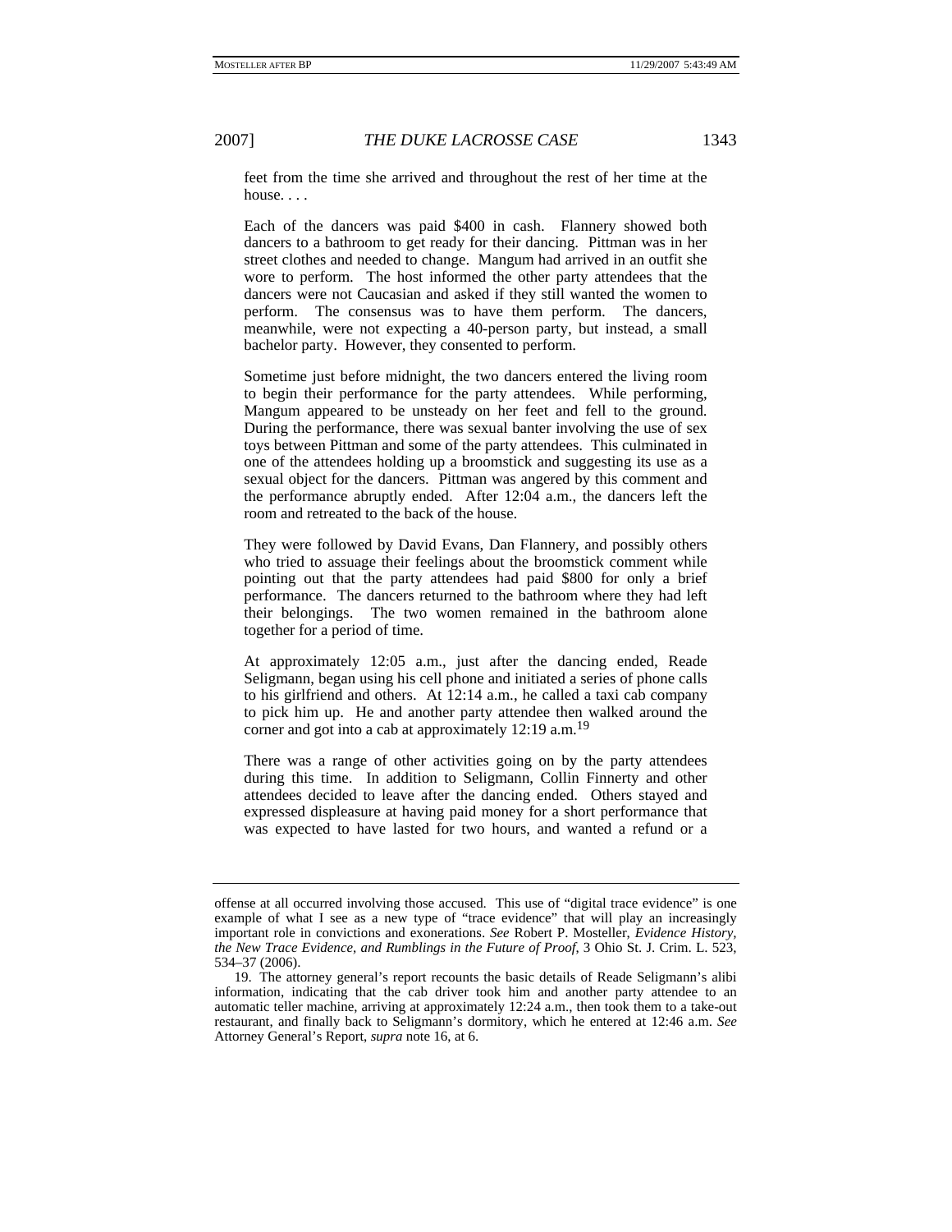feet from the time she arrived and throughout the rest of her time at the house. . . .

Each of the dancers was paid $400 in cash. Flannery showed both dancers to a bathroom to get ready for their dancing. Pittman was in her street clothes and needed to change. Mangum had arrived in an outfit she wore to perform. The host informed the other party attendees that the dancers were not Caucasian and asked if they still wanted the women to perform. The consensus was to have them perform. The dancers, meanwhile, were not expecting a 40-person party, but instead, a small bachelor party. However, they consented to perform.

Sometime just before midnight, the two dancers entered the living room to begin their performance for the party attendees. While performing, Mangum appeared to be unsteady on her feet and fell to the ground. During the performance, there was sexual banter involving the use of sex toys between Pittman and some of the party attendees. This culminated in one of the attendees holding up a broomstick and suggesting its use as a sexual object for the dancers. Pittman was angered by this comment and the performance abruptly ended. After 12:04 a.m., the dancers left the room and retreated to the back of the house.

They were followed by David Evans, Dan Flannery, and possibly others who tried to assuage their feelings about the broomstick comment while pointing out that the party attendees had paid $800 for only a brief performance. The dancers returned to the bathroom where they had left their belongings. The two women remained in the bathroom alone together for a period of time.

At approximately 12:05 a.m., just after the dancing ended, Reade Seligmann, began using his cell phone and initiated a series of phone calls to his girlfriend and others. At 12:14 a.m., he called a taxi cab company to pick him up. He and another party attendee then walked around the corner and got into a cab at approximately 12:19 a.m.[19]

There was a range of other activities going on by the party attendees during this time. In addition to Seligmann, Collin Finnerty and other attendees decided to leave after the dancing ended. Others stayed and expressed displeasure at having paid money for a short performance that was expected to have lasted for two hours, and wanted a refund or a

---

offense at all occurred involving those accused. This use of "digital trace evidence" is one example of what I see as a new type of "trace evidence" that will play an increasingly important role in convictions and exonerations. *See* Robert P. Mosteller, *Evidence History, the New Trace Evidence, and Rumblings in the Future of Proof*, 3 Ohio St. J. Crim. L. 523, 534–37 (2006).

19. The attorney general's report recounts the basic details of Reade Seligmann's alibi information, indicating that the cab driver took him and another party attendee to an automatic teller machine, arriving at approximately 12:24 a.m., then took them to a take-out restaurant, and finally back to Seligmann's dormitory, which he entered at 12:46 a.m. *See* Attorney General's Report, *supra* note 16, at 6.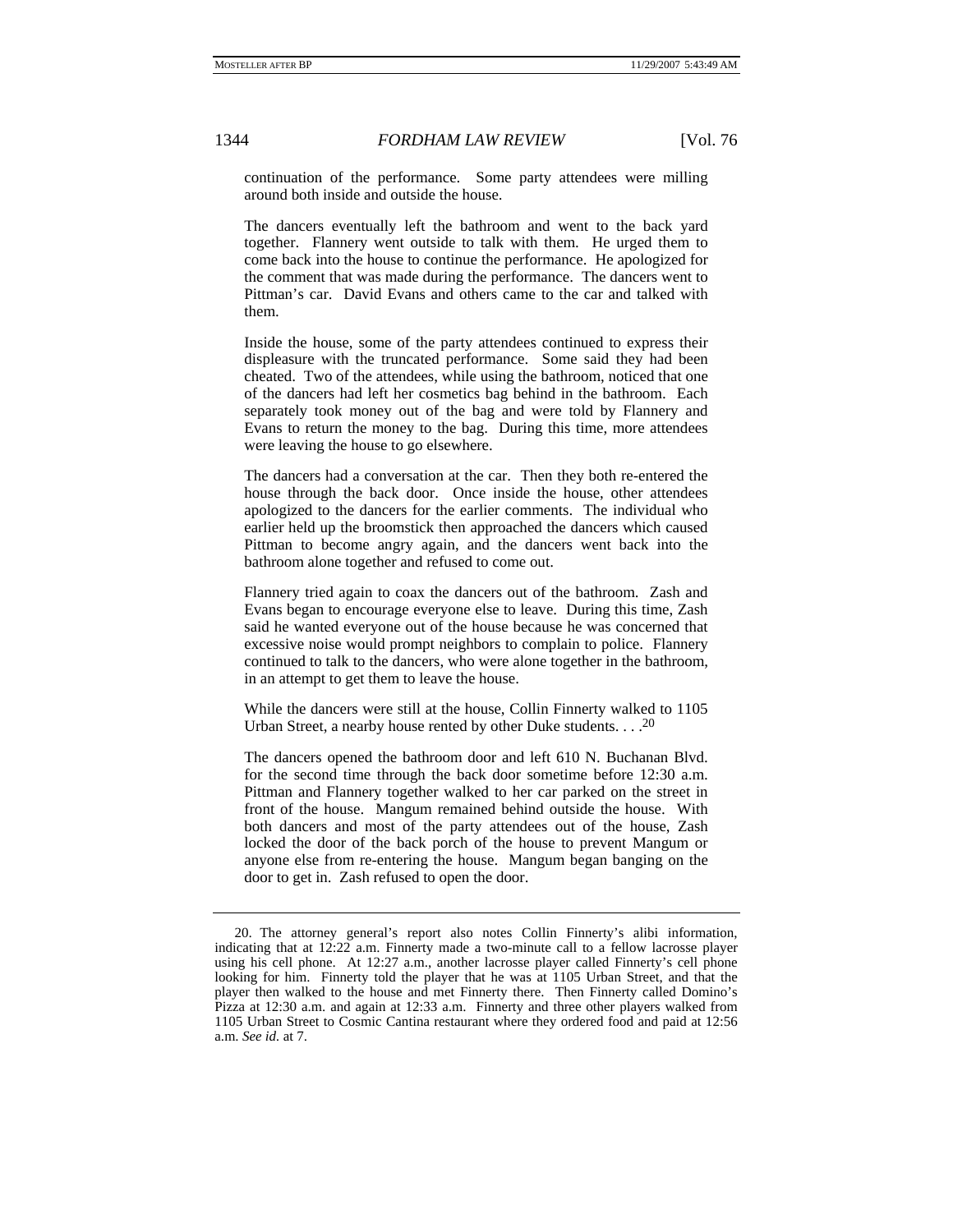continuation of the performance. Some party attendees were milling around both inside and outside the house.

The dancers eventually left the bathroom and went to the back yard together. Flannery went outside to talk with them. He urged them to come back into the house to continue the performance. He apologized for the comment that was made during the performance. The dancers went to Pittman's car. David Evans and others came to the car and talked with them.

Inside the house, some of the party attendees continued to express their displeasure with the truncated performance. Some said they had been cheated. Two of the attendees, while using the bathroom, noticed that one of the dancers had left her cosmetics bag behind in the bathroom. Each separately took money out of the bag and were told by Flannery and Evans to return the money to the bag. During this time, more attendees were leaving the house to go elsewhere.

The dancers had a conversation at the car. Then they both re-entered the house through the back door. Once inside the house, other attendees apologized to the dancers for the earlier comments. The individual who earlier held up the broomstick then approached the dancers which caused Pittman to become angry again, and the dancers went back into the bathroom alone together and refused to come out.

Flannery tried again to coax the dancers out of the bathroom. Zash and Evans began to encourage everyone else to leave. During this time, Zash said he wanted everyone out of the house because he was concerned that excessive noise would prompt neighbors to complain to police. Flannery continued to talk to the dancers, who were alone together in the bathroom, in an attempt to get them to leave the house.

While the dancers were still at the house, Collin Finnerty walked to 1105 Urban Street, a nearby house rented by other Duke students. . . .[20]

The dancers opened the bathroom door and left 610 N. Buchanan Blvd. for the second time through the back door sometime before 12:30 a.m. Pittman and Flannery together walked to her car parked on the street in front of the house. Mangum remained behind outside the house. With both dancers and most of the party attendees out of the house, Zash locked the door of the back porch of the house to prevent Mangum or anyone else from re-entering the house. Mangum began banging on the door to get in. Zash refused to open the door.

---

20. The attorney general's report also notes Collin Finnerty's alibi information, indicating that at 12:22 a.m. Finnerty made a two-minute call to a fellow lacrosse player using his cell phone. At 12:27 a.m., another lacrosse player called Finnerty's cell phone looking for him. Finnerty told the player that he was at 1105 Urban Street, and that the player then walked to the house and met Finnerty there. Then Finnerty called Domino's Pizza at 12:30 a.m. and again at 12:33 a.m. Finnerty and three other players walked from 1105 Urban Street to Cosmic Cantina restaurant where they ordered food and paid at 12:56 a.m. *See id.* at 7.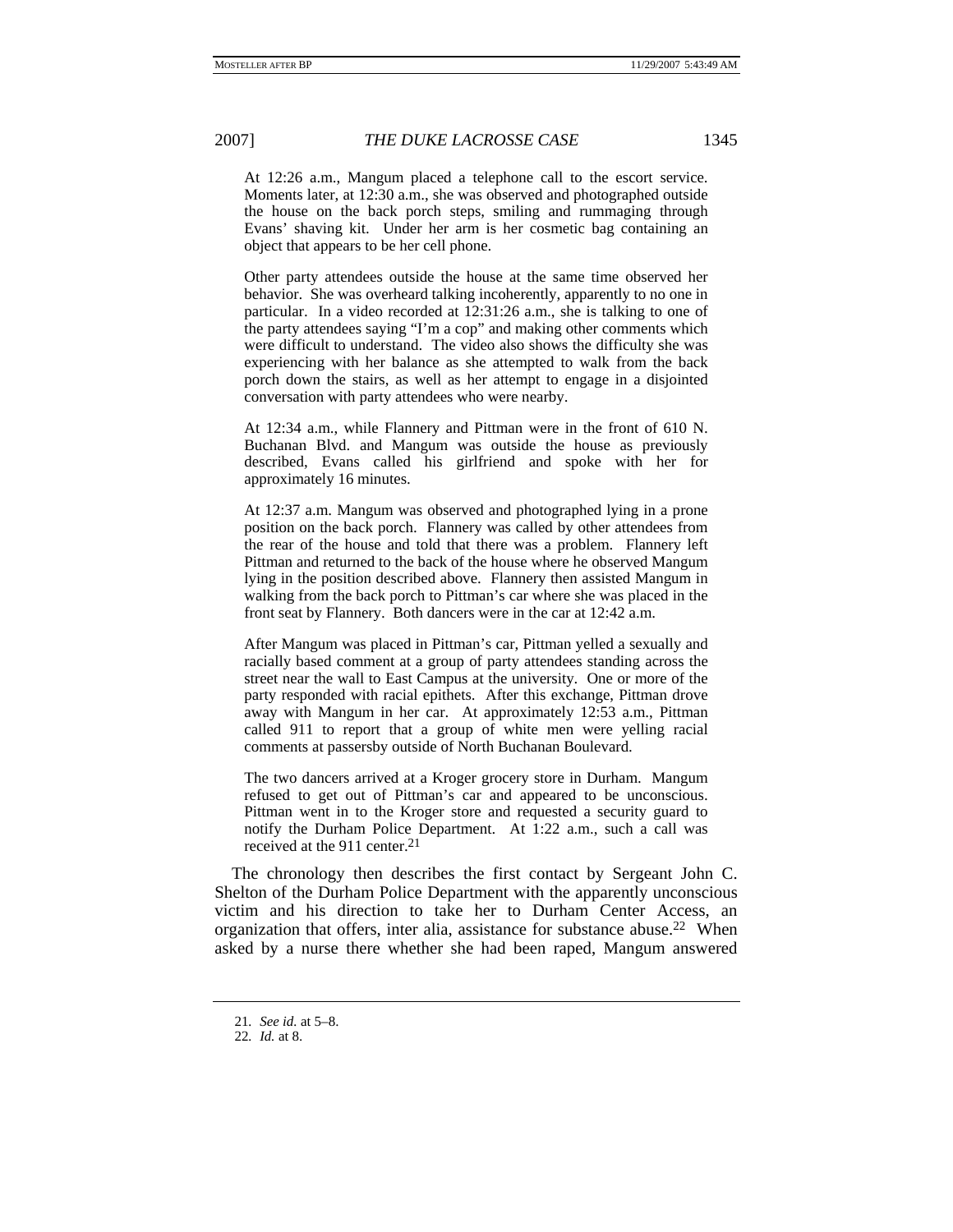> At 12:26 a.m., Mangum placed a telephone call to the escort service. Moments later, at 12:30 a.m., she was observed and photographed outside the house on the back porch steps, smiling and rummaging through Evans' shaving kit. Under her arm is her cosmetic bag containing an object that appears to be her cell phone.
>
> Other party attendees outside the house at the same time observed her behavior. She was overheard talking incoherently, apparently to no one in particular. In a video recorded at 12:31:26 a.m., she is talking to one of the party attendees saying "I'm a cop" and making other comments which were difficult to understand. The video also shows the difficulty she was experiencing with her balance as she attempted to walk from the back porch down the stairs, as well as her attempt to engage in a disjointed conversation with party attendees who were nearby.
>
> At 12:34 a.m., while Flannery and Pittman were in the front of 610 N. Buchanan Blvd. and Mangum was outside the house as previously described, Evans called his girlfriend and spoke with her for approximately 16 minutes.
>
> At 12:37 a.m. Mangum was observed and photographed lying in a prone position on the back porch. Flannery was called by other attendees from the rear of the house and told that there was a problem. Flannery left Pittman and returned to the back of the house where he observed Mangum lying in the position described above. Flannery then assisted Mangum in walking from the back porch to Pittman's car where she was placed in the front seat by Flannery. Both dancers were in the car at 12:42 a.m.
>
> After Mangum was placed in Pittman's car, Pittman yelled a sexually and racially based comment at a group of party attendees standing across the street near the wall to East Campus at the university. One or more of the party responded with racial epithets. After this exchange, Pittman drove away with Mangum in her car. At approximately 12:53 a.m., Pittman called 911 to report that a group of white men were yelling racial comments at passersby outside of North Buchanan Boulevard.
>
> The two dancers arrived at a Kroger grocery store in Durham. Mangum refused to get out of Pittman's car and appeared to be unconscious. Pittman went in to the Kroger store and requested a security guard to notify the Durham Police Department. At 1:22 a.m., such a call was received at the 911 center.[21]

The chronology then describes the first contact by Sergeant John C. Shelton of the Durham Police Department with the apparently unconscious victim and his direction to take her to Durham Center Access, an organization that offers, inter alia, assistance for substance abuse.[22] When asked by a nurse there whether she had been raped, Mangum answered

---

21. *See id.* at 5–8.

22. *Id.* at 8.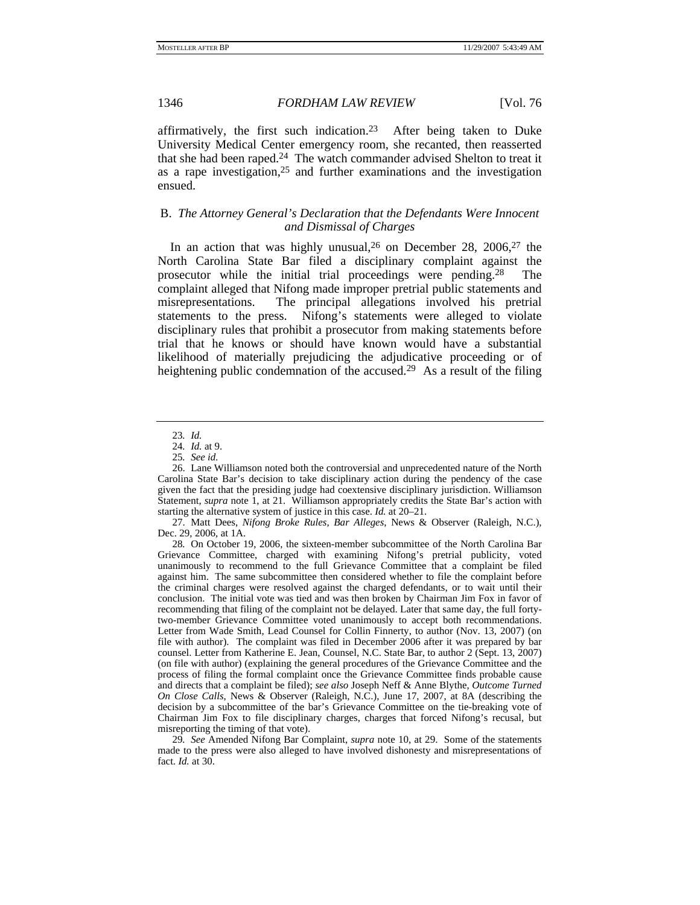affirmatively, the first such indication.[23] After being taken to Duke University Medical Center emergency room, she recanted, then reasserted that she had been raped.[24] The watch commander advised Shelton to treat it as a rape investigation,[25] and further examinations and the investigation ensued.

### B. *The Attorney General's Declaration that the Defendants Were Innocent and Dismissal of Charges*

In an action that was highly unusual,[26] on December 28, 2006,[27] the North Carolina State Bar filed a disciplinary complaint against the prosecutor while the initial trial proceedings were pending.[28] The complaint alleged that Nifong made improper pretrial public statements and misrepresentations. The principal allegations involved his pretrial statements to the press. Nifong's statements were alleged to violate disciplinary rules that prohibit a prosecutor from making statements before trial that he knows or should have known would have a substantial likelihood of materially prejudicing the adjudicative proceeding or of heightening public condemnation of the accused.[29] As a result of the filing

---

23. *Id.*

24. *Id.* at 9.

25. *See id.*

26. Lane Williamson noted both the controversial and unprecedented nature of the North Carolina State Bar's decision to take disciplinary action during the pendency of the case given the fact that the presiding judge had coextensive disciplinary jurisdiction. Williamson Statement, *supra* note 1, at 21. Williamson appropriately credits the State Bar's action with starting the alternative system of justice in this case. *Id.* at 20–21.

27. Matt Dees, *Nifong Broke Rules, Bar Alleges*, News & Observer (Raleigh, N.C.), Dec. 29, 2006, at 1A.

28. On October 19, 2006, the sixteen-member subcommittee of the North Carolina Bar Grievance Committee, charged with examining Nifong's pretrial publicity, voted unanimously to recommend to the full Grievance Committee that a complaint be filed against him. The same subcommittee then considered whether to file the complaint before the criminal charges were resolved against the charged defendants, or to wait until their conclusion. The initial vote was tied and was then broken by Chairman Jim Fox in favor of recommending that filing of the complaint not be delayed. Later that same day, the full forty-two-member Grievance Committee voted unanimously to accept both recommendations. Letter from Wade Smith, Lead Counsel for Collin Finnerty, to author (Nov. 13, 2007) (on file with author). The complaint was filed in December 2006 after it was prepared by bar counsel. Letter from Katherine E. Jean, Counsel, N.C. State Bar, to author 2 (Sept. 13, 2007) (on file with author) (explaining the general procedures of the Grievance Committee and the process of filing the formal complaint once the Grievance Committee finds probable cause and directs that a complaint be filed); *see also* Joseph Neff & Anne Blythe, *Outcome Turned On Close Calls*, News & Observer (Raleigh, N.C.), June 17, 2007, at 8A (describing the decision by a subcommittee of the bar's Grievance Committee on the tie-breaking vote of Chairman Jim Fox to file disciplinary charges, charges that forced Nifong's recusal, but misreporting the timing of that vote).

29. *See* Amended Nifong Bar Complaint, *supra* note 10, at 29. Some of the statements made to the press were also alleged to have involved dishonesty and misrepresentations of fact. *Id.* at 30.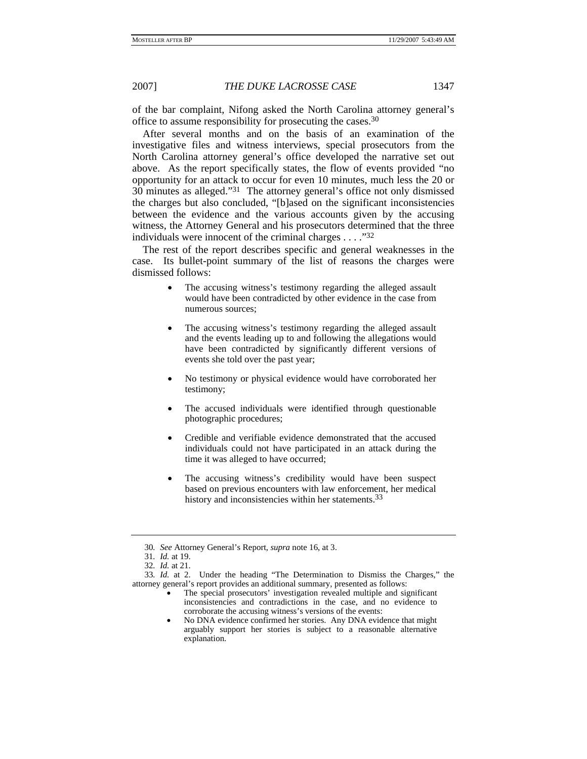of the bar complaint, Nifong asked the North Carolina attorney general's office to assume responsibility for prosecuting the cases.[30]

After several months and on the basis of an examination of the investigative files and witness interviews, special prosecutors from the North Carolina attorney general's office developed the narrative set out above. As the report specifically states, the flow of events provided "no opportunity for an attack to occur for even 10 minutes, much less the 20 or 30 minutes as alleged."[31] The attorney general's office not only dismissed the charges but also concluded, "[b]ased on the significant inconsistencies between the evidence and the various accounts given by the accusing witness, the Attorney General and his prosecutors determined that the three individuals were innocent of the criminal charges . . . ."[32]

The rest of the report describes specific and general weaknesses in the case. Its bullet-point summary of the list of reasons the charges were dismissed follows:

> - The accusing witness's testimony regarding the alleged assault would have been contradicted by other evidence in the case from numerous sources;
> - The accusing witness's testimony regarding the alleged assault and the events leading up to and following the allegations would have been contradicted by significantly different versions of events she told over the past year;
> - No testimony or physical evidence would have corroborated her testimony;
> - The accused individuals were identified through questionable photographic procedures;
> - Credible and verifiable evidence demonstrated that the accused individuals could not have participated in an attack during the time it was alleged to have occurred;
> - The accusing witness's credibility would have been suspect based on previous encounters with law enforcement, her medical history and inconsistencies within her statements.[33]

---

30. *See* Attorney General's Report, *supra* note 16, at 3.

31. *Id.* at 19.

32. *Id.* at 21.

33. *Id.* at 2. Under the heading "The Determination to Dismiss the Charges," the attorney general's report provides an additional summary, presented as follows:

> - The special prosecutors' investigation revealed multiple and significant inconsistencies and contradictions in the case, and no evidence to corroborate the accusing witness's versions of the events:
> - No DNA evidence confirmed her stories. Any DNA evidence that might arguably support her stories is subject to a reasonable alternative explanation.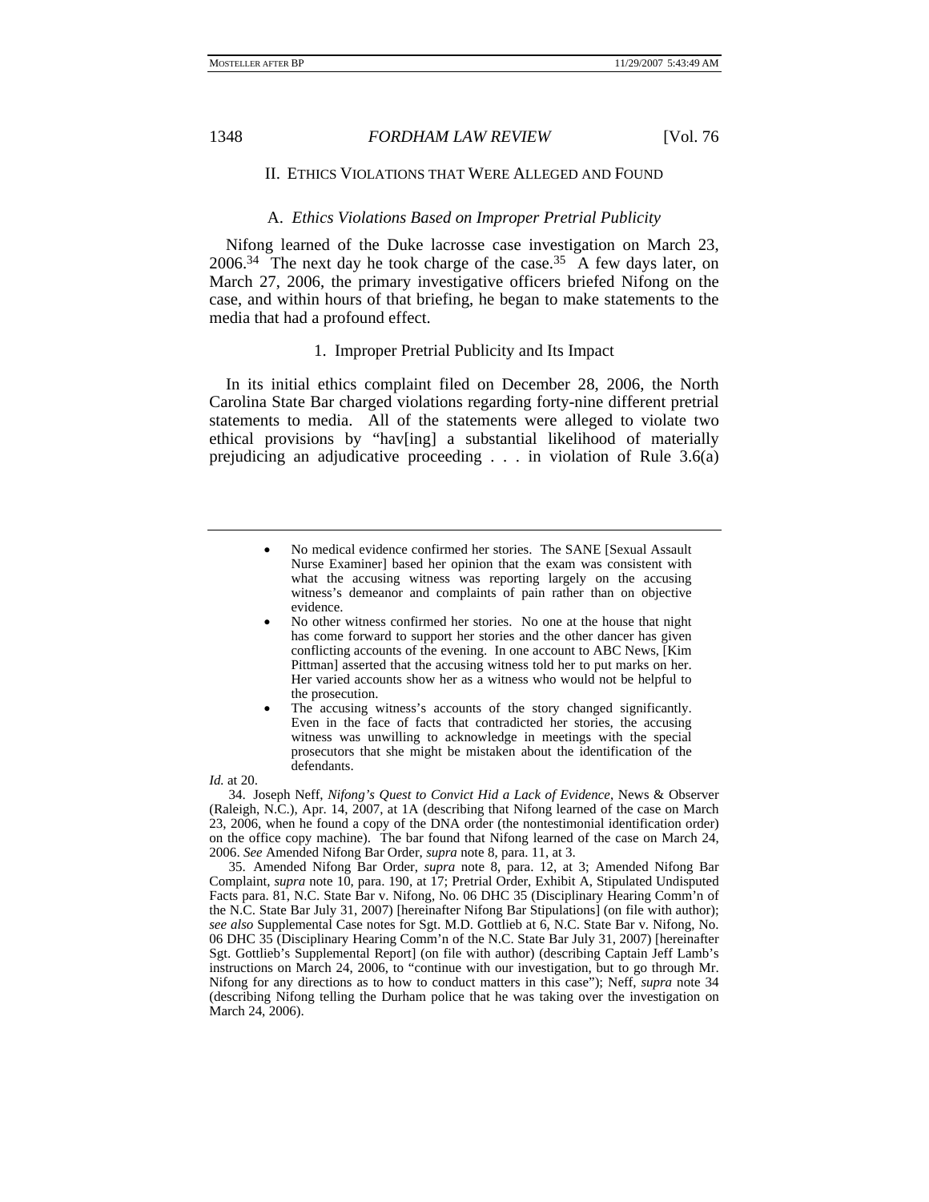## II. ETHICS VIOLATIONS THAT WERE ALLEGED AND FOUND

### A. *Ethics Violations Based on Improper Pretrial Publicity*

Nifong learned of the Duke lacrosse case investigation on March 23, 2006.[34] The next day he took charge of the case.[35] A few days later, on March 27, 2006, the primary investigative officers briefed Nifong on the case, and within hours of that briefing, he began to make statements to the media that had a profound effect.

#### 1. Improper Pretrial Publicity and Its Impact

In its initial ethics complaint filed on December 28, 2006, the North Carolina State Bar charged violations regarding forty-nine different pretrial statements to media. All of the statements were alleged to violate two ethical provisions by "hav[ing] a substantial likelihood of materially prejudicing an adjudicative proceeding . . . in violation of Rule 3.6(a)

---

- No medical evidence confirmed her stories. The SANE [Sexual Assault Nurse Examiner] based her opinion that the exam was consistent with what the accusing witness was reporting largely on the accusing witness's demeanor and complaints of pain rather than on objective evidence.
- No other witness confirmed her stories. No one at the house that night has come forward to support her stories and the other dancer has given conflicting accounts of the evening. In one account to ABC News, [Kim Pittman] asserted that the accusing witness told her to put marks on her. Her varied accounts show her as a witness who would not be helpful to the prosecution.
- The accusing witness's accounts of the story changed significantly. Even in the face of facts that contradicted her stories, the accusing witness was unwilling to acknowledge in meetings with the special prosecutors that she might be mistaken about the identification of the defendants.

*Id.* at 20.

34. Joseph Neff, *Nifong's Quest to Convict Hid a Lack of Evidence*, News & Observer (Raleigh, N.C.), Apr. 14, 2007, at 1A (describing that Nifong learned of the case on March 23, 2006, when he found a copy of the DNA order (the nontestimonial identification order) on the office copy machine). The bar found that Nifong learned of the case on March 24, 2006. *See* Amended Nifong Bar Order, *supra* note 8, para. 11, at 3.

35. Amended Nifong Bar Order, *supra* note 8, para. 12, at 3; Amended Nifong Bar Complaint, *supra* note 10, para. 190, at 17; Pretrial Order, Exhibit A, Stipulated Undisputed Facts para. 81, N.C. State Bar v. Nifong, No. 06 DHC 35 (Disciplinary Hearing Comm'n of the N.C. State Bar July 31, 2007) [hereinafter Nifong Bar Stipulations] (on file with author); *see also* Supplemental Case notes for Sgt. M.D. Gottlieb at 6, N.C. State Bar v. Nifong, No. 06 DHC 35 (Disciplinary Hearing Comm'n of the N.C. State Bar July 31, 2007) [hereinafter Sgt. Gottlieb's Supplemental Report] (on file with author) (describing Captain Jeff Lamb's instructions on March 24, 2006, to "continue with our investigation, but to go through Mr. Nifong for any directions as to how to conduct matters in this case"); Neff, *supra* note 34 (describing Nifong telling the Durham police that he was taking over the investigation on March 24, 2006).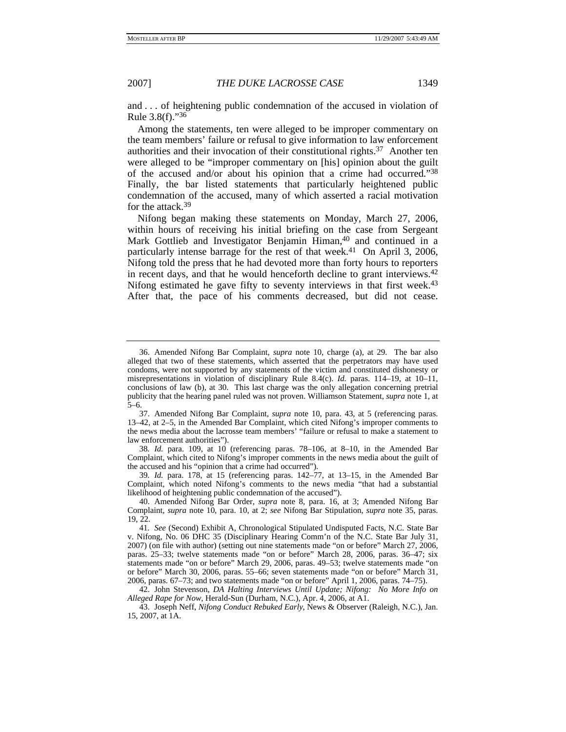and . . . of heightening public condemnation of the accused in violation of Rule 3.8(f)."[36]

Among the statements, ten were alleged to be improper commentary on the team members' failure or refusal to give information to law enforcement authorities and their invocation of their constitutional rights.[37] Another ten were alleged to be "improper commentary on [his] opinion about the guilt of the accused and/or about his opinion that a crime had occurred."[38] Finally, the bar listed statements that particularly heightened public condemnation of the accused, many of which asserted a racial motivation for the attack.[39]

Nifong began making these statements on Monday, March 27, 2006, within hours of receiving his initial briefing on the case from Sergeant Mark Gottlieb and Investigator Benjamin Himan,[40] and continued in a particularly intense barrage for the rest of that week.[41] On April 3, 2006, Nifong told the press that he had devoted more than forty hours to reporters in recent days, and that he would henceforth decline to grant interviews.[42] Nifong estimated he gave fifty to seventy interviews in that first week.[43] After that, the pace of his comments decreased, but did not cease.

---

36. Amended Nifong Bar Complaint, *supra* note 10, charge (a), at 29. The bar also alleged that two of these statements, which asserted that the perpetrators may have used condoms, were not supported by any statements of the victim and constituted dishonesty or misrepresentations in violation of disciplinary Rule 8.4(c). *Id.* paras. 114–19, at 10–11, conclusions of law (b), at 30. This last charge was the only allegation concerning pretrial publicity that the hearing panel ruled was not proven. Williamson Statement, *supra* note 1, at 5–6.

37. Amended Nifong Bar Complaint, *supra* note 10, para. 43, at 5 (referencing paras. 13–42, at 2–5, in the Amended Bar Complaint, which cited Nifong's improper comments to the news media about the lacrosse team members' "failure or refusal to make a statement to law enforcement authorities").

38. *Id.* para. 109, at 10 (referencing paras. 78–106, at 8–10, in the Amended Bar Complaint, which cited to Nifong's improper comments in the news media about the guilt of the accused and his "opinion that a crime had occurred").

39. *Id.* para. 178, at 15 (referencing paras. 142–77, at 13–15, in the Amended Bar Complaint, which noted Nifong's comments to the news media "that had a substantial likelihood of heightening public condemnation of the accused").

40. Amended Nifong Bar Order, *supra* note 8, para. 16, at 3; Amended Nifong Bar Complaint, *supra* note 10, para. 10, at 2; *see* Nifong Bar Stipulation, *supra* note 35, paras. 19, 22.

41. *See* (Second) Exhibit A, Chronological Stipulated Undisputed Facts, N.C. State Bar v. Nifong, No. 06 DHC 35 (Disciplinary Hearing Comm'n of the N.C. State Bar July 31, 2007) (on file with author) (setting out nine statements made "on or before" March 27, 2006, paras. 25–33; twelve statements made "on or before" March 28, 2006, paras. 36–47; six statements made "on or before" March 29, 2006, paras. 49–53; twelve statements made "on or before" March 30, 2006, paras. 55–66; seven statements made "on or before" March 31, 2006, paras. 67–73; and two statements made "on or before" April 1, 2006, paras. 74–75).

42. John Stevenson, *DA Halting Interviews Until Update; Nifong: No More Info on Alleged Rape for Now*, Herald-Sun (Durham, N.C.), Apr. 4, 2006, at A1.

43. Joseph Neff, *Nifong Conduct Rebuked Early*, News & Observer (Raleigh, N.C.), Jan. 15, 2007, at 1A.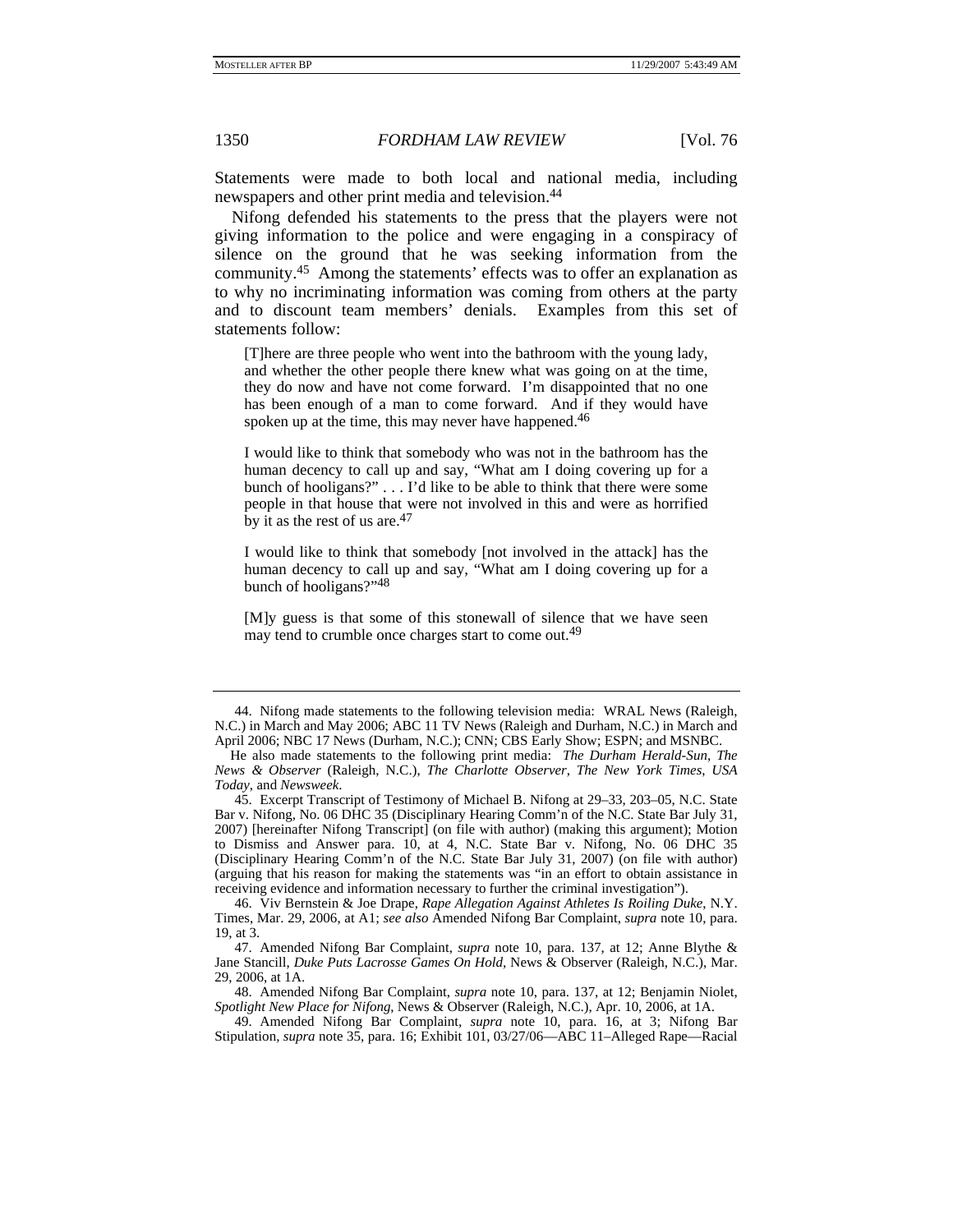Statements were made to both local and national media, including newspapers and other print media and television.[44]

Nifong defended his statements to the press that the players were not giving information to the police and were engaging in a conspiracy of silence on the ground that he was seeking information from the community.[45] Among the statements' effects was to offer an explanation as to why no incriminating information was coming from others at the party and to discount team members' denials. Examples from this set of statements follow:

> [T]here are three people who went into the bathroom with the young lady, and whether the other people there knew what was going on at the time, they do now and have not come forward. I'm disappointed that no one has been enough of a man to come forward. And if they would have spoken up at the time, this may never have happened.[46]

> I would like to think that somebody who was not in the bathroom has the human decency to call up and say, "What am I doing covering up for a bunch of hooligans?" . . . I'd like to be able to think that there were some people in that house that were not involved in this and were as horrified by it as the rest of us are.[47]

> I would like to think that somebody [not involved in the attack] has the human decency to call up and say, "What am I doing covering up for a bunch of hooligans?"[48]

> [M]y guess is that some of this stonewall of silence that we have seen may tend to crumble once charges start to come out.[49]

---

44. Nifong made statements to the following television media: WRAL News (Raleigh, N.C.) in March and May 2006; ABC 11 TV News (Raleigh and Durham, N.C.) in March and April 2006; NBC 17 News (Durham, N.C.); CNN; CBS Early Show; ESPN; and MSNBC.

He also made statements to the following print media: *The Durham Herald-Sun*, *The News & Observer* (Raleigh, N.C.), *The Charlotte Observer*, *The New York Times*, *USA Today*, and *Newsweek*.

45. Excerpt Transcript of Testimony of Michael B. Nifong at 29–33, 203–05, N.C. State Bar v. Nifong, No. 06 DHC 35 (Disciplinary Hearing Comm'n of the N.C. State Bar July 31, 2007) [hereinafter Nifong Transcript] (on file with author) (making this argument); Motion to Dismiss and Answer para. 10, at 4, N.C. State Bar v. Nifong, No. 06 DHC 35 (Disciplinary Hearing Comm'n of the N.C. State Bar July 31, 2007) (on file with author) (arguing that his reason for making the statements was "in an effort to obtain assistance in receiving evidence and information necessary to further the criminal investigation").

46. Viv Bernstein & Joe Drape, *Rape Allegation Against Athletes Is Roiling Duke*, N.Y. Times, Mar. 29, 2006, at A1; *see also* Amended Nifong Bar Complaint, *supra* note 10, para. 19, at 3.

47. Amended Nifong Bar Complaint, *supra* note 10, para. 137, at 12; Anne Blythe & Jane Stancill, *Duke Puts Lacrosse Games On Hold*, News & Observer (Raleigh, N.C.), Mar. 29, 2006, at 1A.

48. Amended Nifong Bar Complaint, *supra* note 10, para. 137, at 12; Benjamin Niolet, *Spotlight New Place for Nifong*, News & Observer (Raleigh, N.C.), Apr. 10, 2006, at 1A.

49. Amended Nifong Bar Complaint, *supra* note 10, para. 16, at 3; Nifong Bar Stipulation, *supra* note 35, para. 16; Exhibit 101, 03/27/06—ABC 11–Alleged Rape—Racial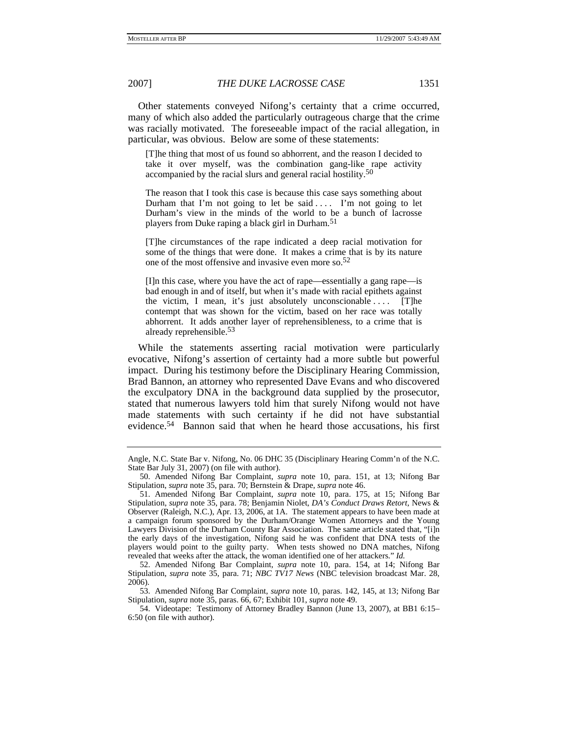Other statements conveyed Nifong's certainty that a crime occurred, many of which also added the particularly outrageous charge that the crime was racially motivated. The foreseeable impact of the racial allegation, in particular, was obvious. Below are some of these statements:

> [T]he thing that most of us found so abhorrent, and the reason I decided to take it over myself, was the combination gang-like rape activity accompanied by the racial slurs and general racial hostility.[50]

> The reason that I took this case is because this case says something about Durham that I'm not going to let be said . . . . I'm not going to let Durham's view in the minds of the world to be a bunch of lacrosse players from Duke raping a black girl in Durham.[51]

> [T]he circumstances of the rape indicated a deep racial motivation for some of the things that were done. It makes a crime that is by its nature one of the most offensive and invasive even more so.[52]

> [I]n this case, where you have the act of rape—essentially a gang rape—is bad enough in and of itself, but when it's made with racial epithets against the victim, I mean, it's just absolutely unconscionable . . . . [T]he contempt that was shown for the victim, based on her race was totally abhorrent. It adds another layer of reprehensibleness, to a crime that is already reprehensible.[53]

While the statements asserting racial motivation were particularly evocative, Nifong's assertion of certainty had a more subtle but powerful impact. During his testimony before the Disciplinary Hearing Commission, Brad Bannon, an attorney who represented Dave Evans and who discovered the exculpatory DNA in the background data supplied by the prosecutor, stated that numerous lawyers told him that surely Nifong would not have made statements with such certainty if he did not have substantial evidence.[54] Bannon said that when he heard those accusations, his first

---

Angle, N.C. State Bar v. Nifong, No. 06 DHC 35 (Disciplinary Hearing Comm'n of the N.C. State Bar July 31, 2007) (on file with author).

50. Amended Nifong Bar Complaint, *supra* note 10, para. 151, at 13; Nifong Bar Stipulation, *supra* note 35, para. 70; Bernstein & Drape, *supra* note 46.

51. Amended Nifong Bar Complaint, *supra* note 10, para. 175, at 15; Nifong Bar Stipulation, *supra* note 35, para. 78; Benjamin Niolet, *DA's Conduct Draws Retort*, News & Observer (Raleigh, N.C.), Apr. 13, 2006, at 1A. The statement appears to have been made at a campaign forum sponsored by the Durham/Orange Women Attorneys and the Young Lawyers Division of the Durham County Bar Association. The same article stated that, "[i]n the early days of the investigation, Nifong said he was confident that DNA tests of the players would point to the guilty party. When tests showed no DNA matches, Nifong revealed that weeks after the attack, the woman identified one of her attackers." *Id.*

52. Amended Nifong Bar Complaint, *supra* note 10, para. 154, at 14; Nifong Bar Stipulation, *supra* note 35, para. 71; *NBC TV17 News* (NBC television broadcast Mar. 28, 2006).

53. Amended Nifong Bar Complaint, *supra* note 10, paras. 142, 145, at 13; Nifong Bar Stipulation, *supra* note 35, paras. 66, 67; Exhibit 101, *supra* note 49.

54. Videotape: Testimony of Attorney Bradley Bannon (June 13, 2007), at BB1 6:15–6:50 (on file with author).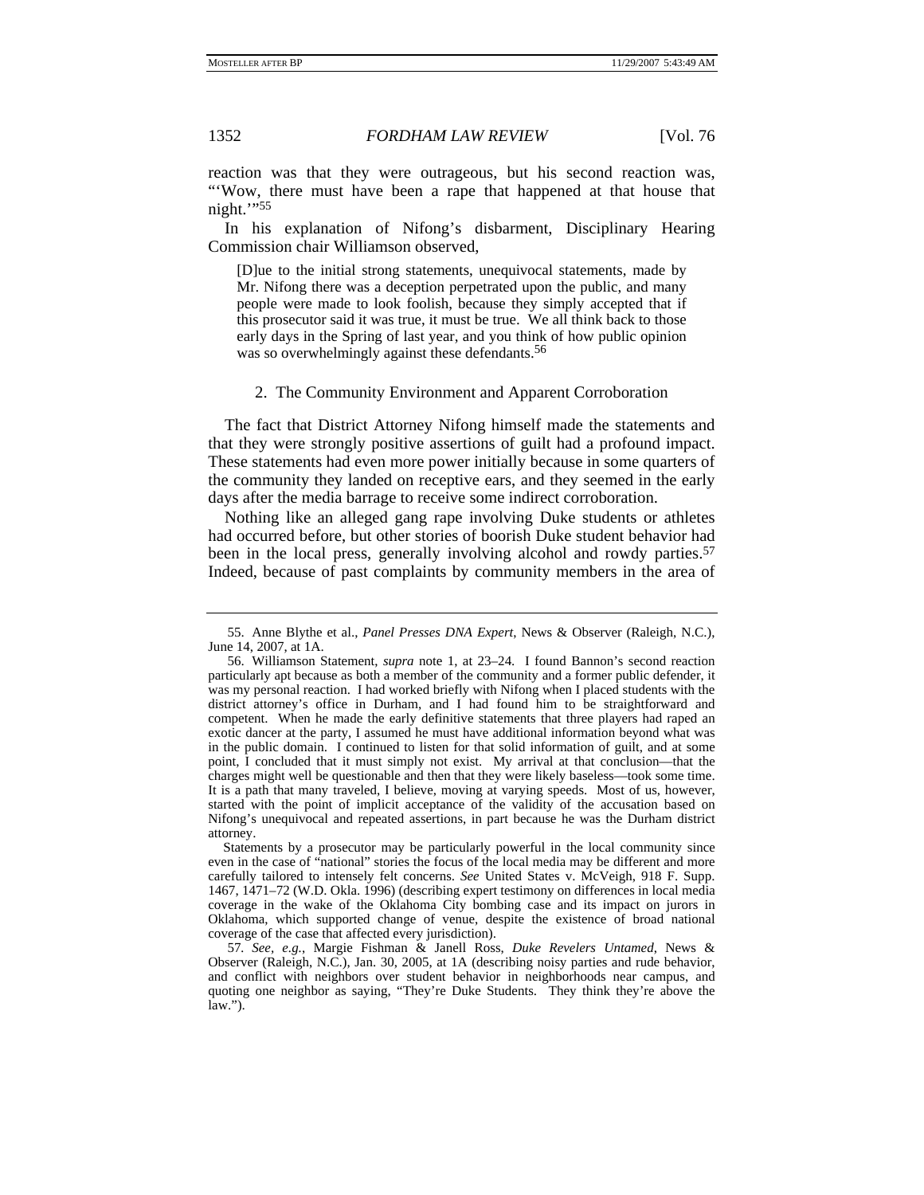reaction was that they were outrageous, but his second reaction was, "'Wow, there must have been a rape that happened at that house that night.'"[55]

In his explanation of Nifong's disbarment, Disciplinary Hearing Commission chair Williamson observed,

> [D]ue to the initial strong statements, unequivocal statements, made by Mr. Nifong there was a deception perpetrated upon the public, and many people were made to look foolish, because they simply accepted that if this prosecutor said it was true, it must be true. We all think back to those early days in the Spring of last year, and you think of how public opinion was so overwhelmingly against these defendants.[56]

### 2. The Community Environment and Apparent Corroboration

The fact that District Attorney Nifong himself made the statements and that they were strongly positive assertions of guilt had a profound impact. These statements had even more power initially because in some quarters of the community they landed on receptive ears, and they seemed in the early days after the media barrage to receive some indirect corroboration.

Nothing like an alleged gang rape involving Duke students or athletes had occurred before, but other stories of boorish Duke student behavior had been in the local press, generally involving alcohol and rowdy parties.[57] Indeed, because of past complaints by community members in the area of

---

55. Anne Blythe et al., *Panel Presses DNA Expert*, News & Observer (Raleigh, N.C.), June 14, 2007, at 1A.

56. Williamson Statement, *supra* note 1, at 23–24. I found Bannon's second reaction particularly apt because as both a member of the community and a former public defender, it was my personal reaction. I had worked briefly with Nifong when I placed students with the district attorney's office in Durham, and I had found him to be straightforward and competent. When he made the early definitive statements that three players had raped an exotic dancer at the party, I assumed he must have additional information beyond what was in the public domain. I continued to listen for that solid information of guilt, and at some point, I concluded that it must simply not exist. My arrival at that conclusion—that the charges might well be questionable and then that they were likely baseless—took some time. It is a path that many traveled, I believe, moving at varying speeds. Most of us, however, started with the point of implicit acceptance of the validity of the accusation based on Nifong's unequivocal and repeated assertions, in part because he was the Durham district attorney.

Statements by a prosecutor may be particularly powerful in the local community since even in the case of "national" stories the focus of the local media may be different and more carefully tailored to intensely felt concerns. *See* United States v. McVeigh, 918 F. Supp. 1467, 1471–72 (W.D. Okla. 1996) (describing expert testimony on differences in local media coverage in the wake of the Oklahoma City bombing case and its impact on jurors in Oklahoma, which supported change of venue, despite the existence of broad national coverage of the case that affected every jurisdiction).

57. *See, e.g.*, Margie Fishman & Janell Ross, *Duke Revelers Untamed*, News & Observer (Raleigh, N.C.), Jan. 30, 2005, at 1A (describing noisy parties and rude behavior, and conflict with neighbors over student behavior in neighborhoods near campus, and quoting one neighbor as saying, "They're Duke Students. They think they're above the law.").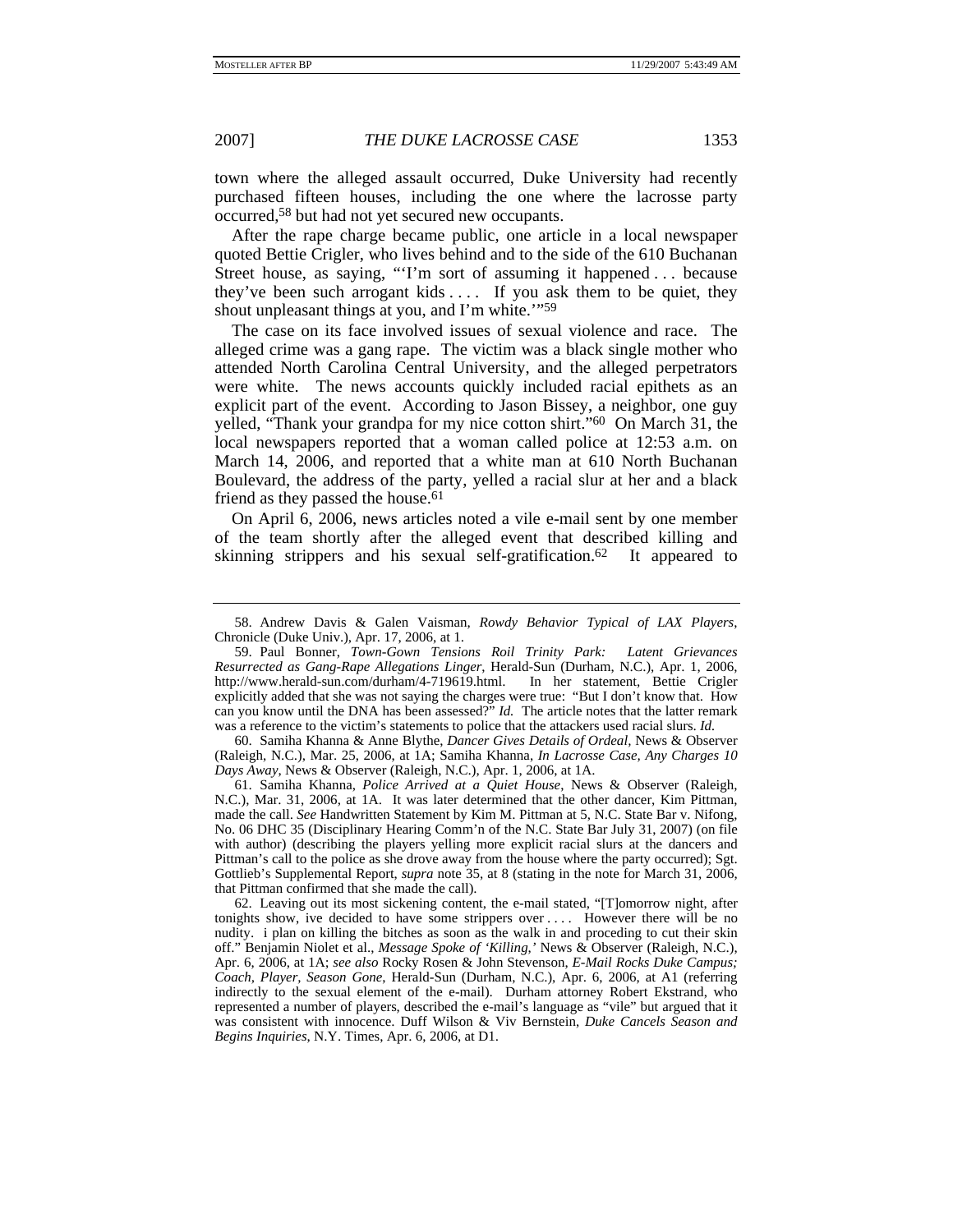town where the alleged assault occurred, Duke University had recently purchased fifteen houses, including the one where the lacrosse party occurred,[58] but had not yet secured new occupants.

After the rape charge became public, one article in a local newspaper quoted Bettie Crigler, who lives behind and to the side of the 610 Buchanan Street house, as saying, "'I'm sort of assuming it happened . . . because they've been such arrogant kids . . . . If you ask them to be quiet, they shout unpleasant things at you, and I'm white.'"[59]

The case on its face involved issues of sexual violence and race. The alleged crime was a gang rape. The victim was a black single mother who attended North Carolina Central University, and the alleged perpetrators were white. The news accounts quickly included racial epithets as an explicit part of the event. According to Jason Bissey, a neighbor, one guy yelled, "Thank your grandpa for my nice cotton shirt."[60] On March 31, the local newspapers reported that a woman called police at 12:53 a.m. on March 14, 2006, and reported that a white man at 610 North Buchanan Boulevard, the address of the party, yelled a racial slur at her and a black friend as they passed the house.[61]

On April 6, 2006, news articles noted a vile e-mail sent by one member of the team shortly after the alleged event that described killing and skinning strippers and his sexual self-gratification.[62] It appeared to

---

58. Andrew Davis & Galen Vaisman, *Rowdy Behavior Typical of LAX Players*, Chronicle (Duke Univ.), Apr. 17, 2006, at 1.

59. Paul Bonner, *Town-Gown Tensions Roil Trinity Park: Latent Grievances Resurrected as Gang-Rape Allegations Linger*, Herald-Sun (Durham, N.C.), Apr. 1, 2006, http://www.herald-sun.com/durham/4-719619.html. In her statement, Bettie Crigler explicitly added that she was not saying the charges were true: "But I don't know that. How can you know until the DNA has been assessed?" *Id.* The article notes that the latter remark was a reference to the victim's statements to police that the attackers used racial slurs. *Id.*

60. Samiha Khanna & Anne Blythe, *Dancer Gives Details of Ordeal*, News & Observer (Raleigh, N.C.), Mar. 25, 2006, at 1A; Samiha Khanna, *In Lacrosse Case, Any Charges 10 Days Away*, News & Observer (Raleigh, N.C.), Apr. 1, 2006, at 1A.

61. Samiha Khanna, *Police Arrived at a Quiet House*, News & Observer (Raleigh, N.C.), Mar. 31, 2006, at 1A. It was later determined that the other dancer, Kim Pittman, made the call. *See* Handwritten Statement by Kim M. Pittman at 5, N.C. State Bar v. Nifong, No. 06 DHC 35 (Disciplinary Hearing Comm'n of the N.C. State Bar July 31, 2007) (on file with author) (describing the players yelling more explicit racial slurs at the dancers and Pittman's call to the police as she drove away from the house where the party occurred); Sgt. Gottlieb's Supplemental Report, *supra* note 35, at 8 (stating in the note for March 31, 2006, that Pittman confirmed that she made the call).

62. Leaving out its most sickening content, the e-mail stated, "[T]omorrow night, after tonights show, ive decided to have some strippers over . . . . However there will be no nudity. i plan on killing the bitches as soon as the walk in and proceding to cut their skin off." Benjamin Niolet et al., *Message Spoke of 'Killing,'* News & Observer (Raleigh, N.C.), Apr. 6, 2006, at 1A; *see also* Rocky Rosen & John Stevenson, *E-Mail Rocks Duke Campus; Coach, Player, Season Gone*, Herald-Sun (Durham, N.C.), Apr. 6, 2006, at A1 (referring indirectly to the sexual element of the e-mail). Durham attorney Robert Ekstrand, who represented a number of players, described the e-mail's language as "vile" but argued that it was consistent with innocence. Duff Wilson & Viv Bernstein, *Duke Cancels Season and Begins Inquiries*, N.Y. Times, Apr. 6, 2006, at D1.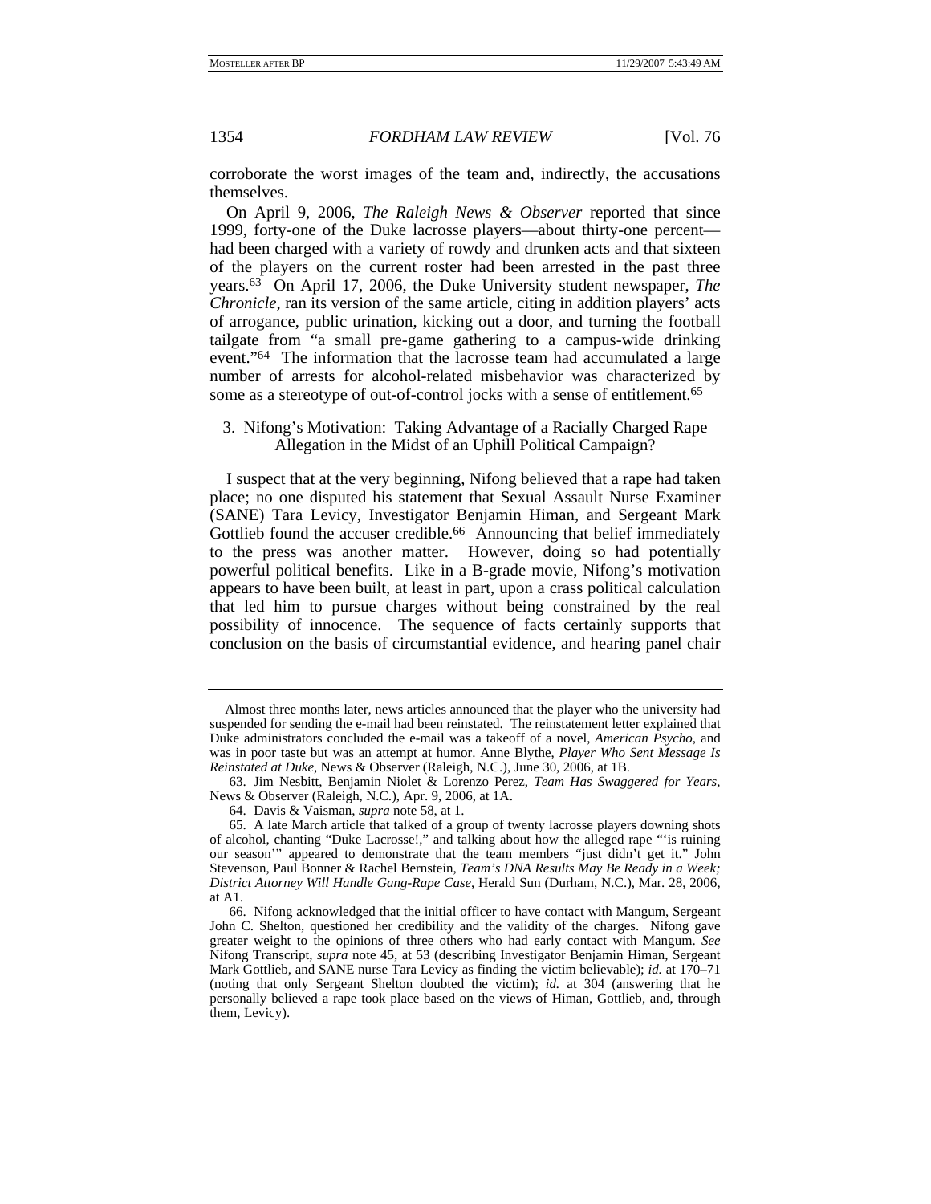corroborate the worst images of the team and, indirectly, the accusations themselves.

On April 9, 2006, *The Raleigh News & Observer* reported that since 1999, forty-one of the Duke lacrosse players—about thirty-one percent—had been charged with a variety of rowdy and drunken acts and that sixteen of the players on the current roster had been arrested in the past three years.[63] On April 17, 2006, the Duke University student newspaper, *The Chronicle*, ran its version of the same article, citing in addition players' acts of arrogance, public urination, kicking out a door, and turning the football tailgate from "a small pre-game gathering to a campus-wide drinking event."[64] The information that the lacrosse team had accumulated a large number of arrests for alcohol-related misbehavior was characterized by some as a stereotype of out-of-control jocks with a sense of entitlement.[65]

### 3. Nifong's Motivation: Taking Advantage of a Racially Charged Rape Allegation in the Midst of an Uphill Political Campaign?

I suspect that at the very beginning, Nifong believed that a rape had taken place; no one disputed his statement that Sexual Assault Nurse Examiner (SANE) Tara Levicy, Investigator Benjamin Himan, and Sergeant Mark Gottlieb found the accuser credible.[66] Announcing that belief immediately to the press was another matter. However, doing so had potentially powerful political benefits. Like in a B-grade movie, Nifong's motivation appears to have been built, at least in part, upon a crass political calculation that led him to pursue charges without being constrained by the real possibility of innocence. The sequence of facts certainly supports that conclusion on the basis of circumstantial evidence, and hearing panel chair

---

Almost three months later, news articles announced that the player who the university had suspended for sending the e-mail had been reinstated. The reinstatement letter explained that Duke administrators concluded the e-mail was a takeoff of a novel, *American Psycho*, and was in poor taste but was an attempt at humor. Anne Blythe, *Player Who Sent Message Is Reinstated at Duke*, News & Observer (Raleigh, N.C.), June 30, 2006, at 1B.

63. Jim Nesbitt, Benjamin Niolet & Lorenzo Perez, *Team Has Swaggered for Years*, News & Observer (Raleigh, N.C.), Apr. 9, 2006, at 1A.

64. Davis & Vaisman, *supra* note 58, at 1.

65. A late March article that talked of a group of twenty lacrosse players downing shots of alcohol, chanting "Duke Lacrosse!," and talking about how the alleged rape "'is ruining our season'" appeared to demonstrate that the team members "just didn't get it." John Stevenson, Paul Bonner & Rachel Bernstein, *Team's DNA Results May Be Ready in a Week; District Attorney Will Handle Gang-Rape Case*, Herald Sun (Durham, N.C.), Mar. 28, 2006, at A1.

66. Nifong acknowledged that the initial officer to have contact with Mangum, Sergeant John C. Shelton, questioned her credibility and the validity of the charges. Nifong gave greater weight to the opinions of three others who had early contact with Mangum. *See* Nifong Transcript, *supra* note 45, at 53 (describing Investigator Benjamin Himan, Sergeant Mark Gottlieb, and SANE nurse Tara Levicy as finding the victim believable); *id.* at 170–71 (noting that only Sergeant Shelton doubted the victim); *id.* at 304 (answering that he personally believed a rape took place based on the views of Himan, Gottlieb, and, through them, Levicy).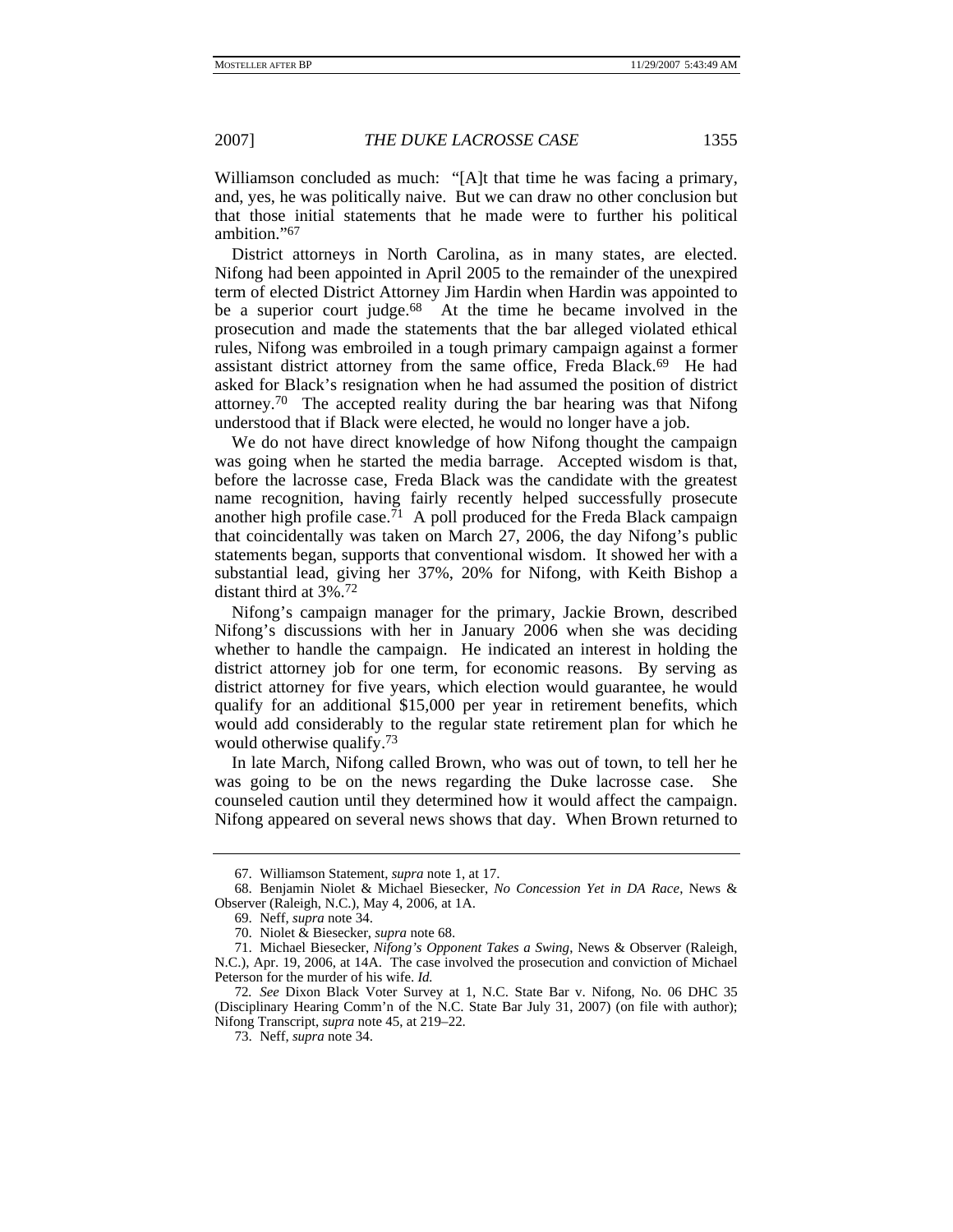Williamson concluded as much: "[A]t that time he was facing a primary, and, yes, he was politically naive. But we can draw no other conclusion but that those initial statements that he made were to further his political ambition."[67]

District attorneys in North Carolina, as in many states, are elected. Nifong had been appointed in April 2005 to the remainder of the unexpired term of elected District Attorney Jim Hardin when Hardin was appointed to be a superior court judge.[68] At the time he became involved in the prosecution and made the statements that the bar alleged violated ethical rules, Nifong was embroiled in a tough primary campaign against a former assistant district attorney from the same office, Freda Black.[69] He had asked for Black's resignation when he had assumed the position of district attorney.[70] The accepted reality during the bar hearing was that Nifong understood that if Black were elected, he would no longer have a job.

We do not have direct knowledge of how Nifong thought the campaign was going when he started the media barrage. Accepted wisdom is that, before the lacrosse case, Freda Black was the candidate with the greatest name recognition, having fairly recently helped successfully prosecute another high profile case.[71] A poll produced for the Freda Black campaign that coincidentally was taken on March 27, 2006, the day Nifong's public statements began, supports that conventional wisdom. It showed her with a substantial lead, giving her 37%, 20% for Nifong, with Keith Bishop a distant third at 3%.[72]

Nifong's campaign manager for the primary, Jackie Brown, described Nifong's discussions with her in January 2006 when she was deciding whether to handle the campaign. He indicated an interest in holding the district attorney job for one term, for economic reasons. By serving as district attorney for five years, which election would guarantee, he would qualify for an additional $15,000 per year in retirement benefits, which would add considerably to the regular state retirement plan for which he would otherwise qualify.[73]

In late March, Nifong called Brown, who was out of town, to tell her he was going to be on the news regarding the Duke lacrosse case. She counseled caution until they determined how it would affect the campaign. Nifong appeared on several news shows that day. When Brown returned to

---

67. Williamson Statement, *supra* note 1, at 17.

68. Benjamin Niolet & Michael Biesecker, *No Concession Yet in DA Race*, News & Observer (Raleigh, N.C.), May 4, 2006, at 1A.

69. Neff, *supra* note 34.

70. Niolet & Biesecker, *supra* note 68.

71. Michael Biesecker, *Nifong's Opponent Takes a Swing*, News & Observer (Raleigh, N.C.), Apr. 19, 2006, at 14A. The case involved the prosecution and conviction of Michael Peterson for the murder of his wife. *Id.*

72. *See* Dixon Black Voter Survey at 1, N.C. State Bar v. Nifong, No. 06 DHC 35 (Disciplinary Hearing Comm'n of the N.C. State Bar July 31, 2007) (on file with author); Nifong Transcript, *supra* note 45, at 219–22.

73. Neff, *supra* note 34.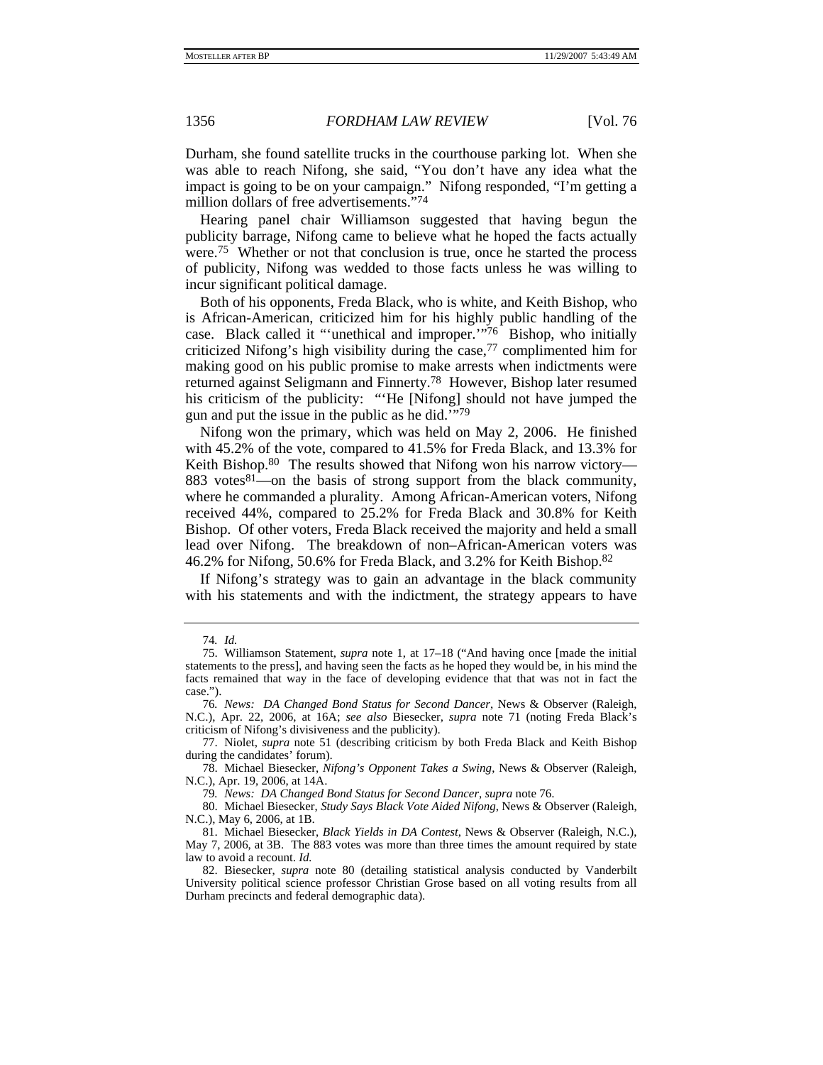Durham, she found satellite trucks in the courthouse parking lot. When she was able to reach Nifong, she said, "You don't have any idea what the impact is going to be on your campaign." Nifong responded, "I'm getting a million dollars of free advertisements."[74]

Hearing panel chair Williamson suggested that having begun the publicity barrage, Nifong came to believe what he hoped the facts actually were.[75] Whether or not that conclusion is true, once he started the process of publicity, Nifong was wedded to those facts unless he was willing to incur significant political damage.

Both of his opponents, Freda Black, who is white, and Keith Bishop, who is African-American, criticized him for his highly public handling of the case. Black called it "'unethical and improper.'"[76] Bishop, who initially criticized Nifong's high visibility during the case,[77] complimented him for making good on his public promise to make arrests when indictments were returned against Seligmann and Finnerty.[78] However, Bishop later resumed his criticism of the publicity: "'He [Nifong] should not have jumped the gun and put the issue in the public as he did.'"[79]

Nifong won the primary, which was held on May 2, 2006. He finished with 45.2% of the vote, compared to 41.5% for Freda Black, and 13.3% for Keith Bishop.[80] The results showed that Nifong won his narrow victory—883 votes[81]—on the basis of strong support from the black community, where he commanded a plurality. Among African-American voters, Nifong received 44%, compared to 25.2% for Freda Black and 30.8% for Keith Bishop. Of other voters, Freda Black received the majority and held a small lead over Nifong. The breakdown of non–African-American voters was 46.2% for Nifong, 50.6% for Freda Black, and 3.2% for Keith Bishop.[82]

If Nifong's strategy was to gain an advantage in the black community with his statements and with the indictment, the strategy appears to have

---

74. *Id.*

75. Williamson Statement, *supra* note 1, at 17–18 ("And having once [made the initial statements to the press], and having seen the facts as he hoped they would be, in his mind the facts remained that way in the face of developing evidence that that was not in fact the case.").

76. *News: DA Changed Bond Status for Second Dancer*, News & Observer (Raleigh, N.C.), Apr. 22, 2006, at 16A; *see also* Biesecker, *supra* note 71 (noting Freda Black's criticism of Nifong's divisiveness and the publicity).

77. Niolet, *supra* note 51 (describing criticism by both Freda Black and Keith Bishop during the candidates' forum).

78. Michael Biesecker, *Nifong's Opponent Takes a Swing*, News & Observer (Raleigh, N.C.), Apr. 19, 2006, at 14A.

79. *News: DA Changed Bond Status for Second Dancer*, *supra* note 76.

80. Michael Biesecker, *Study Says Black Vote Aided Nifong*, News & Observer (Raleigh, N.C.), May 6, 2006, at 1B.

81. Michael Biesecker, *Black Yields in DA Contest*, News & Observer (Raleigh, N.C.), May 7, 2006, at 3B. The 883 votes was more than three times the amount required by state law to avoid a recount. *Id.*

82. Biesecker, *supra* note 80 (detailing statistical analysis conducted by Vanderbilt University political science professor Christian Grose based on all voting results from all Durham precincts and federal demographic data).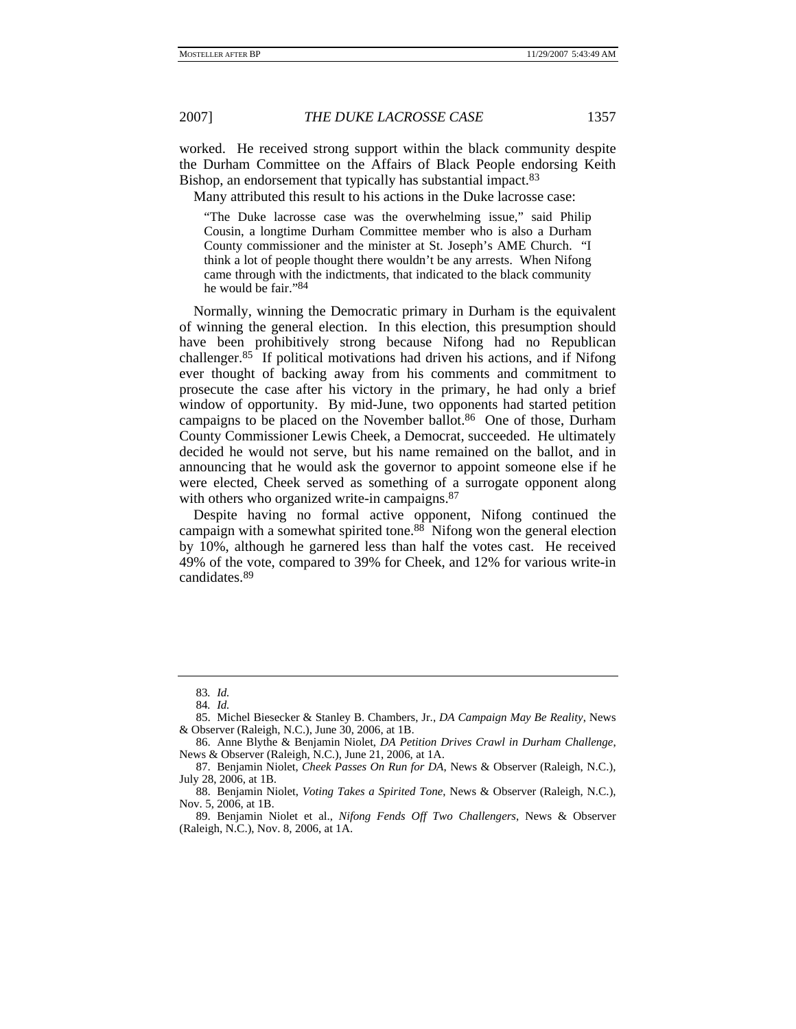worked. He received strong support within the black community despite the Durham Committee on the Affairs of Black People endorsing Keith Bishop, an endorsement that typically has substantial impact.[83]

Many attributed this result to his actions in the Duke lacrosse case:

> "The Duke lacrosse case was the overwhelming issue," said Philip Cousin, a longtime Durham Committee member who is also a Durham County commissioner and the minister at St. Joseph's AME Church. "I think a lot of people thought there wouldn't be any arrests. When Nifong came through with the indictments, that indicated to the black community he would be fair."[84]

Normally, winning the Democratic primary in Durham is the equivalent of winning the general election. In this election, this presumption should have been prohibitively strong because Nifong had no Republican challenger.[85] If political motivations had driven his actions, and if Nifong ever thought of backing away from his comments and commitment to prosecute the case after his victory in the primary, he had only a brief window of opportunity. By mid-June, two opponents had started petition campaigns to be placed on the November ballot.[86] One of those, Durham County Commissioner Lewis Cheek, a Democrat, succeeded. He ultimately decided he would not serve, but his name remained on the ballot, and in announcing that he would ask the governor to appoint someone else if he were elected, Cheek served as something of a surrogate opponent along with others who organized write-in campaigns.[87]

Despite having no formal active opponent, Nifong continued the campaign with a somewhat spirited tone.[88] Nifong won the general election by 10%, although he garnered less than half the votes cast. He received 49% of the vote, compared to 39% for Cheek, and 12% for various write-in candidates.[89]

---

83. *Id.*

84. *Id.*

85. Michel Biesecker & Stanley B. Chambers, Jr., *DA Campaign May Be Reality*, News & Observer (Raleigh, N.C.), June 30, 2006, at 1B.

86. Anne Blythe & Benjamin Niolet, *DA Petition Drives Crawl in Durham Challenge*, News & Observer (Raleigh, N.C.), June 21, 2006, at 1A.

87. Benjamin Niolet, *Cheek Passes On Run for DA*, News & Observer (Raleigh, N.C.), July 28, 2006, at 1B.

88. Benjamin Niolet, *Voting Takes a Spirited Tone*, News & Observer (Raleigh, N.C.), Nov. 5, 2006, at 1B.

89. Benjamin Niolet et al., *Nifong Fends Off Two Challengers*, News & Observer (Raleigh, N.C.), Nov. 8, 2006, at 1A.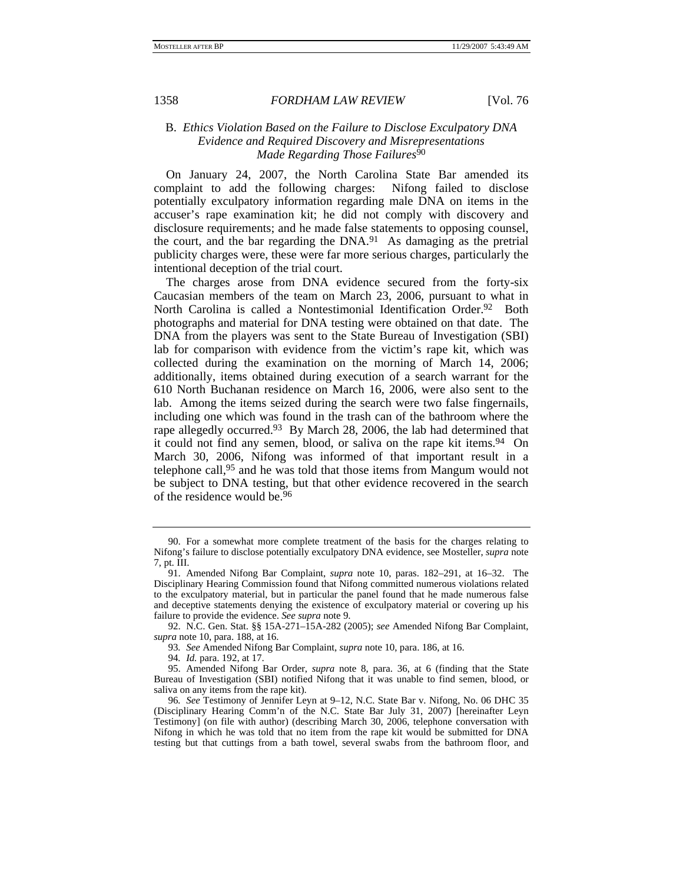### B. *Ethics Violation Based on the Failure to Disclose Exculpatory DNA Evidence and Required Discovery and Misrepresentations Made Regarding Those Failures*[90]

On January 24, 2007, the North Carolina State Bar amended its complaint to add the following charges: Nifong failed to disclose potentially exculpatory information regarding male DNA on items in the accuser's rape examination kit; he did not comply with discovery and disclosure requirements; and he made false statements to opposing counsel, the court, and the bar regarding the DNA.[91] As damaging as the pretrial publicity charges were, these were far more serious charges, particularly the intentional deception of the trial court.

The charges arose from DNA evidence secured from the forty-six Caucasian members of the team on March 23, 2006, pursuant to what in North Carolina is called a Nontestimonial Identification Order.[92] Both photographs and material for DNA testing were obtained on that date. The DNA from the players was sent to the State Bureau of Investigation (SBI) lab for comparison with evidence from the victim's rape kit, which was collected during the examination on the morning of March 14, 2006; additionally, items obtained during execution of a search warrant for the 610 North Buchanan residence on March 16, 2006, were also sent to the lab. Among the items seized during the search were two false fingernails, including one which was found in the trash can of the bathroom where the rape allegedly occurred.[93] By March 28, 2006, the lab had determined that it could not find any semen, blood, or saliva on the rape kit items.[94] On March 30, 2006, Nifong was informed of that important result in a telephone call,[95] and he was told that those items from Mangum would not be subject to DNA testing, but that other evidence recovered in the search of the residence would be.[96]

---

90. For a somewhat more complete treatment of the basis for the charges relating to Nifong's failure to disclose potentially exculpatory DNA evidence, see Mosteller, *supra* note 7, pt. III.

91. Amended Nifong Bar Complaint, *supra* note 10, paras. 182–291, at 16–32. The Disciplinary Hearing Commission found that Nifong committed numerous violations related to the exculpatory material, but in particular the panel found that he made numerous false and deceptive statements denying the existence of exculpatory material or covering up his failure to provide the evidence. *See supra* note 9.

92. N.C. Gen. Stat. §§ 15A-271–15A-282 (2005); *see* Amended Nifong Bar Complaint, *supra* note 10, para. 188, at 16.

93. *See* Amended Nifong Bar Complaint, *supra* note 10, para. 186, at 16.

94. *Id.* para. 192, at 17.

95. Amended Nifong Bar Order, *supra* note 8, para. 36, at 6 (finding that the State Bureau of Investigation (SBI) notified Nifong that it was unable to find semen, blood, or saliva on any items from the rape kit).

96. *See* Testimony of Jennifer Leyn at 9–12, N.C. State Bar v. Nifong, No. 06 DHC 35 (Disciplinary Hearing Comm'n of the N.C. State Bar July 31, 2007) [hereinafter Leyn Testimony] (on file with author) (describing March 30, 2006, telephone conversation with Nifong in which he was told that no item from the rape kit would be submitted for DNA testing but that cuttings from a bath towel, several swabs from the bathroom floor, and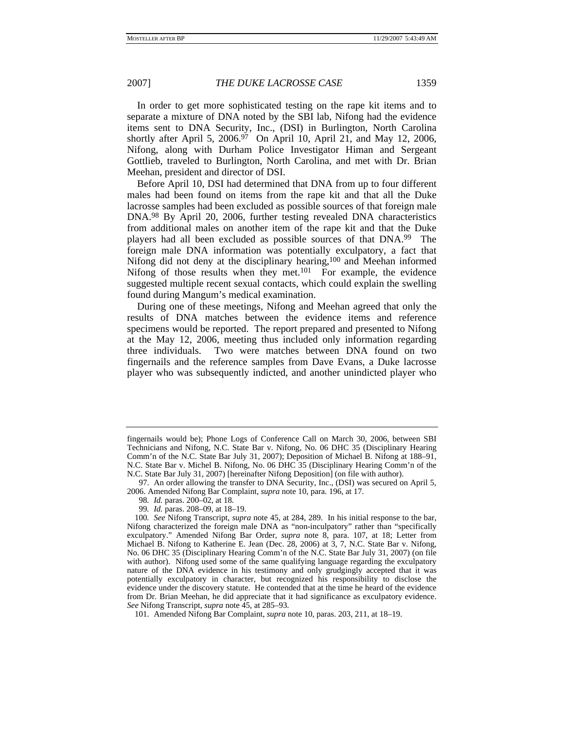In order to get more sophisticated testing on the rape kit items and to separate a mixture of DNA noted by the SBI lab, Nifong had the evidence items sent to DNA Security, Inc., (DSI) in Burlington, North Carolina shortly after April 5, 2006.[97] On April 10, April 21, and May 12, 2006, Nifong, along with Durham Police Investigator Himan and Sergeant Gottlieb, traveled to Burlington, North Carolina, and met with Dr. Brian Meehan, president and director of DSI.

Before April 10, DSI had determined that DNA from up to four different males had been found on items from the rape kit and that all the Duke lacrosse samples had been excluded as possible sources of that foreign male DNA.[98] By April 20, 2006, further testing revealed DNA characteristics from additional males on another item of the rape kit and that the Duke players had all been excluded as possible sources of that DNA.[99] The foreign male DNA information was potentially exculpatory, a fact that Nifong did not deny at the disciplinary hearing,[100] and Meehan informed Nifong of those results when they met.[101] For example, the evidence suggested multiple recent sexual contacts, which could explain the swelling found during Mangum's medical examination.

During one of these meetings, Nifong and Meehan agreed that only the results of DNA matches between the evidence items and reference specimens would be reported. The report prepared and presented to Nifong at the May 12, 2006, meeting thus included only information regarding three individuals. Two were matches between DNA found on two fingernails and the reference samples from Dave Evans, a Duke lacrosse player who was subsequently indicted, and another unindicted player who

---

fingernails would be); Phone Logs of Conference Call on March 30, 2006, between SBI Technicians and Nifong, N.C. State Bar v. Nifong, No. 06 DHC 35 (Disciplinary Hearing Comm'n of the N.C. State Bar July 31, 2007); Deposition of Michael B. Nifong at 188–91, N.C. State Bar v. Michel B. Nifong, No. 06 DHC 35 (Disciplinary Hearing Comm'n of the N.C. State Bar July 31, 2007) [hereinafter Nifong Deposition] (on file with author).

97. An order allowing the transfer to DNA Security, Inc., (DSI) was secured on April 5, 2006. Amended Nifong Bar Complaint, *supra* note 10, para. 196, at 17.

98. *Id.* paras. 200–02, at 18.

99. *Id.* paras. 208–09, at 18–19.

100. *See* Nifong Transcript, *supra* note 45, at 284, 289. In his initial response to the bar, Nifong characterized the foreign male DNA as "non-inculpatory" rather than "specifically exculpatory." Amended Nifong Bar Order, *supra* note 8, para. 107, at 18; Letter from Michael B. Nifong to Katherine E. Jean (Dec. 28, 2006) at 3, 7, N.C. State Bar v. Nifong, No. 06 DHC 35 (Disciplinary Hearing Comm'n of the N.C. State Bar July 31, 2007) (on file with author). Nifong used some of the same qualifying language regarding the exculpatory nature of the DNA evidence in his testimony and only grudgingly accepted that it was potentially exculpatory in character, but recognized his responsibility to disclose the evidence under the discovery statute. He contended that at the time he heard of the evidence from Dr. Brian Meehan, he did appreciate that it had significance as exculpatory evidence. *See* Nifong Transcript, *supra* note 45, at 285–93.

101. Amended Nifong Bar Complaint, *supra* note 10, paras. 203, 211, at 18–19.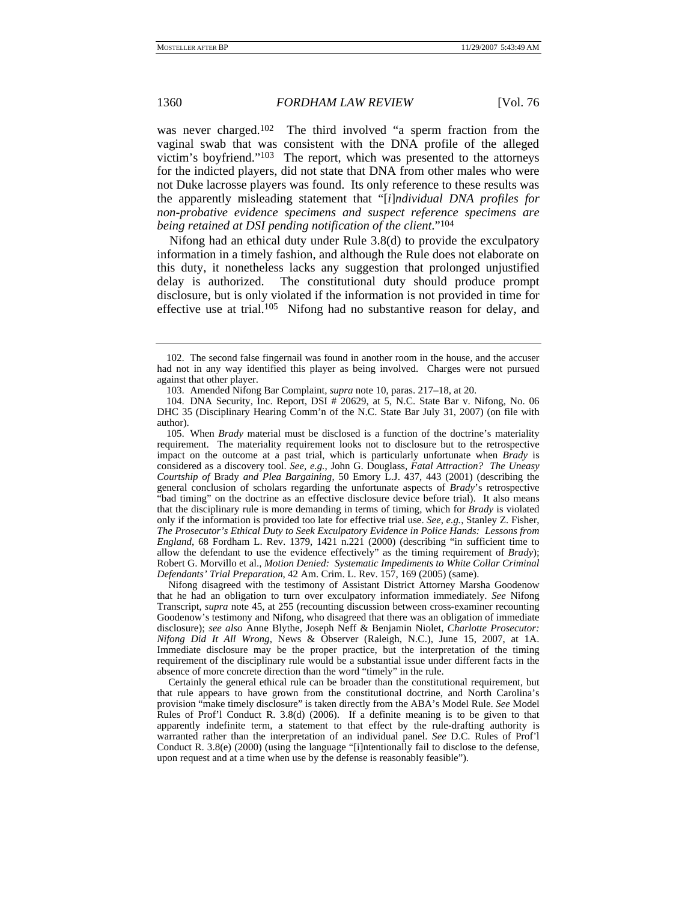was never charged.[102] The third involved "a sperm fraction from the vaginal swab that was consistent with the DNA profile of the alleged victim's boyfriend."[103] The report, which was presented to the attorneys for the indicted players, did not state that DNA from other males who were not Duke lacrosse players was found. Its only reference to these results was the apparently misleading statement that "[*i*]*ndividual DNA profiles for non-probative evidence specimens and suspect reference specimens are being retained at DSI pending notification of the client*."[104]

Nifong had an ethical duty under Rule 3.8(d) to provide the exculpatory information in a timely fashion, and although the Rule does not elaborate on this duty, it nonetheless lacks any suggestion that prolonged unjustified delay is authorized. The constitutional duty should produce prompt disclosure, but is only violated if the information is not provided in time for effective use at trial.[105] Nifong had no substantive reason for delay, and

---

102. The second false fingernail was found in another room in the house, and the accuser had not in any way identified this player as being involved. Charges were not pursued against that other player.

103. Amended Nifong Bar Complaint, *supra* note 10, paras. 217–18, at 20.

104. DNA Security, Inc. Report, DSI # 20629, at 5, N.C. State Bar v. Nifong, No. 06 DHC 35 (Disciplinary Hearing Comm'n of the N.C. State Bar July 31, 2007) (on file with author).

105. When *Brady* material must be disclosed is a function of the doctrine's materiality requirement. The materiality requirement looks not to disclosure but to the retrospective impact on the outcome at a past trial, which is particularly unfortunate when *Brady* is considered as a discovery tool. *See, e.g.*, John G. Douglass, *Fatal Attraction? The Uneasy Courtship of* Brady *and Plea Bargaining*, 50 Emory L.J. 437, 443 (2001) (describing the general conclusion of scholars regarding the unfortunate aspects of *Brady*'s retrospective "bad timing" on the doctrine as an effective disclosure device before trial). It also means that the disciplinary rule is more demanding in terms of timing, which for *Brady* is violated only if the information is provided too late for effective trial use. *See, e.g.*, Stanley Z. Fisher, *The Prosecutor's Ethical Duty to Seek Exculpatory Evidence in Police Hands: Lessons from England*, 68 Fordham L. Rev. 1379, 1421 n.221 (2000) (describing "in sufficient time to allow the defendant to use the evidence effectively" as the timing requirement of *Brady*); Robert G. Morvillo et al., *Motion Denied: Systematic Impediments to White Collar Criminal Defendants' Trial Preparation*, 42 Am. Crim. L. Rev. 157, 169 (2005) (same).

Nifong disagreed with the testimony of Assistant District Attorney Marsha Goodenow that he had an obligation to turn over exculpatory information immediately. *See* Nifong Transcript, *supra* note 45, at 255 (recounting discussion between cross-examiner recounting Goodenow's testimony and Nifong, who disagreed that there was an obligation of immediate disclosure); *see also* Anne Blythe, Joseph Neff & Benjamin Niolet, *Charlotte Prosecutor: Nifong Did It All Wrong*, News & Observer (Raleigh, N.C.), June 15, 2007, at 1A. Immediate disclosure may be the proper practice, but the interpretation of the timing requirement of the disciplinary rule would be a substantial issue under different facts in the absence of more concrete direction than the word "timely" in the rule.

Certainly the general ethical rule can be broader than the constitutional requirement, but that rule appears to have grown from the constitutional doctrine, and North Carolina's provision "make timely disclosure" is taken directly from the ABA's Model Rule. *See* Model Rules of Prof'l Conduct R. 3.8(d) (2006). If a definite meaning is to be given to that apparently indefinite term, a statement to that effect by the rule-drafting authority is warranted rather than the interpretation of an individual panel. *See* D.C. Rules of Prof'l Conduct R. 3.8(e) (2000) (using the language "[i]ntentionally fail to disclose to the defense, upon request and at a time when use by the defense is reasonably feasible").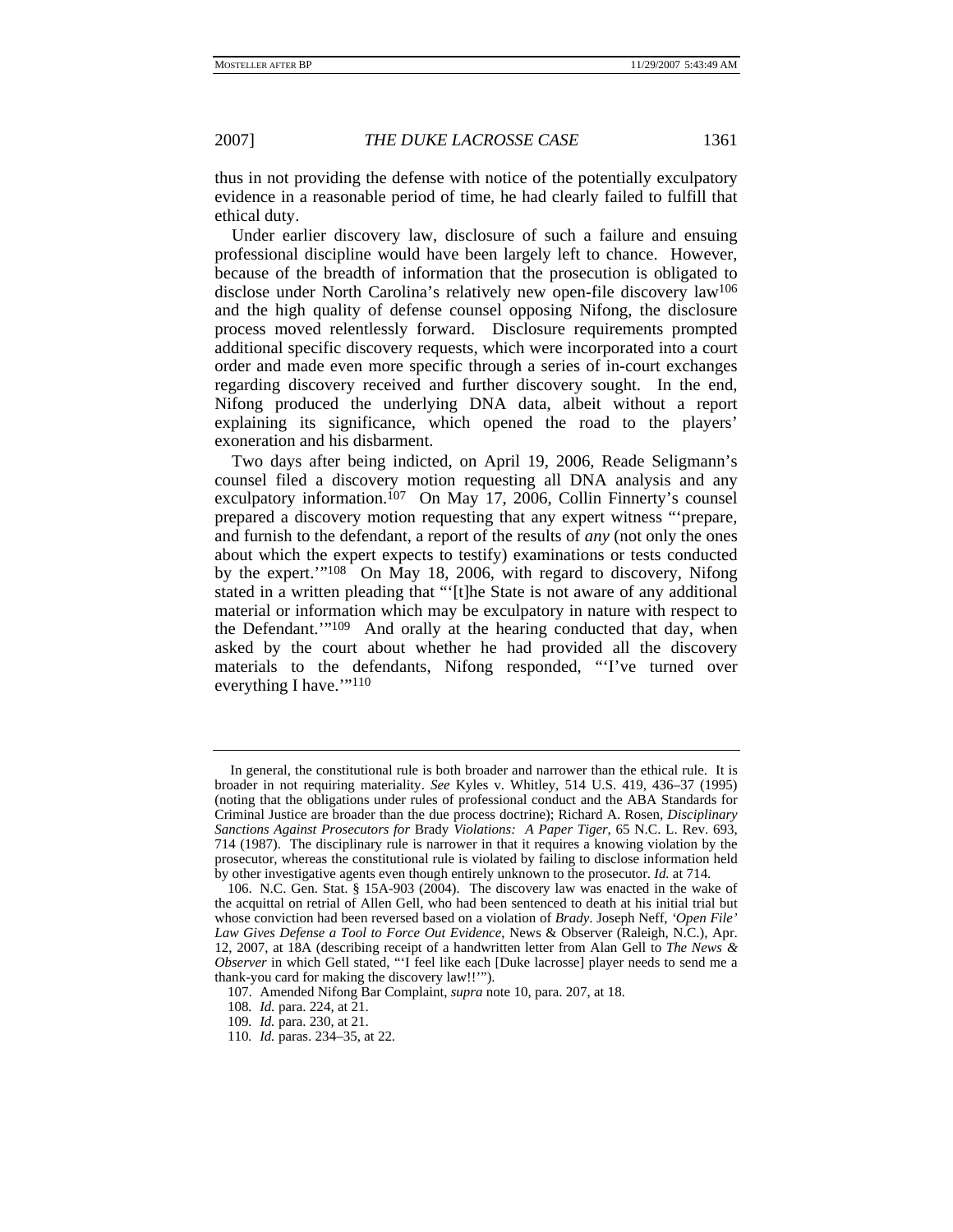thus in not providing the defense with notice of the potentially exculpatory evidence in a reasonable period of time, he had clearly failed to fulfill that ethical duty.

Under earlier discovery law, disclosure of such a failure and ensuing professional discipline would have been largely left to chance. However, because of the breadth of information that the prosecution is obligated to disclose under North Carolina's relatively new open-file discovery law[106] and the high quality of defense counsel opposing Nifong, the disclosure process moved relentlessly forward. Disclosure requirements prompted additional specific discovery requests, which were incorporated into a court order and made even more specific through a series of in-court exchanges regarding discovery received and further discovery sought. In the end, Nifong produced the underlying DNA data, albeit without a report explaining its significance, which opened the road to the players' exoneration and his disbarment.

Two days after being indicted, on April 19, 2006, Reade Seligmann's counsel filed a discovery motion requesting all DNA analysis and any exculpatory information.[107] On May 17, 2006, Collin Finnerty's counsel prepared a discovery motion requesting that any expert witness "'prepare, and furnish to the defendant, a report of the results of *any* (not only the ones about which the expert expects to testify) examinations or tests conducted by the expert.'"[108] On May 18, 2006, with regard to discovery, Nifong stated in a written pleading that "'[t]he State is not aware of any additional material or information which may be exculpatory in nature with respect to the Defendant.'"[109] And orally at the hearing conducted that day, when asked by the court about whether he had provided all the discovery materials to the defendants, Nifong responded, "'I've turned over everything I have.'"[110]

---

In general, the constitutional rule is both broader and narrower than the ethical rule. It is broader in not requiring materiality. *See* Kyles v. Whitley, 514 U.S. 419, 436–37 (1995) (noting that the obligations under rules of professional conduct and the ABA Standards for Criminal Justice are broader than the due process doctrine); Richard A. Rosen, *Disciplinary Sanctions Against Prosecutors for* Brady *Violations: A Paper Tiger*, 65 N.C. L. Rev. 693, 714 (1987). The disciplinary rule is narrower in that it requires a knowing violation by the prosecutor, whereas the constitutional rule is violated by failing to disclose information held by other investigative agents even though entirely unknown to the prosecutor. *Id.* at 714.

106. N.C. Gen. Stat. § 15A-903 (2004). The discovery law was enacted in the wake of the acquittal on retrial of Allen Gell, who had been sentenced to death at his initial trial but whose conviction had been reversed based on a violation of *Brady*. Joseph Neff, *'Open File' Law Gives Defense a Tool to Force Out Evidence*, News & Observer (Raleigh, N.C.), Apr. 12, 2007, at 18A (describing receipt of a handwritten letter from Alan Gell to *The News & Observer* in which Gell stated, "'I feel like each [Duke lacrosse] player needs to send me a thank-you card for making the discovery law!!'").

107. Amended Nifong Bar Complaint, *supra* note 10, para. 207, at 18.

108. *Id.* para. 224, at 21.

109. *Id.* para. 230, at 21.

110. *Id.* paras. 234–35, at 22.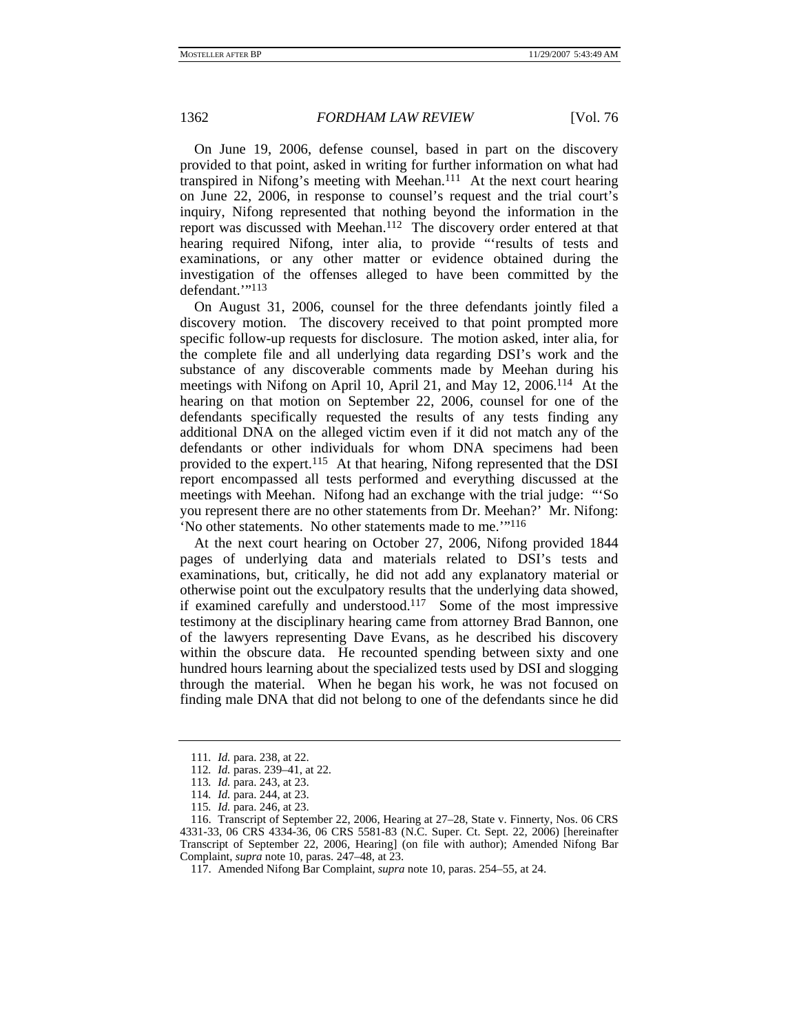On June 19, 2006, defense counsel, based in part on the discovery provided to that point, asked in writing for further information on what had transpired in Nifong's meeting with Meehan.[111] At the next court hearing on June 22, 2006, in response to counsel's request and the trial court's inquiry, Nifong represented that nothing beyond the information in the report was discussed with Meehan.[112] The discovery order entered at that hearing required Nifong, inter alia, to provide "'results of tests and examinations, or any other matter or evidence obtained during the investigation of the offenses alleged to have been committed by the defendant.'"[113]

On August 31, 2006, counsel for the three defendants jointly filed a discovery motion. The discovery received to that point prompted more specific follow-up requests for disclosure. The motion asked, inter alia, for the complete file and all underlying data regarding DSI's work and the substance of any discoverable comments made by Meehan during his meetings with Nifong on April 10, April 21, and May 12, 2006.[114] At the hearing on that motion on September 22, 2006, counsel for one of the defendants specifically requested the results of any tests finding any additional DNA on the alleged victim even if it did not match any of the defendants or other individuals for whom DNA specimens had been provided to the expert.[115] At that hearing, Nifong represented that the DSI report encompassed all tests performed and everything discussed at the meetings with Meehan. Nifong had an exchange with the trial judge: "'So you represent there are no other statements from Dr. Meehan?' Mr. Nifong: 'No other statements. No other statements made to me.'"[116]

At the next court hearing on October 27, 2006, Nifong provided 1844 pages of underlying data and materials related to DSI's tests and examinations, but, critically, he did not add any explanatory material or otherwise point out the exculpatory results that the underlying data showed, if examined carefully and understood.[117] Some of the most impressive testimony at the disciplinary hearing came from attorney Brad Bannon, one of the lawyers representing Dave Evans, as he described his discovery within the obscure data. He recounted spending between sixty and one hundred hours learning about the specialized tests used by DSI and slogging through the material. When he began his work, he was not focused on finding male DNA that did not belong to one of the defendants since he did

---

111. *Id.* para. 238, at 22.

112. *Id.* paras. 239–41, at 22.

113. *Id.* para. 243, at 23.

114. *Id.* para. 244, at 23.

115. *Id.* para. 246, at 23.

116. Transcript of September 22, 2006, Hearing at 27–28, State v. Finnerty, Nos. 06 CRS 4331-33, 06 CRS 4334-36, 06 CRS 5581-83 (N.C. Super. Ct. Sept. 22, 2006) [hereinafter Transcript of September 22, 2006, Hearing] (on file with author); Amended Nifong Bar Complaint, *supra* note 10, paras. 247–48, at 23.

117. Amended Nifong Bar Complaint, *supra* note 10, paras. 254–55, at 24.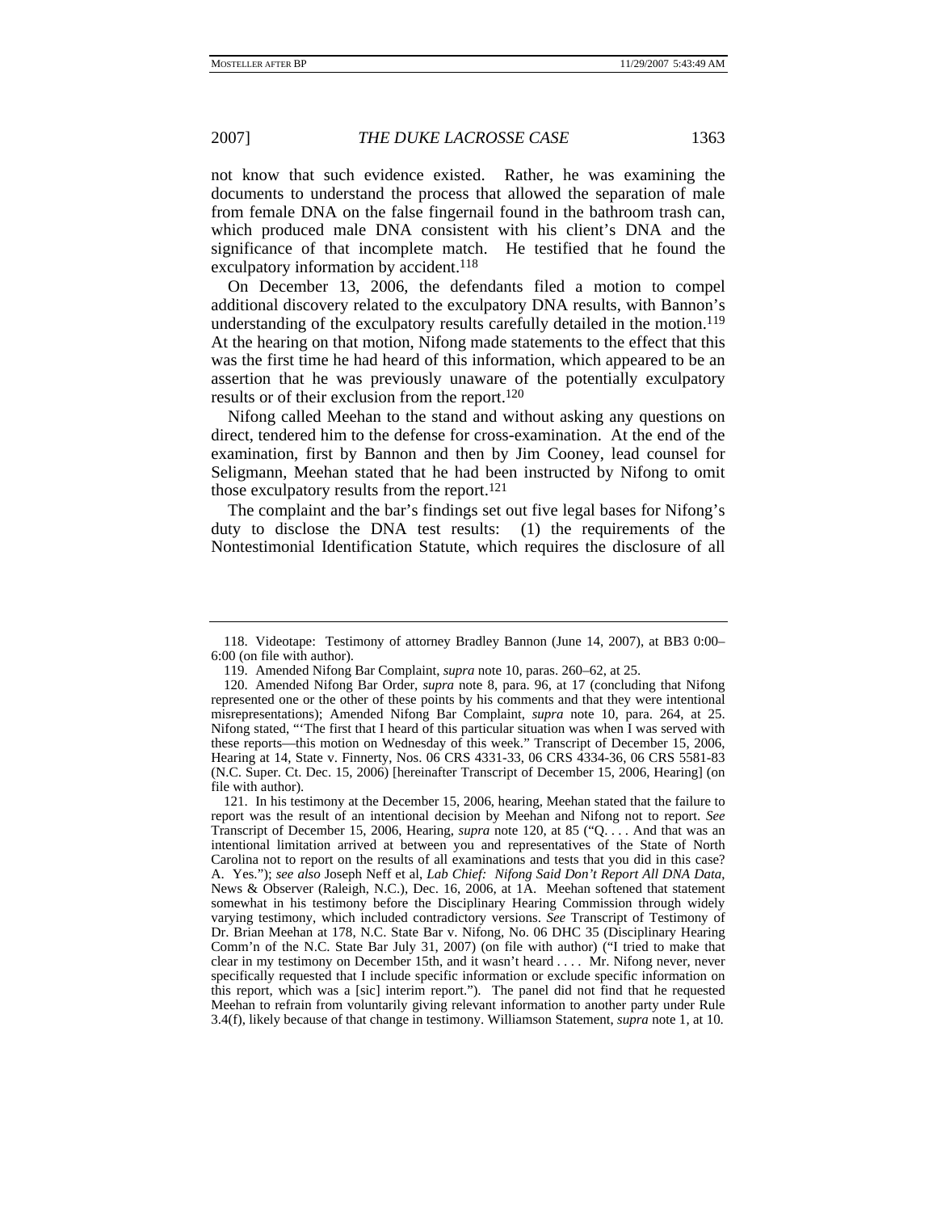not know that such evidence existed. Rather, he was examining the documents to understand the process that allowed the separation of male from female DNA on the false fingernail found in the bathroom trash can, which produced male DNA consistent with his client's DNA and the significance of that incomplete match. He testified that he found the exculpatory information by accident.[118]

On December 13, 2006, the defendants filed a motion to compel additional discovery related to the exculpatory DNA results, with Bannon's understanding of the exculpatory results carefully detailed in the motion.[119] At the hearing on that motion, Nifong made statements to the effect that this was the first time he had heard of this information, which appeared to be an assertion that he was previously unaware of the potentially exculpatory results or of their exclusion from the report.[120]

Nifong called Meehan to the stand and without asking any questions on direct, tendered him to the defense for cross-examination. At the end of the examination, first by Bannon and then by Jim Cooney, lead counsel for Seligmann, Meehan stated that he had been instructed by Nifong to omit those exculpatory results from the report.[121]

The complaint and the bar's findings set out five legal bases for Nifong's duty to disclose the DNA test results: (1) the requirements of the Nontestimonial Identification Statute, which requires the disclosure of all

---

118. Videotape: Testimony of attorney Bradley Bannon (June 14, 2007), at BB3 0:00–6:00 (on file with author).

119. Amended Nifong Bar Complaint, *supra* note 10, paras. 260–62, at 25.

120. Amended Nifong Bar Order, *supra* note 8, para. 96, at 17 (concluding that Nifong represented one or the other of these points by his comments and that they were intentional misrepresentations); Amended Nifong Bar Complaint, *supra* note 10, para. 264, at 25. Nifong stated, "'The first that I heard of this particular situation was when I was served with these reports—this motion on Wednesday of this week." Transcript of December 15, 2006, Hearing at 14, State v. Finnerty, Nos. 06 CRS 4331-33, 06 CRS 4334-36, 06 CRS 5581-83 (N.C. Super. Ct. Dec. 15, 2006) [hereinafter Transcript of December 15, 2006, Hearing] (on file with author).

121. In his testimony at the December 15, 2006, hearing, Meehan stated that the failure to report was the result of an intentional decision by Meehan and Nifong not to report. *See* Transcript of December 15, 2006, Hearing, *supra* note 120, at 85 ("Q. . . . And that was an intentional limitation arrived at between you and representatives of the State of North Carolina not to report on the results of all examinations and tests that you did in this case? A. Yes."); *see also* Joseph Neff et al, *Lab Chief: Nifong Said Don't Report All DNA Data*, News & Observer (Raleigh, N.C.), Dec. 16, 2006, at 1A. Meehan softened that statement somewhat in his testimony before the Disciplinary Hearing Commission through widely varying testimony, which included contradictory versions. *See* Transcript of Testimony of Dr. Brian Meehan at 178, N.C. State Bar v. Nifong, No. 06 DHC 35 (Disciplinary Hearing Comm'n of the N.C. State Bar July 31, 2007) (on file with author) ("I tried to make that clear in my testimony on December 15th, and it wasn't heard . . . . Mr. Nifong never, never specifically requested that I include specific information or exclude specific information on this report, which was a [sic] interim report."). The panel did not find that he requested Meehan to refrain from voluntarily giving relevant information to another party under Rule 3.4(f), likely because of that change in testimony. Williamson Statement, *supra* note 1, at 10.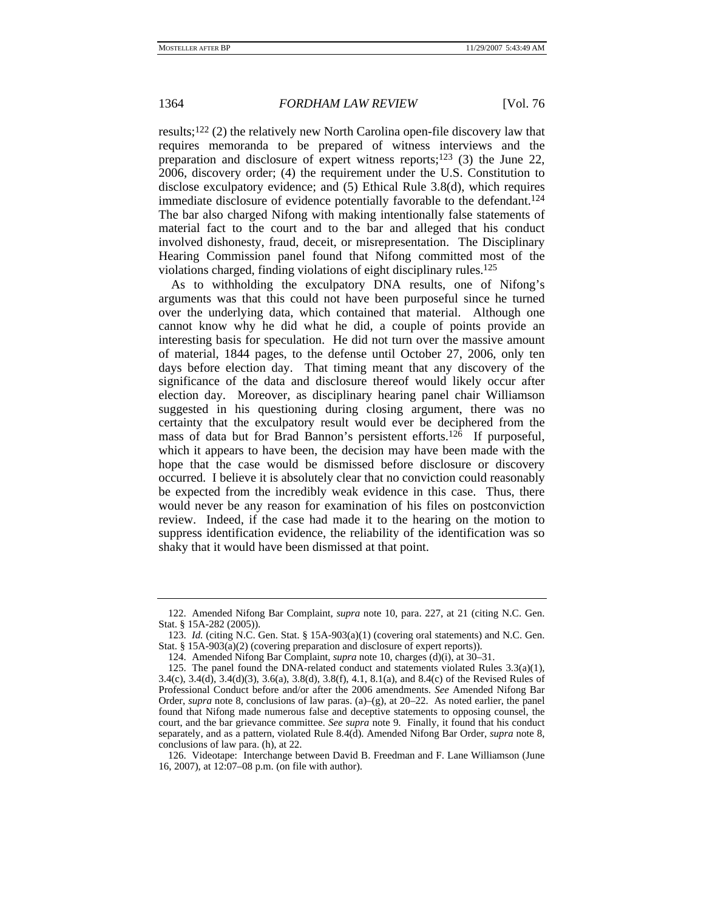results;[122] (2) the relatively new North Carolina open-file discovery law that requires memoranda to be prepared of witness interviews and the preparation and disclosure of expert witness reports;[123] (3) the June 22, 2006, discovery order; (4) the requirement under the U.S. Constitution to disclose exculpatory evidence; and (5) Ethical Rule 3.8(d), which requires immediate disclosure of evidence potentially favorable to the defendant.[124] The bar also charged Nifong with making intentionally false statements of material fact to the court and to the bar and alleged that his conduct involved dishonesty, fraud, deceit, or misrepresentation. The Disciplinary Hearing Commission panel found that Nifong committed most of the violations charged, finding violations of eight disciplinary rules.[125]

As to withholding the exculpatory DNA results, one of Nifong's arguments was that this could not have been purposeful since he turned over the underlying data, which contained that material. Although one cannot know why he did what he did, a couple of points provide an interesting basis for speculation. He did not turn over the massive amount of material, 1844 pages, to the defense until October 27, 2006, only ten days before election day. That timing meant that any discovery of the significance of the data and disclosure thereof would likely occur after election day. Moreover, as disciplinary hearing panel chair Williamson suggested in his questioning during closing argument, there was no certainty that the exculpatory result would ever be deciphered from the mass of data but for Brad Bannon's persistent efforts.[126] If purposeful, which it appears to have been, the decision may have been made with the hope that the case would be dismissed before disclosure or discovery occurred. I believe it is absolutely clear that no conviction could reasonably be expected from the incredibly weak evidence in this case. Thus, there would never be any reason for examination of his files on postconviction review. Indeed, if the case had made it to the hearing on the motion to suppress identification evidence, the reliability of the identification was so shaky that it would have been dismissed at that point.

---

122. Amended Nifong Bar Complaint, *supra* note 10, para. 227, at 21 (citing N.C. Gen. Stat. § 15A-282 (2005)).

123. *Id.* (citing N.C. Gen. Stat. § 15A-903(a)(1) (covering oral statements) and N.C. Gen. Stat. § 15A-903(a)(2) (covering preparation and disclosure of expert reports)).

124. Amended Nifong Bar Complaint, *supra* note 10, charges (d)(i), at 30–31.

125. The panel found the DNA-related conduct and statements violated Rules 3.3(a)(1), 3.4(c), 3.4(d), 3.4(d)(3), 3.6(a), 3.8(d), 3.8(f), 4.1, 8.1(a), and 8.4(c) of the Revised Rules of Professional Conduct before and/or after the 2006 amendments. *See* Amended Nifong Bar Order, *supra* note 8, conclusions of law paras. (a)–(g), at 20–22. As noted earlier, the panel found that Nifong made numerous false and deceptive statements to opposing counsel, the court, and the bar grievance committee. *See supra* note 9. Finally, it found that his conduct separately, and as a pattern, violated Rule 8.4(d). Amended Nifong Bar Order, *supra* note 8, conclusions of law para. (h), at 22.

126. Videotape: Interchange between David B. Freedman and F. Lane Williamson (June 16, 2007), at 12:07–08 p.m. (on file with author).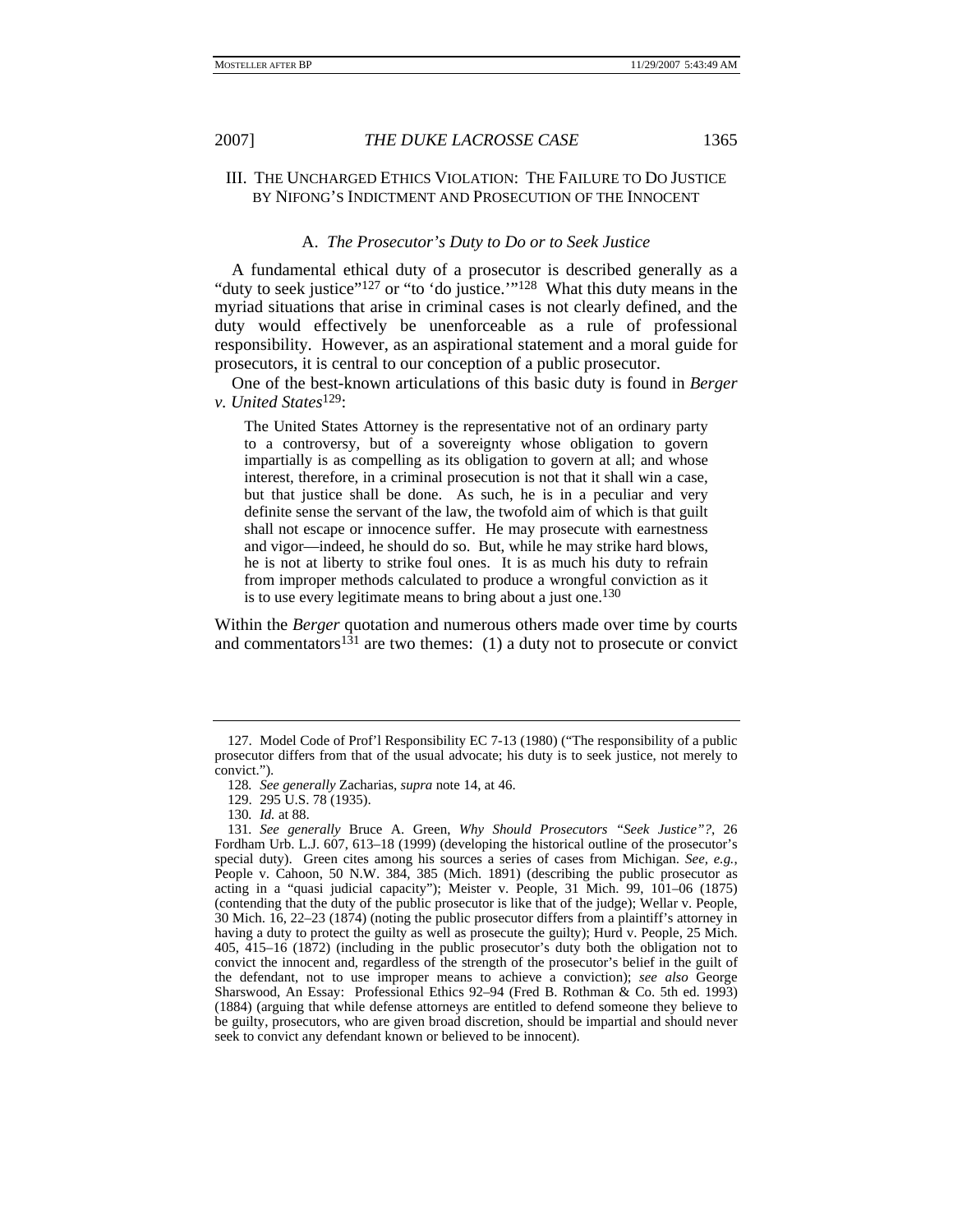## III. THE UNCHARGED ETHICS VIOLATION: THE FAILURE TO DO JUSTICE BY NIFONG'S INDICTMENT AND PROSECUTION OF THE INNOCENT

### A. *The Prosecutor's Duty to Do or to Seek Justice*

A fundamental ethical duty of a prosecutor is described generally as a "duty to seek justice"[127] or "to 'do justice.'"[128] What this duty means in the myriad situations that arise in criminal cases is not clearly defined, and the duty would effectively be unenforceable as a rule of professional responsibility. However, as an aspirational statement and a moral guide for prosecutors, it is central to our conception of a public prosecutor.

One of the best-known articulations of this basic duty is found in *Berger v. United States*[129]:

> The United States Attorney is the representative not of an ordinary party to a controversy, but of a sovereignty whose obligation to govern impartially is as compelling as its obligation to govern at all; and whose interest, therefore, in a criminal prosecution is not that it shall win a case, but that justice shall be done. As such, he is in a peculiar and very definite sense the servant of the law, the twofold aim of which is that guilt shall not escape or innocence suffer. He may prosecute with earnestness and vigor—indeed, he should do so. But, while he may strike hard blows, he is not at liberty to strike foul ones. It is as much his duty to refrain from improper methods calculated to produce a wrongful conviction as it is to use every legitimate means to bring about a just one.[130]

Within the *Berger* quotation and numerous others made over time by courts and commentators[131] are two themes: (1) a duty not to prosecute or convict

---

127. Model Code of Prof'l Responsibility EC 7-13 (1980) ("The responsibility of a public prosecutor differs from that of the usual advocate; his duty is to seek justice, not merely to convict.").

128. *See generally* Zacharias, *supra* note 14, at 46.

129. 295 U.S. 78 (1935).

130. *Id.* at 88.

131. *See generally* Bruce A. Green, *Why Should Prosecutors "Seek Justice"?*, 26 Fordham Urb. L.J. 607, 613–18 (1999) (developing the historical outline of the prosecutor's special duty). Green cites among his sources a series of cases from Michigan. *See, e.g.*, People v. Cahoon, 50 N.W. 384, 385 (Mich. 1891) (describing the public prosecutor as acting in a "quasi judicial capacity"); Meister v. People, 31 Mich. 99, 101–06 (1875) (contending that the duty of the public prosecutor is like that of the judge); Wellar v. People, 30 Mich. 16, 22–23 (1874) (noting the public prosecutor differs from a plaintiff's attorney in having a duty to protect the guilty as well as prosecute the guilty); Hurd v. People, 25 Mich. 405, 415–16 (1872) (including in the public prosecutor's duty both the obligation not to convict the innocent and, regardless of the strength of the prosecutor's belief in the guilt of the defendant, not to use improper means to achieve a conviction); *see also* George Sharswood, An Essay: Professional Ethics 92–94 (Fred B. Rothman & Co. 5th ed. 1993) (1884) (arguing that while defense attorneys are entitled to defend someone they believe to be guilty, prosecutors, who are given broad discretion, should be impartial and should never seek to convict any defendant known or believed to be innocent).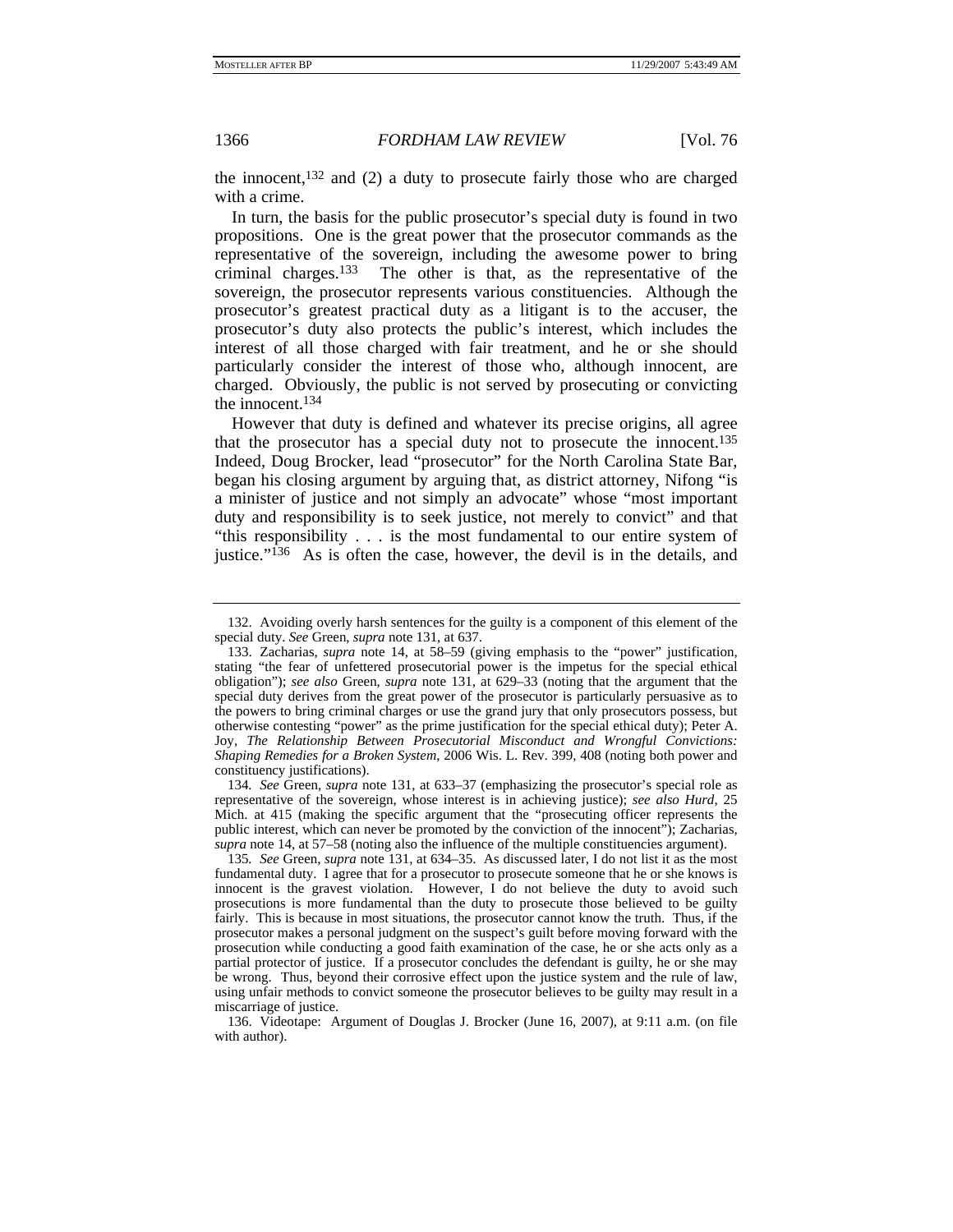the innocent,[132] and (2) a duty to prosecute fairly those who are charged with a crime.

In turn, the basis for the public prosecutor's special duty is found in two propositions. One is the great power that the prosecutor commands as the representative of the sovereign, including the awesome power to bring criminal charges.[133] The other is that, as the representative of the sovereign, the prosecutor represents various constituencies. Although the prosecutor's greatest practical duty as a litigant is to the accuser, the prosecutor's duty also protects the public's interest, which includes the interest of all those charged with fair treatment, and he or she should particularly consider the interest of those who, although innocent, are charged. Obviously, the public is not served by prosecuting or convicting the innocent.[134]

However that duty is defined and whatever its precise origins, all agree that the prosecutor has a special duty not to prosecute the innocent.[135] Indeed, Doug Brocker, lead "prosecutor" for the North Carolina State Bar, began his closing argument by arguing that, as district attorney, Nifong "is a minister of justice and not simply an advocate" whose "most important duty and responsibility is to seek justice, not merely to convict" and that "this responsibility . . . is the most fundamental to our entire system of justice."[136] As is often the case, however, the devil is in the details, and

---

132. Avoiding overly harsh sentences for the guilty is a component of this element of the special duty. *See* Green, *supra* note 131, at 637.

133. Zacharias, *supra* note 14, at 58–59 (giving emphasis to the "power" justification, stating "the fear of unfettered prosecutorial power is the impetus for the special ethical obligation"); *see also* Green, *supra* note 131, at 629–33 (noting that the argument that the special duty derives from the great power of the prosecutor is particularly persuasive as to the powers to bring criminal charges or use the grand jury that only prosecutors possess, but otherwise contesting "power" as the prime justification for the special ethical duty); Peter A. Joy, *The Relationship Between Prosecutorial Misconduct and Wrongful Convictions: Shaping Remedies for a Broken System*, 2006 Wis. L. Rev. 399, 408 (noting both power and constituency justifications).

134. *See* Green, *supra* note 131, at 633–37 (emphasizing the prosecutor's special role as representative of the sovereign, whose interest is in achieving justice); *see also Hurd*, 25 Mich. at 415 (making the specific argument that the "prosecuting officer represents the public interest, which can never be promoted by the conviction of the innocent"); Zacharias, *supra* note 14, at 57–58 (noting also the influence of the multiple constituencies argument).

135. *See* Green, *supra* note 131, at 634–35. As discussed later, I do not list it as the most fundamental duty. I agree that for a prosecutor to prosecute someone that he or she knows is innocent is the gravest violation. However, I do not believe the duty to avoid such prosecutions is more fundamental than the duty to prosecute those believed to be guilty fairly. This is because in most situations, the prosecutor cannot know the truth. Thus, if the prosecutor makes a personal judgment on the suspect's guilt before moving forward with the prosecution while conducting a good faith examination of the case, he or she acts only as a partial protector of justice. If a prosecutor concludes the defendant is guilty, he or she may be wrong. Thus, beyond their corrosive effect upon the justice system and the rule of law, using unfair methods to convict someone the prosecutor believes to be guilty may result in a miscarriage of justice.

136. Videotape: Argument of Douglas J. Brocker (June 16, 2007), at 9:11 a.m. (on file with author).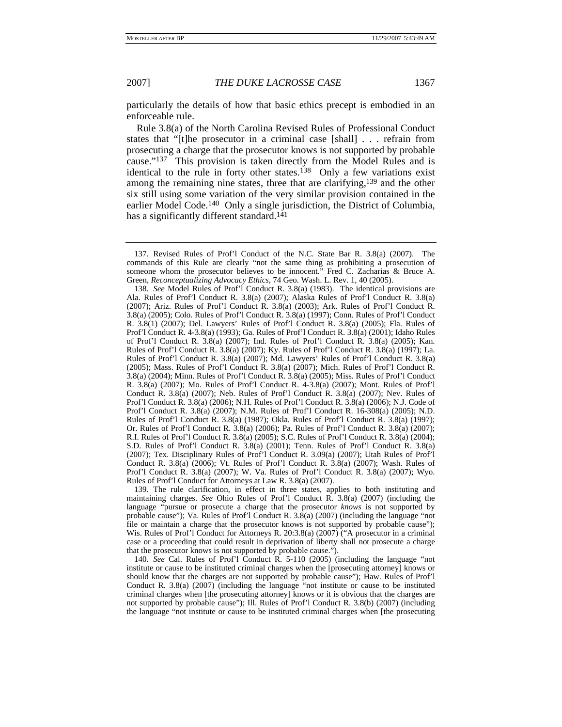particularly the details of how that basic ethics precept is embodied in an enforceable rule.

Rule 3.8(a) of the North Carolina Revised Rules of Professional Conduct states that "[t]he prosecutor in a criminal case [shall] . . . refrain from prosecuting a charge that the prosecutor knows is not supported by probable cause."[137] This provision is taken directly from the Model Rules and is identical to the rule in forty other states.[138] Only a few variations exist among the remaining nine states, three that are clarifying,[139] and the other six still using some variation of the very similar provision contained in the earlier Model Code.[140] Only a single jurisdiction, the District of Columbia, has a significantly different standard.[141]

---

137. Revised Rules of Prof'l Conduct of the N.C. State Bar R. 3.8(a) (2007). The commands of this Rule are clearly "not the same thing as prohibiting a prosecution of someone whom the prosecutor believes to be innocent." Fred C. Zacharias & Bruce A. Green, *Reconceptualizing Advocacy Ethics*, 74 Geo. Wash. L. Rev. 1, 40 (2005).

138. *See* Model Rules of Prof'l Conduct R. 3.8(a) (1983). The identical provisions are Ala. Rules of Prof'l Conduct R. 3.8(a) (2007); Alaska Rules of Prof'l Conduct R. 3.8(a) (2007); Ariz. Rules of Prof'l Conduct R. 3.8(a) (2003); Ark. Rules of Prof'l Conduct R. 3.8(a) (2005); Colo. Rules of Prof'l Conduct R. 3.8(a) (1997); Conn. Rules of Prof'l Conduct R. 3.8(1) (2007); Del. Lawyers' Rules of Prof'l Conduct R. 3.8(a) (2005); Fla. Rules of Prof'l Conduct R. 4-3.8(a) (1993); Ga. Rules of Prof'l Conduct R. 3.8(a) (2001); Idaho Rules of Prof'l Conduct R. 3.8(a) (2007); Ind. Rules of Prof'l Conduct R. 3.8(a) (2005); Kan. Rules of Prof'l Conduct R. 3.8(a) (2007); Ky. Rules of Prof'l Conduct R. 3.8(a) (1997); La. Rules of Prof'l Conduct R. 3.8(a) (2007); Md. Lawyers' Rules of Prof'l Conduct R. 3.8(a) (2005); Mass. Rules of Prof'l Conduct R. 3.8(a) (2007); Mich. Rules of Prof'l Conduct R. 3.8(a) (2004); Minn. Rules of Prof'l Conduct R. 3.8(a) (2005); Miss. Rules of Prof'l Conduct R. 3.8(a) (2007); Mo. Rules of Prof'l Conduct R. 4-3.8(a) (2007); Mont. Rules of Prof'l Conduct R. 3.8(a) (2007); Neb. Rules of Prof'l Conduct R. 3.8(a) (2007); Nev. Rules of Prof'l Conduct R. 3.8(a) (2006); N.H. Rules of Prof'l Conduct R. 3.8(a) (2006); N.J. Code of Prof'l Conduct R. 3.8(a) (2007); N.M. Rules of Prof'l Conduct R. 16-308(a) (2005); N.D. Rules of Prof'l Conduct R. 3.8(a) (1987); Okla. Rules of Prof'l Conduct R. 3.8(a) (1997); Or. Rules of Prof'l Conduct R. 3.8(a) (2006); Pa. Rules of Prof'l Conduct R. 3.8(a) (2007); R.I. Rules of Prof'l Conduct R. 3.8(a) (2005); S.C. Rules of Prof'l Conduct R. 3.8(a) (2004); S.D. Rules of Prof'l Conduct R. 3.8(a) (2001); Tenn. Rules of Prof'l Conduct R. 3.8(a) (2007); Tex. Disciplinary Rules of Prof'l Conduct R. 3.09(a) (2007); Utah Rules of Prof'l Conduct R. 3.8(a) (2006); Vt. Rules of Prof'l Conduct R. 3.8(a) (2007); Wash. Rules of Prof'l Conduct R. 3.8(a) (2007); W. Va. Rules of Prof'l Conduct R. 3.8(a) (2007); Wyo. Rules of Prof'l Conduct for Attorneys at Law R. 3.8(a) (2007).

139. The rule clarification, in effect in three states, applies to both instituting and maintaining charges. *See* Ohio Rules of Prof'l Conduct R. 3.8(a) (2007) (including the language "pursue or prosecute a charge that the prosecutor *knows* is not supported by probable cause"); Va. Rules of Prof'l Conduct R. 3.8(a) (2007) (including the language "not file or maintain a charge that the prosecutor knows is not supported by probable cause"); Wis. Rules of Prof'l Conduct for Attorneys R. 20:3.8(a) (2007) ("A prosecutor in a criminal case or a proceeding that could result in deprivation of liberty shall not prosecute a charge that the prosecutor knows is not supported by probable cause.").

140. *See* Cal. Rules of Prof'l Conduct R. 5-110 (2005) (including the language "not institute or cause to be instituted criminal charges when the [prosecuting attorney] knows or should know that the charges are not supported by probable cause"); Haw. Rules of Prof'l Conduct R. 3.8(a) (2007) (including the language "not institute or cause to be instituted criminal charges when [the prosecuting attorney] knows or it is obvious that the charges are not supported by probable cause"); Ill. Rules of Prof'l Conduct R. 3.8(b) (2007) (including the language "not institute or cause to be instituted criminal charges when [the prosecuting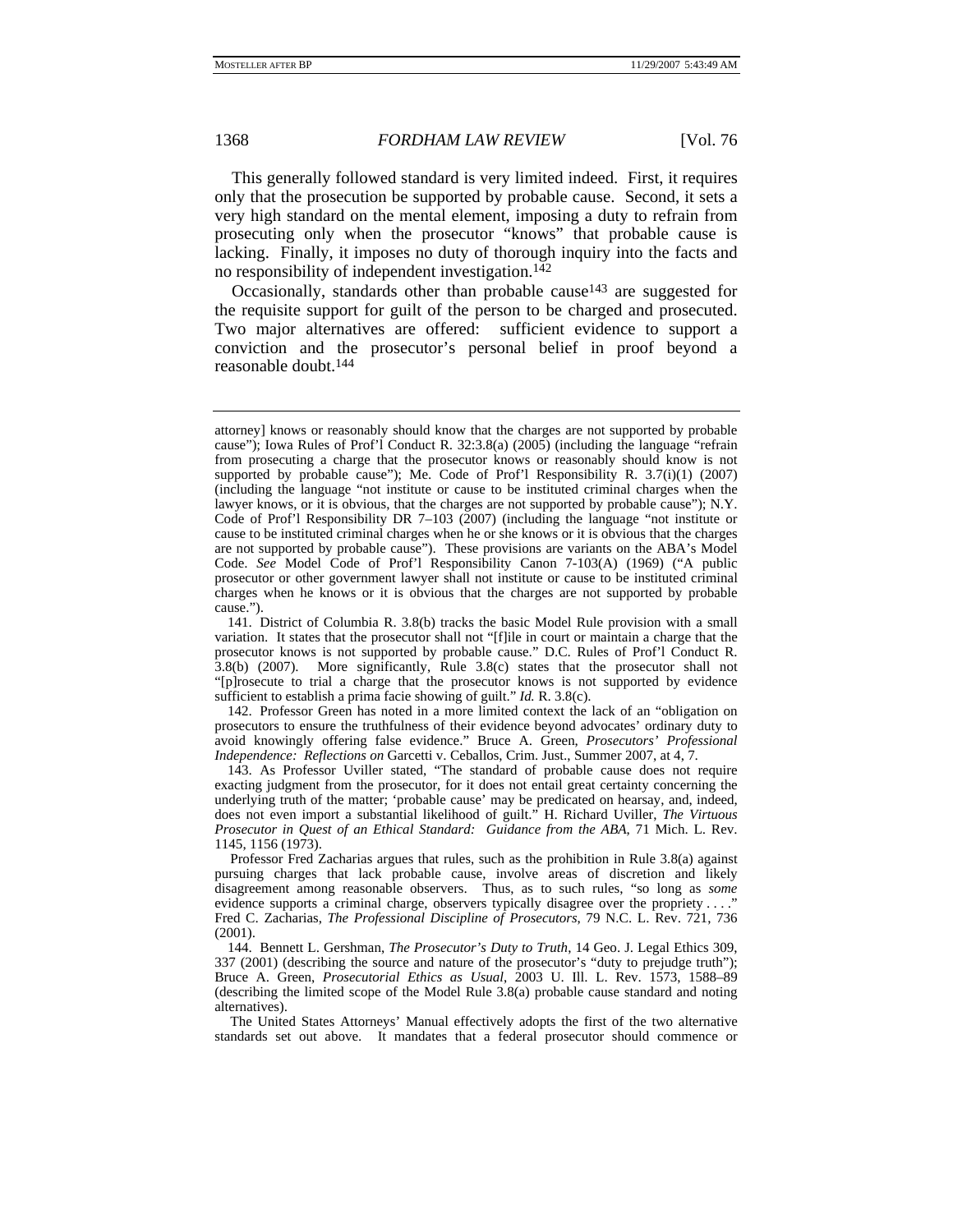This generally followed standard is very limited indeed. First, it requires only that the prosecution be supported by probable cause. Second, it sets a very high standard on the mental element, imposing a duty to refrain from prosecuting only when the prosecutor "knows" that probable cause is lacking. Finally, it imposes no duty of thorough inquiry into the facts and no responsibility of independent investigation.[142]

Occasionally, standards other than probable cause[143] are suggested for the requisite support for guilt of the person to be charged and prosecuted. Two major alternatives are offered: sufficient evidence to support a conviction and the prosecutor's personal belief in proof beyond a reasonable doubt.[144]

---

attorney] knows or reasonably should know that the charges are not supported by probable cause"); Iowa Rules of Prof'l Conduct R. 32:3.8(a) (2005) (including the language "refrain from prosecuting a charge that the prosecutor knows or reasonably should know is not supported by probable cause"); Me. Code of Prof'l Responsibility R. 3.7(i)(1) (2007) (including the language "not institute or cause to be instituted criminal charges when the lawyer knows, or it is obvious, that the charges are not supported by probable cause"); N.Y. Code of Prof'l Responsibility DR 7–103 (2007) (including the language "not institute or cause to be instituted criminal charges when he or she knows or it is obvious that the charges are not supported by probable cause"). These provisions are variants on the ABA's Model Code. *See* Model Code of Prof'l Responsibility Canon 7-103(A) (1969) ("A public prosecutor or other government lawyer shall not institute or cause to be instituted criminal charges when he knows or it is obvious that the charges are not supported by probable cause.").

141. District of Columbia R. 3.8(b) tracks the basic Model Rule provision with a small variation. It states that the prosecutor shall not "[f]ile in court or maintain a charge that the prosecutor knows is not supported by probable cause." D.C. Rules of Prof'l Conduct R. 3.8(b) (2007). More significantly, Rule 3.8(c) states that the prosecutor shall not "[p]rosecute to trial a charge that the prosecutor knows is not supported by evidence sufficient to establish a prima facie showing of guilt." *Id.* R. 3.8(c).

142. Professor Green has noted in a more limited context the lack of an "obligation on prosecutors to ensure the truthfulness of their evidence beyond advocates' ordinary duty to avoid knowingly offering false evidence." Bruce A. Green, *Prosecutors' Professional Independence: Reflections on* Garcetti v. Ceballos, Crim. Just., Summer 2007, at 4, 7.

143. As Professor Uviller stated, "The standard of probable cause does not require exacting judgment from the prosecutor, for it does not entail great certainty concerning the underlying truth of the matter; 'probable cause' may be predicated on hearsay, and, indeed, does not even import a substantial likelihood of guilt." H. Richard Uviller, *The Virtuous Prosecutor in Quest of an Ethical Standard: Guidance from the ABA*, 71 Mich. L. Rev. 1145, 1156 (1973).

Professor Fred Zacharias argues that rules, such as the prohibition in Rule 3.8(a) against pursuing charges that lack probable cause, involve areas of discretion and likely disagreement among reasonable observers. Thus, as to such rules, "so long as *some* evidence supports a criminal charge, observers typically disagree over the propriety . . . ." Fred C. Zacharias, *The Professional Discipline of Prosecutors*, 79 N.C. L. Rev. 721, 736 (2001).

144. Bennett L. Gershman, *The Prosecutor's Duty to Truth*, 14 Geo. J. Legal Ethics 309, 337 (2001) (describing the source and nature of the prosecutor's "duty to prejudge truth"); Bruce A. Green, *Prosecutorial Ethics as Usual*, 2003 U. Ill. L. Rev. 1573, 1588–89 (describing the limited scope of the Model Rule 3.8(a) probable cause standard and noting alternatives).

The United States Attorneys' Manual effectively adopts the first of the two alternative standards set out above. It mandates that a federal prosecutor should commence or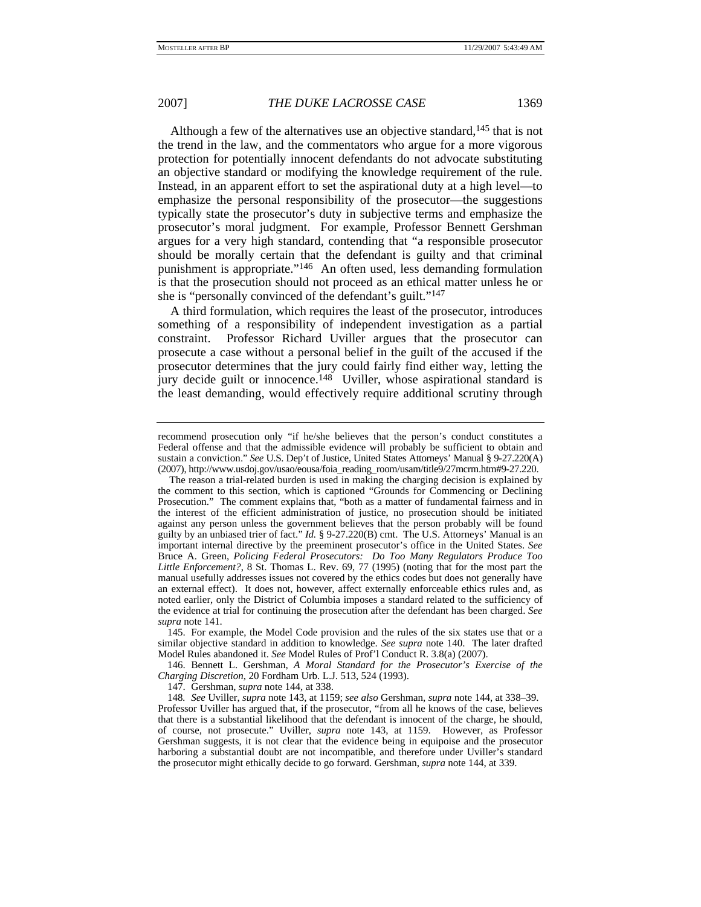Although a few of the alternatives use an objective standard,[145] that is not the trend in the law, and the commentators who argue for a more vigorous protection for potentially innocent defendants do not advocate substituting an objective standard or modifying the knowledge requirement of the rule. Instead, in an apparent effort to set the aspirational duty at a high level—to emphasize the personal responsibility of the prosecutor—the suggestions typically state the prosecutor's duty in subjective terms and emphasize the prosecutor's moral judgment. For example, Professor Bennett Gershman argues for a very high standard, contending that "a responsible prosecutor should be morally certain that the defendant is guilty and that criminal punishment is appropriate."[146] An often used, less demanding formulation is that the prosecution should not proceed as an ethical matter unless he or she is "personally convinced of the defendant's guilt."[147]

A third formulation, which requires the least of the prosecutor, introduces something of a responsibility of independent investigation as a partial constraint. Professor Richard Uviller argues that the prosecutor can prosecute a case without a personal belief in the guilt of the accused if the prosecutor determines that the jury could fairly find either way, letting the jury decide guilt or innocence.[148] Uviller, whose aspirational standard is the least demanding, would effectively require additional scrutiny through

---

recommend prosecution only "if he/she believes that the person's conduct constitutes a Federal offense and that the admissible evidence will probably be sufficient to obtain and sustain a conviction." *See* U.S. Dep't of Justice, United States Attorneys' Manual § 9-27.220(A) (2007), http://www.usdoj.gov/usao/eousa/foia_reading_room/usam/title9/27mcrm.htm#9-27.220.

The reason a trial-related burden is used in making the charging decision is explained by the comment to this section, which is captioned "Grounds for Commencing or Declining Prosecution." The comment explains that, "both as a matter of fundamental fairness and in the interest of the efficient administration of justice, no prosecution should be initiated against any person unless the government believes that the person probably will be found guilty by an unbiased trier of fact." *Id.* § 9-27.220(B) cmt. The U.S. Attorneys' Manual is an important internal directive by the preeminent prosecutor's office in the United States. *See* Bruce A. Green, *Policing Federal Prosecutors: Do Too Many Regulators Produce Too Little Enforcement?*, 8 St. Thomas L. Rev. 69, 77 (1995) (noting that for the most part the manual usefully addresses issues not covered by the ethics codes but does not generally have an external effect). It does not, however, affect externally enforceable ethics rules and, as noted earlier, only the District of Columbia imposes a standard related to the sufficiency of the evidence at trial for continuing the prosecution after the defendant has been charged. *See supra* note 141.

145. For example, the Model Code provision and the rules of the six states use that or a similar objective standard in addition to knowledge. *See supra* note 140. The later drafted Model Rules abandoned it. *See* Model Rules of Prof'l Conduct R. 3.8(a) (2007).

146. Bennett L. Gershman, *A Moral Standard for the Prosecutor's Exercise of the Charging Discretion*, 20 Fordham Urb. L.J. 513, 524 (1993).

147. Gershman, *supra* note 144, at 338.

148. *See* Uviller, *supra* note 143, at 1159; *see also* Gershman, *supra* note 144, at 338–39. Professor Uviller has argued that, if the prosecutor, "from all he knows of the case, believes that there is a substantial likelihood that the defendant is innocent of the charge, he should, of course, not prosecute." Uviller, *supra* note 143, at 1159. However, as Professor Gershman suggests, it is not clear that the evidence being in equipoise and the prosecutor harboring a substantial doubt are not incompatible, and therefore under Uviller's standard the prosecutor might ethically decide to go forward. Gershman, *supra* note 144, at 339.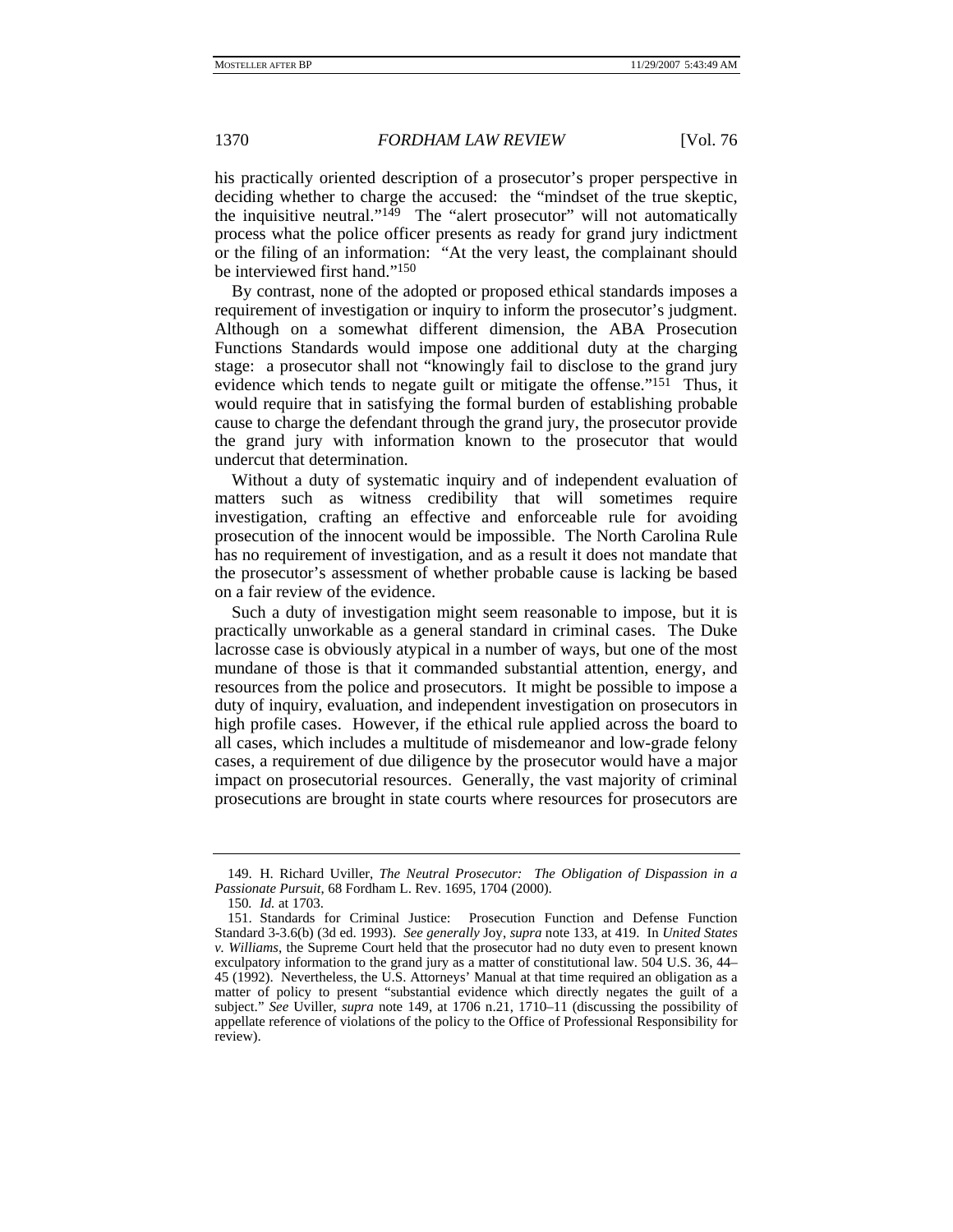his practically oriented description of a prosecutor's proper perspective in deciding whether to charge the accused: the "mindset of the true skeptic, the inquisitive neutral."[149] The "alert prosecutor" will not automatically process what the police officer presents as ready for grand jury indictment or the filing of an information: "At the very least, the complainant should be interviewed first hand."[150]

By contrast, none of the adopted or proposed ethical standards imposes a requirement of investigation or inquiry to inform the prosecutor's judgment. Although on a somewhat different dimension, the ABA Prosecution Functions Standards would impose one additional duty at the charging stage: a prosecutor shall not "knowingly fail to disclose to the grand jury evidence which tends to negate guilt or mitigate the offense."[151] Thus, it would require that in satisfying the formal burden of establishing probable cause to charge the defendant through the grand jury, the prosecutor provide the grand jury with information known to the prosecutor that would undercut that determination.

Without a duty of systematic inquiry and of independent evaluation of matters such as witness credibility that will sometimes require investigation, crafting an effective and enforceable rule for avoiding prosecution of the innocent would be impossible. The North Carolina Rule has no requirement of investigation, and as a result it does not mandate that the prosecutor's assessment of whether probable cause is lacking be based on a fair review of the evidence.

Such a duty of investigation might seem reasonable to impose, but it is practically unworkable as a general standard in criminal cases. The Duke lacrosse case is obviously atypical in a number of ways, but one of the most mundane of those is that it commanded substantial attention, energy, and resources from the police and prosecutors. It might be possible to impose a duty of inquiry, evaluation, and independent investigation on prosecutors in high profile cases. However, if the ethical rule applied across the board to all cases, which includes a multitude of misdemeanor and low-grade felony cases, a requirement of due diligence by the prosecutor would have a major impact on prosecutorial resources. Generally, the vast majority of criminal prosecutions are brought in state courts where resources for prosecutors are

---

149. H. Richard Uviller, *The Neutral Prosecutor: The Obligation of Dispassion in a Passionate Pursuit*, 68 Fordham L. Rev. 1695, 1704 (2000).

150. *Id.* at 1703.

151. Standards for Criminal Justice: Prosecution Function and Defense Function Standard 3-3.6(b) (3d ed. 1993). *See generally* Joy, *supra* note 133, at 419. In *United States v. Williams*, the Supreme Court held that the prosecutor had no duty even to present known exculpatory information to the grand jury as a matter of constitutional law. 504 U.S. 36, 44–45 (1992). Nevertheless, the U.S. Attorneys' Manual at that time required an obligation as a matter of policy to present "substantial evidence which directly negates the guilt of a subject." *See* Uviller, *supra* note 149, at 1706 n.21, 1710–11 (discussing the possibility of appellate reference of violations of the policy to the Office of Professional Responsibility for review).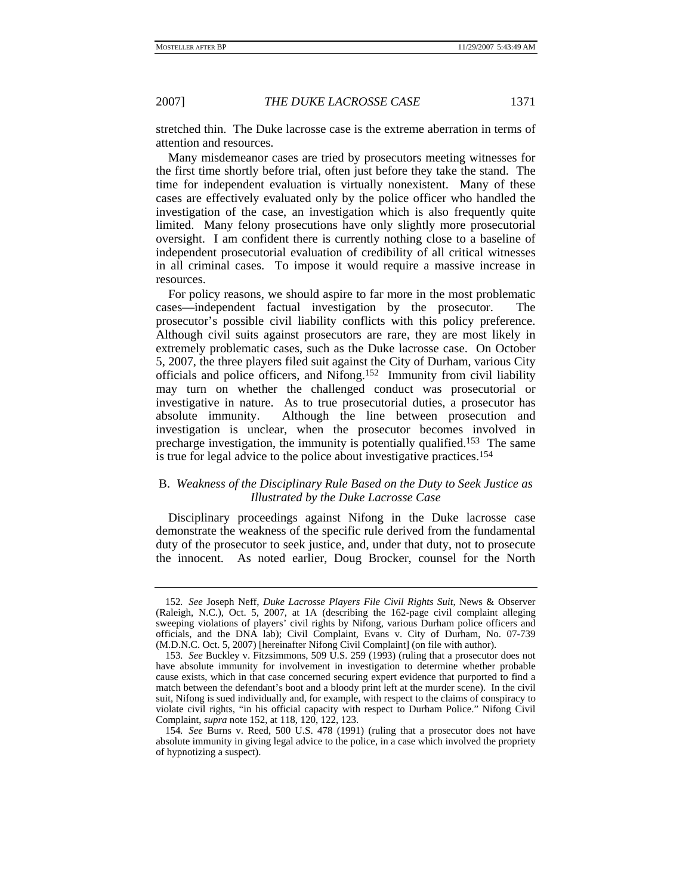stretched thin. The Duke lacrosse case is the extreme aberration in terms of attention and resources.

Many misdemeanor cases are tried by prosecutors meeting witnesses for the first time shortly before trial, often just before they take the stand. The time for independent evaluation is virtually nonexistent. Many of these cases are effectively evaluated only by the police officer who handled the investigation of the case, an investigation which is also frequently quite limited. Many felony prosecutions have only slightly more prosecutorial oversight. I am confident there is currently nothing close to a baseline of independent prosecutorial evaluation of credibility of all critical witnesses in all criminal cases. To impose it would require a massive increase in resources.

For policy reasons, we should aspire to far more in the most problematic cases—independent factual investigation by the prosecutor. The prosecutor's possible civil liability conflicts with this policy preference. Although civil suits against prosecutors are rare, they are most likely in extremely problematic cases, such as the Duke lacrosse case. On October 5, 2007, the three players filed suit against the City of Durham, various City officials and police officers, and Nifong.[152] Immunity from civil liability may turn on whether the challenged conduct was prosecutorial or investigative in nature. As to true prosecutorial duties, a prosecutor has absolute immunity. Although the line between prosecution and investigation is unclear, when the prosecutor becomes involved in precharge investigation, the immunity is potentially qualified.[153] The same is true for legal advice to the police about investigative practices.[154]

## B. *Weakness of the Disciplinary Rule Based on the Duty to Seek Justice as Illustrated by the Duke Lacrosse Case*

Disciplinary proceedings against Nifong in the Duke lacrosse case demonstrate the weakness of the specific rule derived from the fundamental duty of the prosecutor to seek justice, and, under that duty, not to prosecute the innocent. As noted earlier, Doug Brocker, counsel for the North

---

152. *See* Joseph Neff, *Duke Lacrosse Players File Civil Rights Suit*, News & Observer (Raleigh, N.C.), Oct. 5, 2007, at 1A (describing the 162-page civil complaint alleging sweeping violations of players' civil rights by Nifong, various Durham police officers and officials, and the DNA lab); Civil Complaint, Evans v. City of Durham, No. 07-739 (M.D.N.C. Oct. 5, 2007) [hereinafter Nifong Civil Complaint] (on file with author).

153. *See* Buckley v. Fitzsimmons, 509 U.S. 259 (1993) (ruling that a prosecutor does not have absolute immunity for involvement in investigation to determine whether probable cause exists, which in that case concerned securing expert evidence that purported to find a match between the defendant's boot and a bloody print left at the murder scene). In the civil suit, Nifong is sued individually and, for example, with respect to the claims of conspiracy to violate civil rights, "in his official capacity with respect to Durham Police." Nifong Civil Complaint, *supra* note 152, at 118, 120, 122, 123.

154. *See* Burns v. Reed, 500 U.S. 478 (1991) (ruling that a prosecutor does not have absolute immunity in giving legal advice to the police, in a case which involved the propriety of hypnotizing a suspect).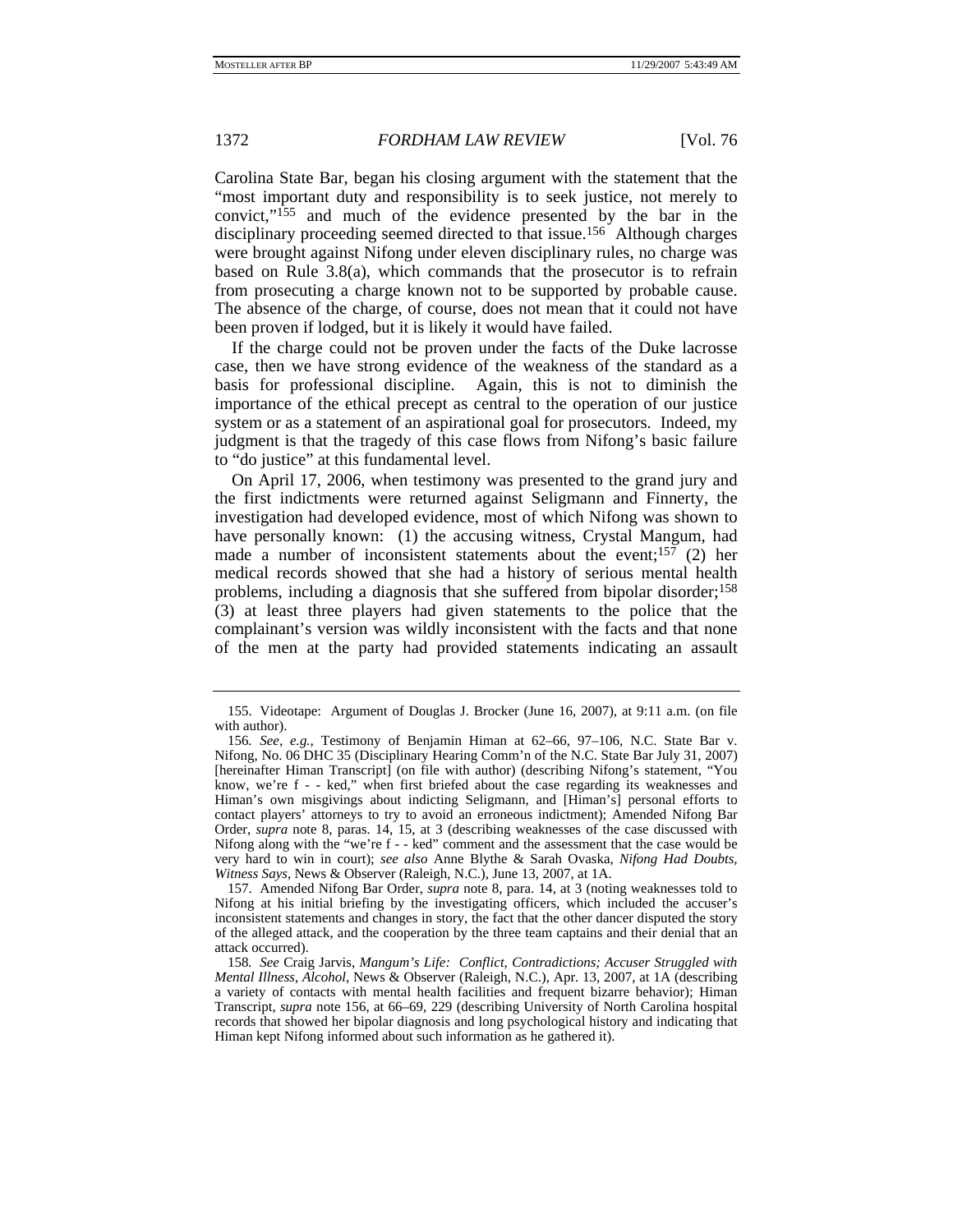Carolina State Bar, began his closing argument with the statement that the "most important duty and responsibility is to seek justice, not merely to convict,"[155] and much of the evidence presented by the bar in the disciplinary proceeding seemed directed to that issue.[156] Although charges were brought against Nifong under eleven disciplinary rules, no charge was based on Rule 3.8(a), which commands that the prosecutor is to refrain from prosecuting a charge known not to be supported by probable cause. The absence of the charge, of course, does not mean that it could not have been proven if lodged, but it is likely it would have failed.

If the charge could not be proven under the facts of the Duke lacrosse case, then we have strong evidence of the weakness of the standard as a basis for professional discipline. Again, this is not to diminish the importance of the ethical precept as central to the operation of our justice system or as a statement of an aspirational goal for prosecutors. Indeed, my judgment is that the tragedy of this case flows from Nifong's basic failure to "do justice" at this fundamental level.

On April 17, 2006, when testimony was presented to the grand jury and the first indictments were returned against Seligmann and Finnerty, the investigation had developed evidence, most of which Nifong was shown to have personally known: (1) the accusing witness, Crystal Mangum, had made a number of inconsistent statements about the event;[157] (2) her medical records showed that she had a history of serious mental health problems, including a diagnosis that she suffered from bipolar disorder;[158] (3) at least three players had given statements to the police that the complainant's version was wildly inconsistent with the facts and that none of the men at the party had provided statements indicating an assault

---

155. Videotape: Argument of Douglas J. Brocker (June 16, 2007), at 9:11 a.m. (on file with author).

156. *See, e.g.*, Testimony of Benjamin Himan at 62–66, 97–106, N.C. State Bar v. Nifong, No. 06 DHC 35 (Disciplinary Hearing Comm'n of the N.C. State Bar July 31, 2007) [hereinafter Himan Transcript] (on file with author) (describing Nifong's statement, "You know, we're f - - ked," when first briefed about the case regarding its weaknesses and Himan's own misgivings about indicting Seligmann, and [Himan's] personal efforts to contact players' attorneys to try to avoid an erroneous indictment); Amended Nifong Bar Order, *supra* note 8, paras. 14, 15, at 3 (describing weaknesses of the case discussed with Nifong along with the "we're f - - ked" comment and the assessment that the case would be very hard to win in court); *see also* Anne Blythe & Sarah Ovaska, *Nifong Had Doubts, Witness Says*, News & Observer (Raleigh, N.C.), June 13, 2007, at 1A.

157. Amended Nifong Bar Order, *supra* note 8, para. 14, at 3 (noting weaknesses told to Nifong at his initial briefing by the investigating officers, which included the accuser's inconsistent statements and changes in story, the fact that the other dancer disputed the story of the alleged attack, and the cooperation by the three team captains and their denial that an attack occurred).

158. *See* Craig Jarvis, *Mangum's Life: Conflict, Contradictions; Accuser Struggled with Mental Illness, Alcohol*, News & Observer (Raleigh, N.C.), Apr. 13, 2007, at 1A (describing a variety of contacts with mental health facilities and frequent bizarre behavior); Himan Transcript, *supra* note 156, at 66–69, 229 (describing University of North Carolina hospital records that showed her bipolar diagnosis and long psychological history and indicating that Himan kept Nifong informed about such information as he gathered it).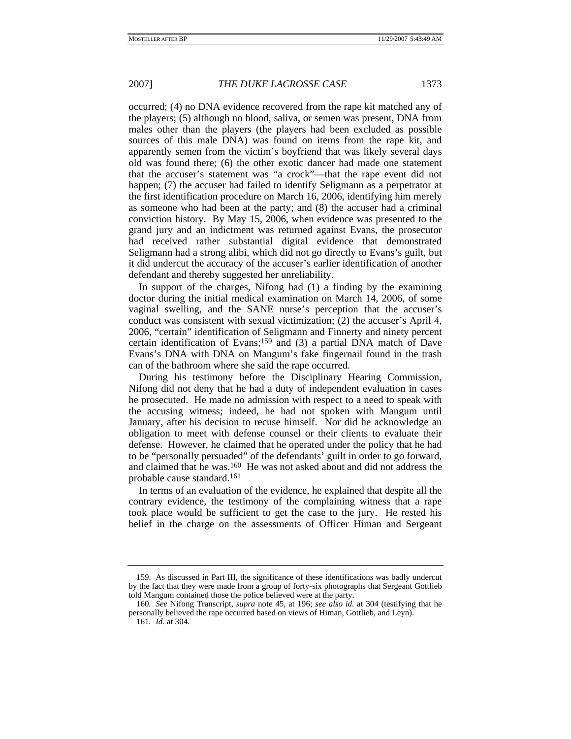occurred; (4) no DNA evidence recovered from the rape kit matched any of the players; (5) although no blood, saliva, or semen was present, DNA from males other than the players (the players had been excluded as possible sources of this male DNA) was found on items from the rape kit, and apparently semen from the victim's boyfriend that was likely several days old was found there; (6) the other exotic dancer had made one statement that the accuser's statement was "a crock"—that the rape event did not happen; (7) the accuser had failed to identify Seligmann as a perpetrator at the first identification procedure on March 16, 2006, identifying him merely as someone who had been at the party; and (8) the accuser had a criminal conviction history. By May 15, 2006, when evidence was presented to the grand jury and an indictment was returned against Evans, the prosecutor had received rather substantial digital evidence that demonstrated Seligmann had a strong alibi, which did not go directly to Evans's guilt, but it did undercut the accuracy of the accuser's earlier identification of another defendant and thereby suggested her unreliability.

In support of the charges, Nifong had (1) a finding by the examining doctor during the initial medical examination on March 14, 2006, of some vaginal swelling, and the SANE nurse's perception that the accuser's conduct was consistent with sexual victimization; (2) the accuser's April 4, 2006, "certain" identification of Seligmann and Finnerty and ninety percent certain identification of Evans;[159] and (3) a partial DNA match of Dave Evans's DNA with DNA on Mangum's fake fingernail found in the trash can of the bathroom where she said the rape occurred.

During his testimony before the Disciplinary Hearing Commission, Nifong did not deny that he had a duty of independent evaluation in cases he prosecuted. He made no admission with respect to a need to speak with the accusing witness; indeed, he had not spoken with Mangum until January, after his decision to recuse himself. Nor did he acknowledge an obligation to meet with defense counsel or their clients to evaluate their defense. However, he claimed that he operated under the policy that he had to be "personally persuaded" of the defendants' guilt in order to go forward, and claimed that he was.[160] He was not asked about and did not address the probable cause standard.[161]

In terms of an evaluation of the evidence, he explained that despite all the contrary evidence, the testimony of the complaining witness that a rape took place would be sufficient to get the case to the jury. He rested his belief in the charge on the assessments of Officer Himan and Sergeant

---

159. As discussed in Part III, the significance of these identifications was badly undercut by the fact that they were made from a group of forty-six photographs that Sergeant Gottlieb told Mangum contained those the police believed were at the party.

160. *See* Nifong Transcript, *supra* note 45, at 196; *see also id.* at 304 (testifying that he personally believed the rape occurred based on views of Himan, Gottlieb, and Leyn).

161. *Id.* at 304.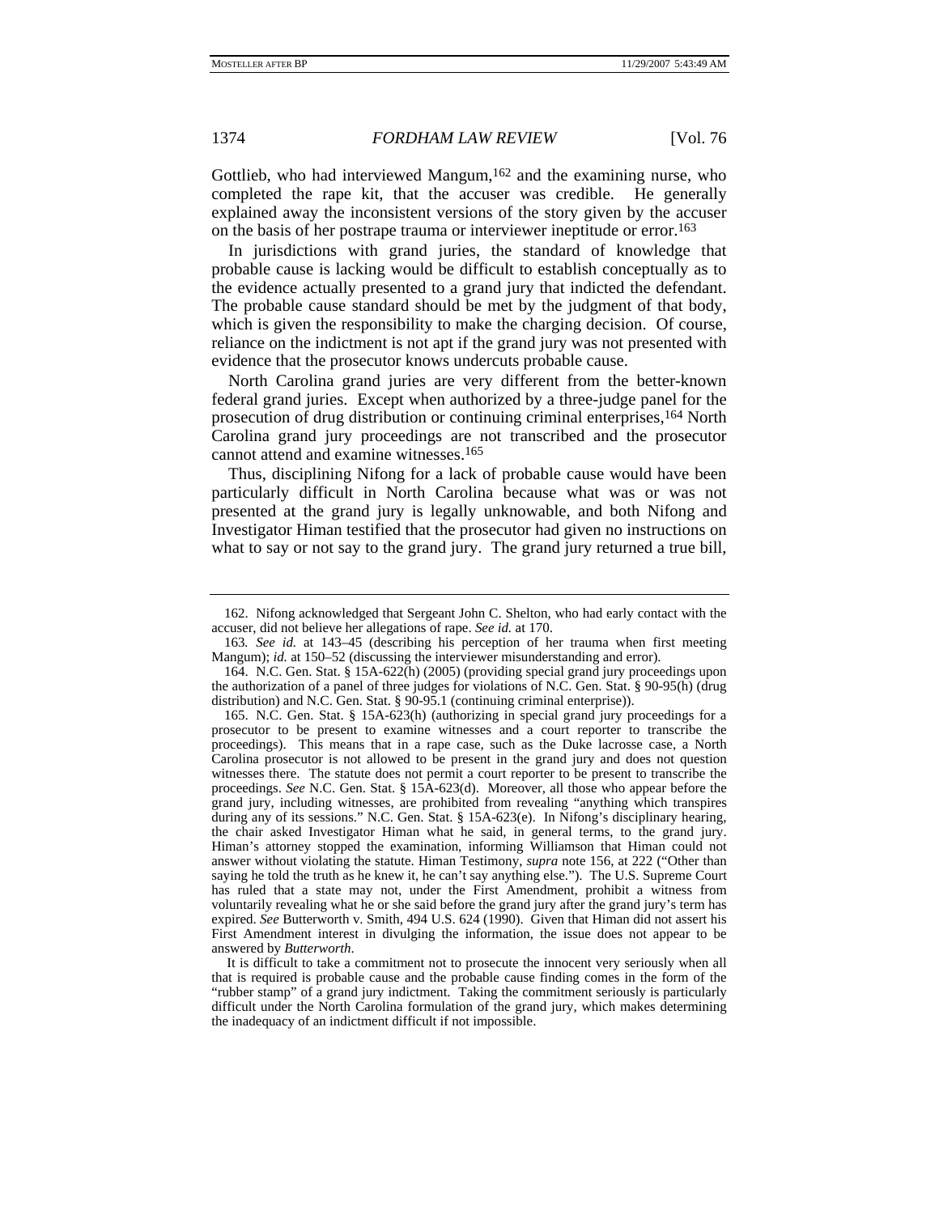Gottlieb, who had interviewed Mangum,[162] and the examining nurse, who completed the rape kit, that the accuser was credible. He generally explained away the inconsistent versions of the story given by the accuser on the basis of her postrape trauma or interviewer ineptitude or error.[163]

In jurisdictions with grand juries, the standard of knowledge that probable cause is lacking would be difficult to establish conceptually as to the evidence actually presented to a grand jury that indicted the defendant. The probable cause standard should be met by the judgment of that body, which is given the responsibility to make the charging decision. Of course, reliance on the indictment is not apt if the grand jury was not presented with evidence that the prosecutor knows undercuts probable cause.

North Carolina grand juries are very different from the better-known federal grand juries. Except when authorized by a three-judge panel for the prosecution of drug distribution or continuing criminal enterprises,[164] North Carolina grand jury proceedings are not transcribed and the prosecutor cannot attend and examine witnesses.[165]

Thus, disciplining Nifong for a lack of probable cause would have been particularly difficult in North Carolina because what was or was not presented at the grand jury is legally unknowable, and both Nifong and Investigator Himan testified that the prosecutor had given no instructions on what to say or not say to the grand jury. The grand jury returned a true bill,

---

162. Nifong acknowledged that Sergeant John C. Shelton, who had early contact with the accuser, did not believe her allegations of rape. *See id.* at 170.

163. *See id.* at 143–45 (describing his perception of her trauma when first meeting Mangum); *id.* at 150–52 (discussing the interviewer misunderstanding and error).

164. N.C. Gen. Stat. § 15A-622(h) (2005) (providing special grand jury proceedings upon the authorization of a panel of three judges for violations of N.C. Gen. Stat. § 90-95(h) (drug distribution) and N.C. Gen. Stat. § 90-95.1 (continuing criminal enterprise)).

165. N.C. Gen. Stat. § 15A-623(h) (authorizing in special grand jury proceedings for a prosecutor to be present to examine witnesses and a court reporter to transcribe the proceedings). This means that in a rape case, such as the Duke lacrosse case, a North Carolina prosecutor is not allowed to be present in the grand jury and does not question witnesses there. The statute does not permit a court reporter to be present to transcribe the proceedings. *See* N.C. Gen. Stat. § 15A-623(d). Moreover, all those who appear before the grand jury, including witnesses, are prohibited from revealing "anything which transpires during any of its sessions." N.C. Gen. Stat. § 15A-623(e). In Nifong's disciplinary hearing, the chair asked Investigator Himan what he said, in general terms, to the grand jury. Himan's attorney stopped the examination, informing Williamson that Himan could not answer without violating the statute. Himan Testimony, *supra* note 156, at 222 ("Other than saying he told the truth as he knew it, he can't say anything else."). The U.S. Supreme Court has ruled that a state may not, under the First Amendment, prohibit a witness from voluntarily revealing what he or she said before the grand jury after the grand jury's term has expired. *See* Butterworth v. Smith, 494 U.S. 624 (1990). Given that Himan did not assert his First Amendment interest in divulging the information, the issue does not appear to be answered by *Butterworth*.

It is difficult to take a commitment not to prosecute the innocent very seriously when all that is required is probable cause and the probable cause finding comes in the form of the "rubber stamp" of a grand jury indictment. Taking the commitment seriously is particularly difficult under the North Carolina formulation of the grand jury, which makes determining the inadequacy of an indictment difficult if not impossible.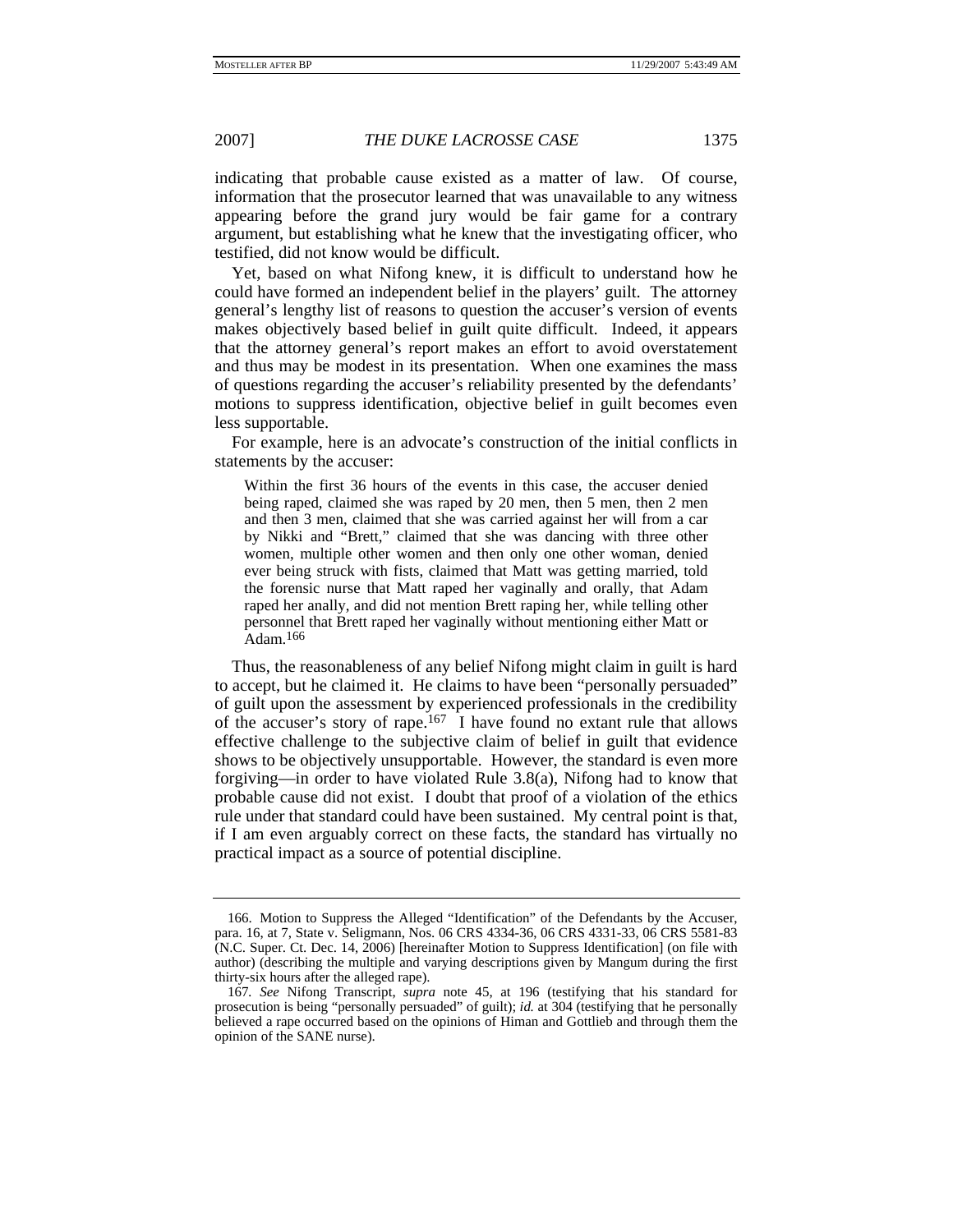indicating that probable cause existed as a matter of law. Of course, information that the prosecutor learned that was unavailable to any witness appearing before the grand jury would be fair game for a contrary argument, but establishing what he knew that the investigating officer, who testified, did not know would be difficult.

Yet, based on what Nifong knew, it is difficult to understand how he could have formed an independent belief in the players' guilt. The attorney general's lengthy list of reasons to question the accuser's version of events makes objectively based belief in guilt quite difficult. Indeed, it appears that the attorney general's report makes an effort to avoid overstatement and thus may be modest in its presentation. When one examines the mass of questions regarding the accuser's reliability presented by the defendants' motions to suppress identification, objective belief in guilt becomes even less supportable.

For example, here is an advocate's construction of the initial conflicts in statements by the accuser:

> Within the first 36 hours of the events in this case, the accuser denied being raped, claimed she was raped by 20 men, then 5 men, then 2 men and then 3 men, claimed that she was carried against her will from a car by Nikki and "Brett," claimed that she was dancing with three other women, multiple other women and then only one other woman, denied ever being struck with fists, claimed that Matt was getting married, told the forensic nurse that Matt raped her vaginally and orally, that Adam raped her anally, and did not mention Brett raping her, while telling other personnel that Brett raped her vaginally without mentioning either Matt or Adam.[166]

Thus, the reasonableness of any belief Nifong might claim in guilt is hard to accept, but he claimed it. He claims to have been "personally persuaded" of guilt upon the assessment by experienced professionals in the credibility of the accuser's story of rape.[167] I have found no extant rule that allows effective challenge to the subjective claim of belief in guilt that evidence shows to be objectively unsupportable. However, the standard is even more forgiving—in order to have violated Rule 3.8(a), Nifong had to know that probable cause did not exist. I doubt that proof of a violation of the ethics rule under that standard could have been sustained. My central point is that, if I am even arguably correct on these facts, the standard has virtually no practical impact as a source of potential discipline.

---

166. Motion to Suppress the Alleged "Identification" of the Defendants by the Accuser, para. 16, at 7, State v. Seligmann, Nos. 06 CRS 4334-36, 06 CRS 4331-33, 06 CRS 5581-83 (N.C. Super. Ct. Dec. 14, 2006) [hereinafter Motion to Suppress Identification] (on file with author) (describing the multiple and varying descriptions given by Mangum during the first thirty-six hours after the alleged rape).

167. *See* Nifong Transcript, *supra* note 45, at 196 (testifying that his standard for prosecution is being "personally persuaded" of guilt); *id.* at 304 (testifying that he personally believed a rape occurred based on the opinions of Himan and Gottlieb and through them the opinion of the SANE nurse).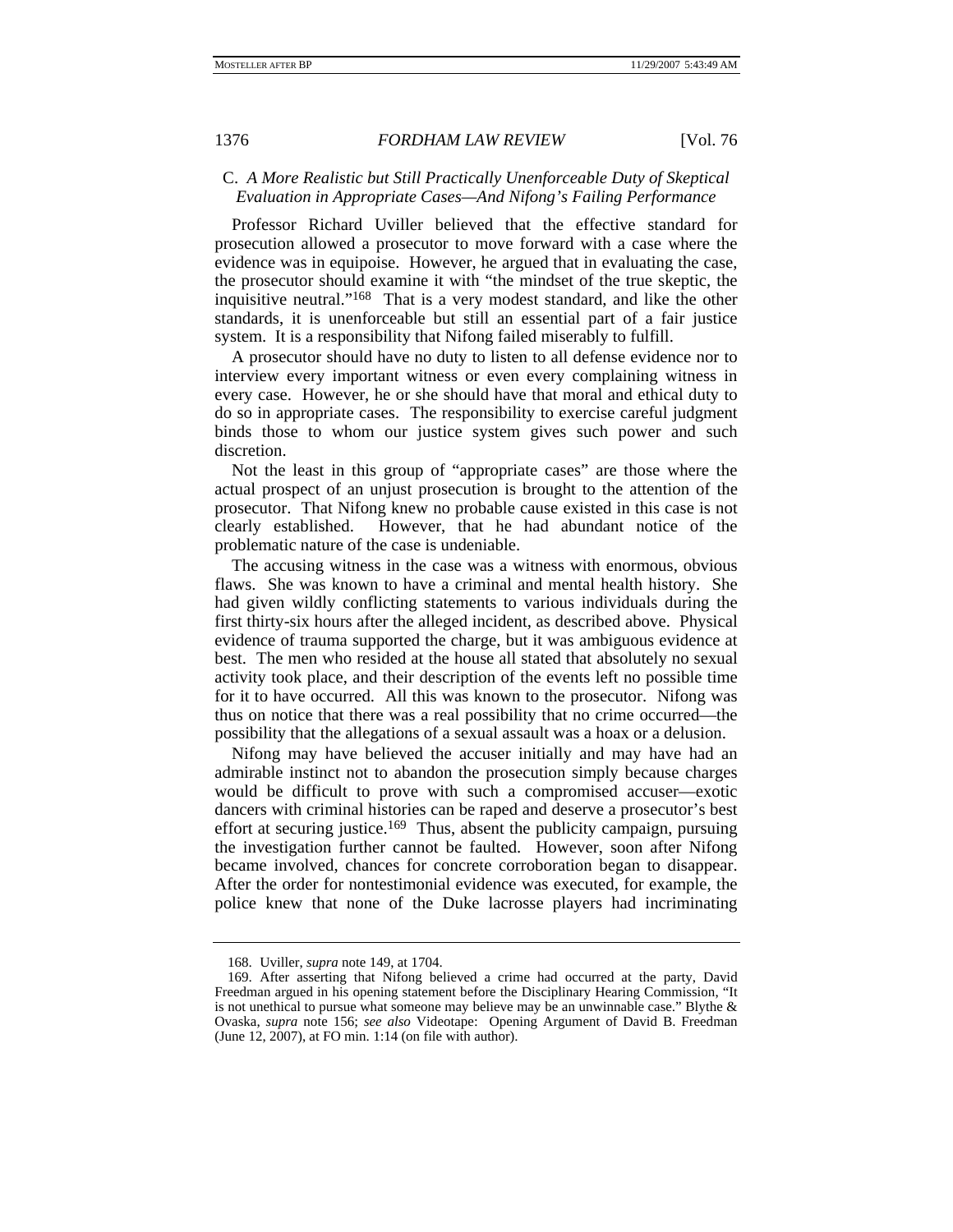### C. *A More Realistic but Still Practically Unenforceable Duty of Skeptical Evaluation in Appropriate Cases—And Nifong's Failing Performance*

Professor Richard Uviller believed that the effective standard for prosecution allowed a prosecutor to move forward with a case where the evidence was in equipoise. However, he argued that in evaluating the case, the prosecutor should examine it with "the mindset of the true skeptic, the inquisitive neutral."[168] That is a very modest standard, and like the other standards, it is unenforceable but still an essential part of a fair justice system. It is a responsibility that Nifong failed miserably to fulfill.

A prosecutor should have no duty to listen to all defense evidence nor to interview every important witness or even every complaining witness in every case. However, he or she should have that moral and ethical duty to do so in appropriate cases. The responsibility to exercise careful judgment binds those to whom our justice system gives such power and such discretion.

Not the least in this group of "appropriate cases" are those where the actual prospect of an unjust prosecution is brought to the attention of the prosecutor. That Nifong knew no probable cause existed in this case is not clearly established. However, that he had abundant notice of the problematic nature of the case is undeniable.

The accusing witness in the case was a witness with enormous, obvious flaws. She was known to have a criminal and mental health history. She had given wildly conflicting statements to various individuals during the first thirty-six hours after the alleged incident, as described above. Physical evidence of trauma supported the charge, but it was ambiguous evidence at best. The men who resided at the house all stated that absolutely no sexual activity took place, and their description of the events left no possible time for it to have occurred. All this was known to the prosecutor. Nifong was thus on notice that there was a real possibility that no crime occurred—the possibility that the allegations of a sexual assault was a hoax or a delusion.

Nifong may have believed the accuser initially and may have had an admirable instinct not to abandon the prosecution simply because charges would be difficult to prove with such a compromised accuser—exotic dancers with criminal histories can be raped and deserve a prosecutor's best effort at securing justice.[169] Thus, absent the publicity campaign, pursuing the investigation further cannot be faulted. However, soon after Nifong became involved, chances for concrete corroboration began to disappear. After the order for nontestimonial evidence was executed, for example, the police knew that none of the Duke lacrosse players had incriminating

---

168. Uviller, *supra* note 149, at 1704.

169. After asserting that Nifong believed a crime had occurred at the party, David Freedman argued in his opening statement before the Disciplinary Hearing Commission, "It is not unethical to pursue what someone may believe may be an unwinnable case." Blythe & Ovaska, *supra* note 156; *see also* Videotape: Opening Argument of David B. Freedman (June 12, 2007), at FO min. 1:14 (on file with author).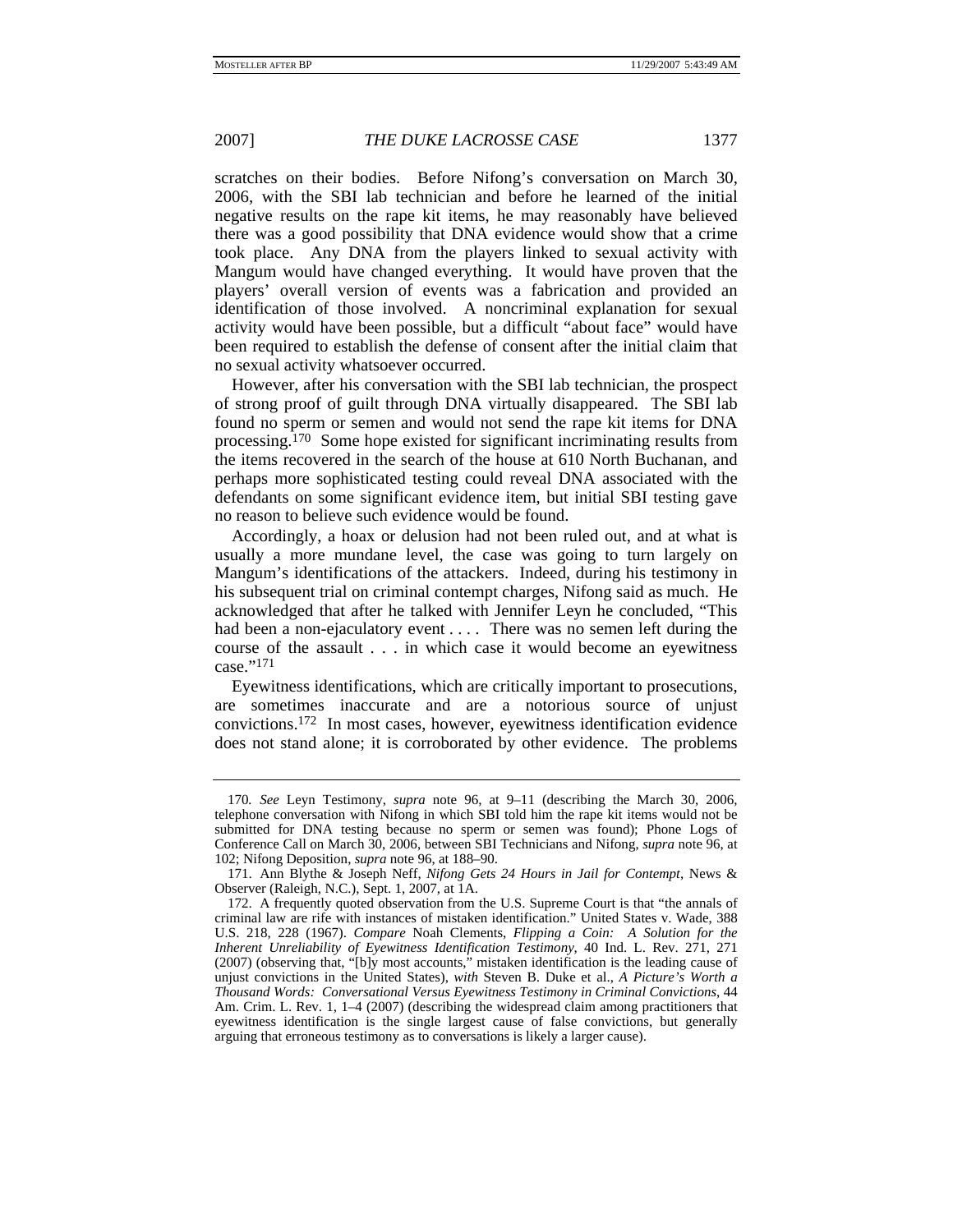scratches on their bodies. Before Nifong's conversation on March 30, 2006, with the SBI lab technician and before he learned of the initial negative results on the rape kit items, he may reasonably have believed there was a good possibility that DNA evidence would show that a crime took place. Any DNA from the players linked to sexual activity with Mangum would have changed everything. It would have proven that the players' overall version of events was a fabrication and provided an identification of those involved. A noncriminal explanation for sexual activity would have been possible, but a difficult "about face" would have been required to establish the defense of consent after the initial claim that no sexual activity whatsoever occurred.

However, after his conversation with the SBI lab technician, the prospect of strong proof of guilt through DNA virtually disappeared. The SBI lab found no sperm or semen and would not send the rape kit items for DNA processing.[170] Some hope existed for significant incriminating results from the items recovered in the search of the house at 610 North Buchanan, and perhaps more sophisticated testing could reveal DNA associated with the defendants on some significant evidence item, but initial SBI testing gave no reason to believe such evidence would be found.

Accordingly, a hoax or delusion had not been ruled out, and at what is usually a more mundane level, the case was going to turn largely on Mangum's identifications of the attackers. Indeed, during his testimony in his subsequent trial on criminal contempt charges, Nifong said as much. He acknowledged that after he talked with Jennifer Leyn he concluded, "This had been a non-ejaculatory event . . . . There was no semen left during the course of the assault . . . in which case it would become an eyewitness case."[171]

Eyewitness identifications, which are critically important to prosecutions, are sometimes inaccurate and are a notorious source of unjust convictions.[172] In most cases, however, eyewitness identification evidence does not stand alone; it is corroborated by other evidence. The problems

---

170. *See* Leyn Testimony, *supra* note 96, at 9–11 (describing the March 30, 2006, telephone conversation with Nifong in which SBI told him the rape kit items would not be submitted for DNA testing because no sperm or semen was found); Phone Logs of Conference Call on March 30, 2006, between SBI Technicians and Nifong, *supra* note 96, at 102; Nifong Deposition, *supra* note 96, at 188–90.

171. Ann Blythe & Joseph Neff, *Nifong Gets 24 Hours in Jail for Contempt*, News & Observer (Raleigh, N.C.), Sept. 1, 2007, at 1A.

172. A frequently quoted observation from the U.S. Supreme Court is that "the annals of criminal law are rife with instances of mistaken identification." United States v. Wade, 388 U.S. 218, 228 (1967). *Compare* Noah Clements, *Flipping a Coin: A Solution for the Inherent Unreliability of Eyewitness Identification Testimony*, 40 Ind. L. Rev. 271, 271 (2007) (observing that, "[b]y most accounts," mistaken identification is the leading cause of unjust convictions in the United States), *with* Steven B. Duke et al., *A Picture's Worth a Thousand Words: Conversational Versus Eyewitness Testimony in Criminal Convictions*, 44 Am. Crim. L. Rev. 1, 1–4 (2007) (describing the widespread claim among practitioners that eyewitness identification is the single largest cause of false convictions, but generally arguing that erroneous testimony as to conversations is likely a larger cause).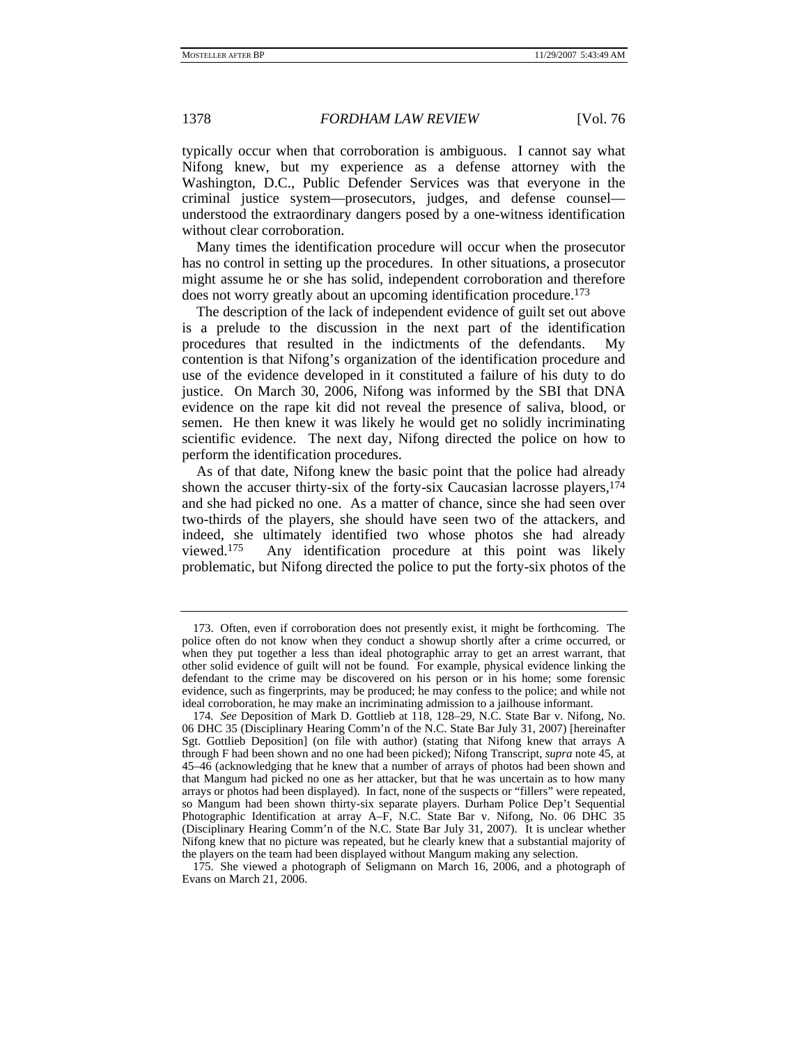typically occur when that corroboration is ambiguous. I cannot say what Nifong knew, but my experience as a defense attorney with the Washington, D.C., Public Defender Services was that everyone in the criminal justice system—prosecutors, judges, and defense counsel—understood the extraordinary dangers posed by a one-witness identification without clear corroboration.

Many times the identification procedure will occur when the prosecutor has no control in setting up the procedures. In other situations, a prosecutor might assume he or she has solid, independent corroboration and therefore does not worry greatly about an upcoming identification procedure.[173]

The description of the lack of independent evidence of guilt set out above is a prelude to the discussion in the next part of the identification procedures that resulted in the indictments of the defendants. My contention is that Nifong's organization of the identification procedure and use of the evidence developed in it constituted a failure of his duty to do justice. On March 30, 2006, Nifong was informed by the SBI that DNA evidence on the rape kit did not reveal the presence of saliva, blood, or semen. He then knew it was likely he would get no solidly incriminating scientific evidence. The next day, Nifong directed the police on how to perform the identification procedures.

As of that date, Nifong knew the basic point that the police had already shown the accuser thirty-six of the forty-six Caucasian lacrosse players,[174] and she had picked no one. As a matter of chance, since she had seen over two-thirds of the players, she should have seen two of the attackers, and indeed, she ultimately identified two whose photos she had already viewed.[175] Any identification procedure at this point was likely problematic, but Nifong directed the police to put the forty-six photos of the

---

173. Often, even if corroboration does not presently exist, it might be forthcoming. The police often do not know when they conduct a showup shortly after a crime occurred, or when they put together a less than ideal photographic array to get an arrest warrant, that other solid evidence of guilt will not be found. For example, physical evidence linking the defendant to the crime may be discovered on his person or in his home; some forensic evidence, such as fingerprints, may be produced; he may confess to the police; and while not ideal corroboration, he may make an incriminating admission to a jailhouse informant.

174. *See* Deposition of Mark D. Gottlieb at 118, 128–29, N.C. State Bar v. Nifong, No. 06 DHC 35 (Disciplinary Hearing Comm'n of the N.C. State Bar July 31, 2007) [hereinafter Sgt. Gottlieb Deposition] (on file with author) (stating that Nifong knew that arrays A through F had been shown and no one had been picked); Nifong Transcript, *supra* note 45, at 45–46 (acknowledging that he knew that a number of arrays of photos had been shown and that Mangum had picked no one as her attacker, but that he was uncertain as to how many arrays or photos had been displayed). In fact, none of the suspects or "fillers" were repeated, so Mangum had been shown thirty-six separate players. Durham Police Dep't Sequential Photographic Identification at array A–F, N.C. State Bar v. Nifong, No. 06 DHC 35 (Disciplinary Hearing Comm'n of the N.C. State Bar July 31, 2007). It is unclear whether Nifong knew that no picture was repeated, but he clearly knew that a substantial majority of the players on the team had been displayed without Mangum making any selection.

175. She viewed a photograph of Seligmann on March 16, 2006, and a photograph of Evans on March 21, 2006.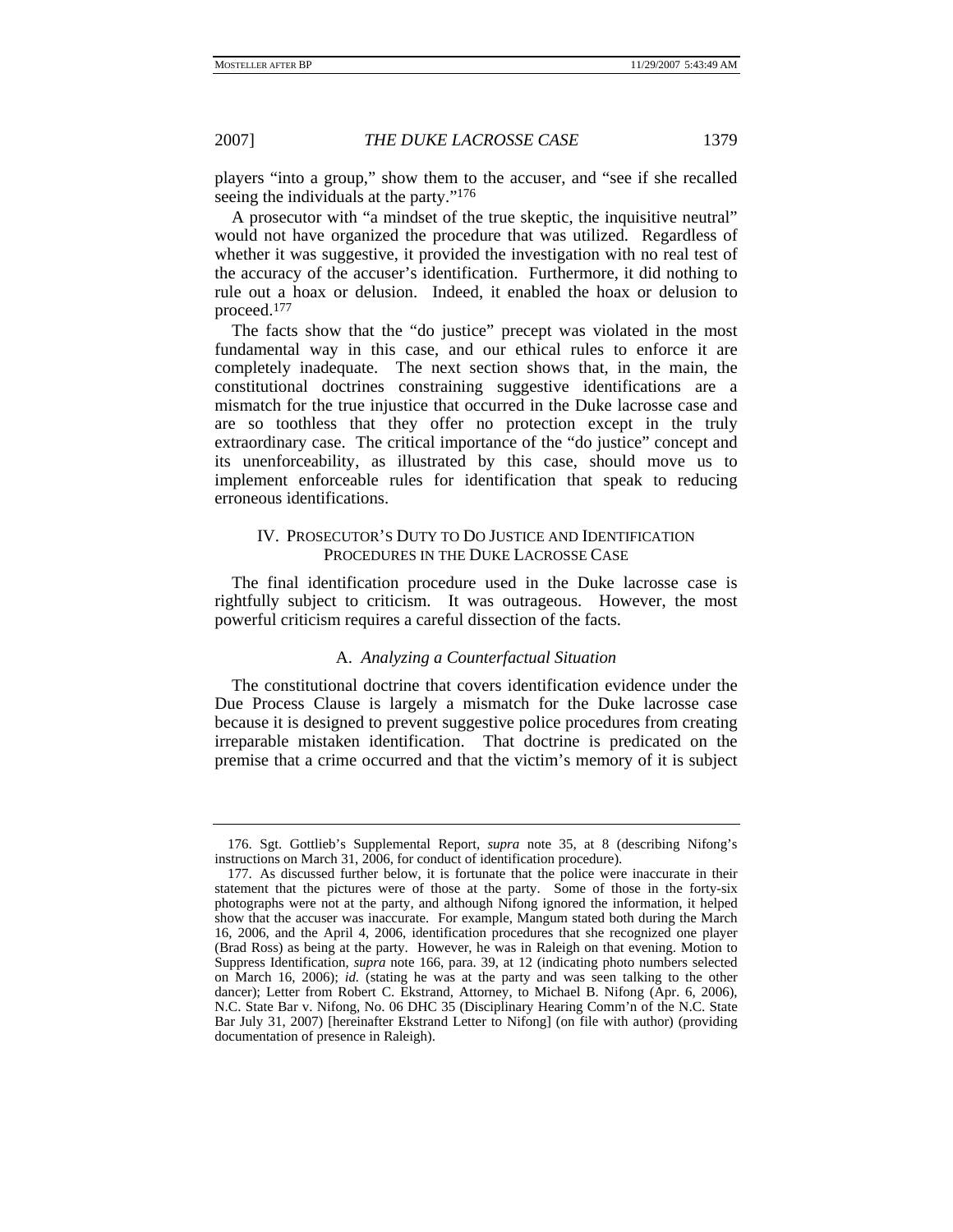players "into a group," show them to the accuser, and "see if she recalled seeing the individuals at the party."[176]

A prosecutor with "a mindset of the true skeptic, the inquisitive neutral" would not have organized the procedure that was utilized. Regardless of whether it was suggestive, it provided the investigation with no real test of the accuracy of the accuser's identification. Furthermore, it did nothing to rule out a hoax or delusion. Indeed, it enabled the hoax or delusion to proceed.[177]

The facts show that the "do justice" precept was violated in the most fundamental way in this case, and our ethical rules to enforce it are completely inadequate. The next section shows that, in the main, the constitutional doctrines constraining suggestive identifications are a mismatch for the true injustice that occurred in the Duke lacrosse case and are so toothless that they offer no protection except in the truly extraordinary case. The critical importance of the "do justice" concept and its unenforceability, as illustrated by this case, should move us to implement enforceable rules for identification that speak to reducing erroneous identifications.

## IV. Prosecutor's Duty to Do Justice and Identification Procedures in the Duke Lacrosse Case

The final identification procedure used in the Duke lacrosse case is rightfully subject to criticism. It was outrageous. However, the most powerful criticism requires a careful dissection of the facts.

### A. *Analyzing a Counterfactual Situation*

The constitutional doctrine that covers identification evidence under the Due Process Clause is largely a mismatch for the Duke lacrosse case because it is designed to prevent suggestive police procedures from creating irreparable mistaken identification. That doctrine is predicated on the premise that a crime occurred and that the victim's memory of it is subject

---

176. Sgt. Gottlieb's Supplemental Report, *supra* note 35, at 8 (describing Nifong's instructions on March 31, 2006, for conduct of identification procedure).

177. As discussed further below, it is fortunate that the police were inaccurate in their statement that the pictures were of those at the party. Some of those in the forty-six photographs were not at the party, and although Nifong ignored the information, it helped show that the accuser was inaccurate. For example, Mangum stated both during the March 16, 2006, and the April 4, 2006, identification procedures that she recognized one player (Brad Ross) as being at the party. However, he was in Raleigh on that evening. Motion to Suppress Identification, *supra* note 166, para. 39, at 12 (indicating photo numbers selected on March 16, 2006); *id.* (stating he was at the party and was seen talking to the other dancer); Letter from Robert C. Ekstrand, Attorney, to Michael B. Nifong (Apr. 6, 2006), N.C. State Bar v. Nifong, No. 06 DHC 35 (Disciplinary Hearing Comm'n of the N.C. State Bar July 31, 2007) [hereinafter Ekstrand Letter to Nifong] (on file with author) (providing documentation of presence in Raleigh).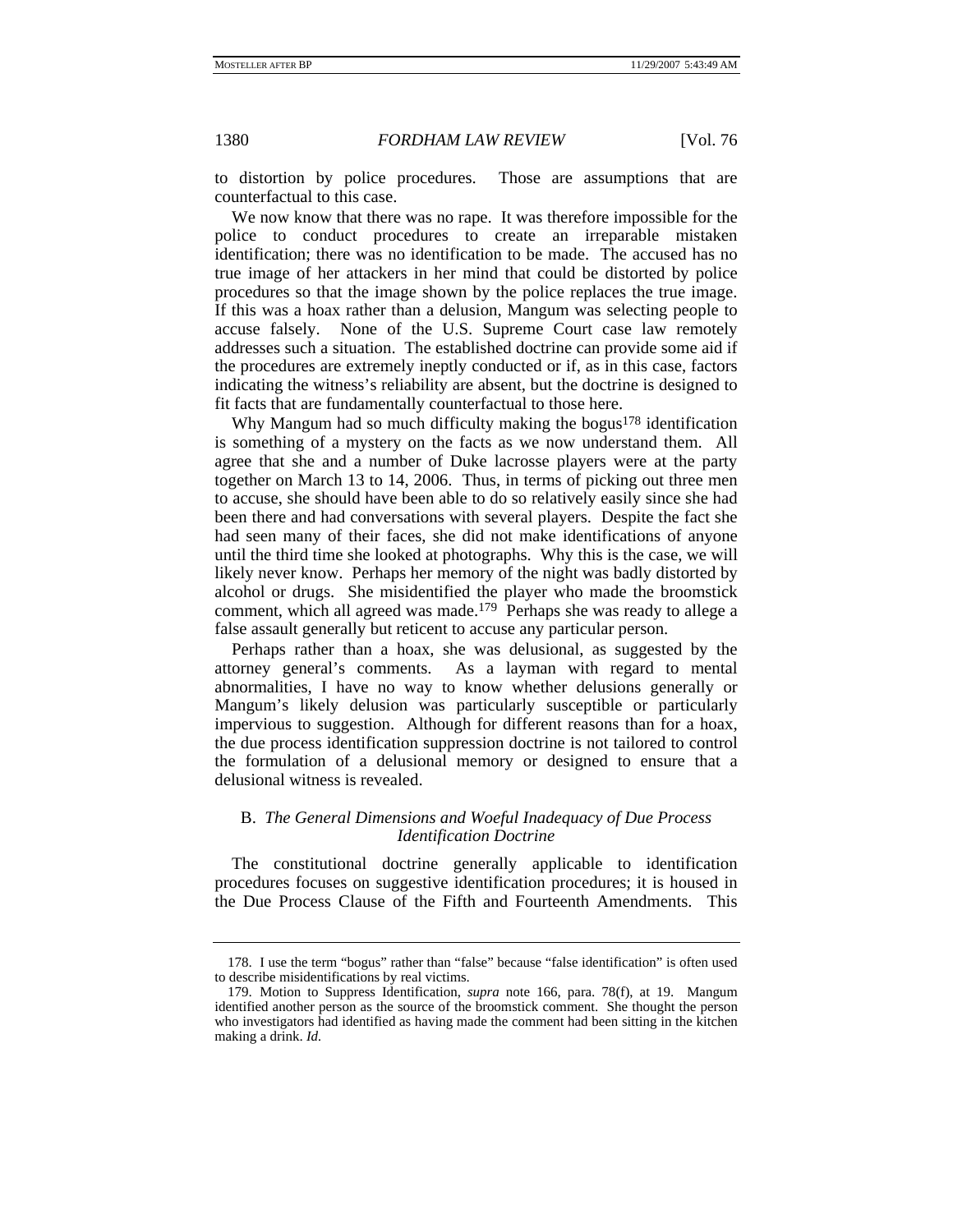to distortion by police procedures. Those are assumptions that are counterfactual to this case.

We now know that there was no rape. It was therefore impossible for the police to conduct procedures to create an irreparable mistaken identification; there was no identification to be made. The accused has no true image of her attackers in her mind that could be distorted by police procedures so that the image shown by the police replaces the true image. If this was a hoax rather than a delusion, Mangum was selecting people to accuse falsely. None of the U.S. Supreme Court case law remotely addresses such a situation. The established doctrine can provide some aid if the procedures are extremely ineptly conducted or if, as in this case, factors indicating the witness's reliability are absent, but the doctrine is designed to fit facts that are fundamentally counterfactual to those here.

Why Mangum had so much difficulty making the bogus[178] identification is something of a mystery on the facts as we now understand them. All agree that she and a number of Duke lacrosse players were at the party together on March 13 to 14, 2006. Thus, in terms of picking out three men to accuse, she should have been able to do so relatively easily since she had been there and had conversations with several players. Despite the fact she had seen many of their faces, she did not make identifications of anyone until the third time she looked at photographs. Why this is the case, we will likely never know. Perhaps her memory of the night was badly distorted by alcohol or drugs. She misidentified the player who made the broomstick comment, which all agreed was made.[179] Perhaps she was ready to allege a false assault generally but reticent to accuse any particular person.

Perhaps rather than a hoax, she was delusional, as suggested by the attorney general's comments. As a layman with regard to mental abnormalities, I have no way to know whether delusions generally or Mangum's likely delusion was particularly susceptible or particularly impervious to suggestion. Although for different reasons than for a hoax, the due process identification suppression doctrine is not tailored to control the formulation of a delusional memory or designed to ensure that a delusional witness is revealed.

### B. *The General Dimensions and Woeful Inadequacy of Due Process Identification Doctrine*

The constitutional doctrine generally applicable to identification procedures focuses on suggestive identification procedures; it is housed in the Due Process Clause of the Fifth and Fourteenth Amendments. This

---

178. I use the term "bogus" rather than "false" because "false identification" is often used to describe misidentifications by real victims.

179. Motion to Suppress Identification, *supra* note 166, para. 78(f), at 19. Mangum identified another person as the source of the broomstick comment. She thought the person who investigators had identified as having made the comment had been sitting in the kitchen making a drink. *Id.*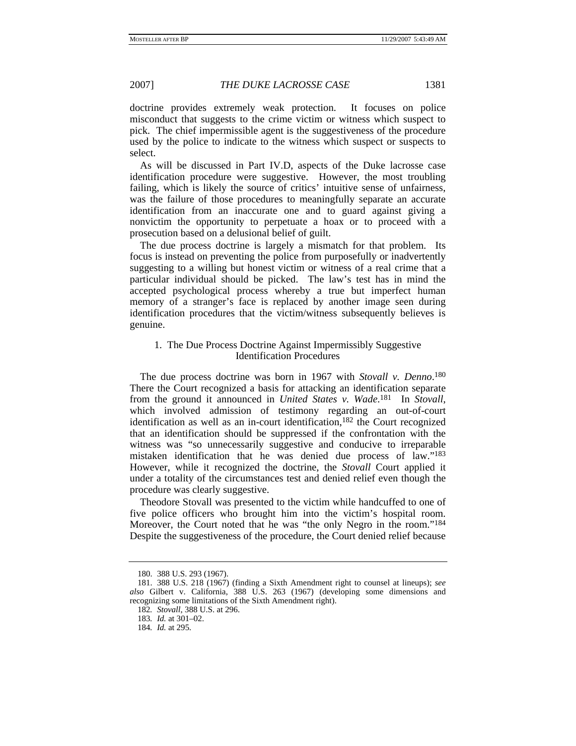doctrine provides extremely weak protection. It focuses on police misconduct that suggests to the crime victim or witness which suspect to pick. The chief impermissible agent is the suggestiveness of the procedure used by the police to indicate to the witness which suspect or suspects to select.

As will be discussed in Part IV.D, aspects of the Duke lacrosse case identification procedure were suggestive. However, the most troubling failing, which is likely the source of critics' intuitive sense of unfairness, was the failure of those procedures to meaningfully separate an accurate identification from an inaccurate one and to guard against giving a nonvictim the opportunity to perpetuate a hoax or to proceed with a prosecution based on a delusional belief of guilt.

The due process doctrine is largely a mismatch for that problem. Its focus is instead on preventing the police from purposefully or inadvertently suggesting to a willing but honest victim or witness of a real crime that a particular individual should be picked. The law's test has in mind the accepted psychological process whereby a true but imperfect human memory of a stranger's face is replaced by another image seen during identification procedures that the victim/witness subsequently believes is genuine.

### 1. The Due Process Doctrine Against Impermissibly Suggestive Identification Procedures

The due process doctrine was born in 1967 with *Stovall v. Denno*.[180] There the Court recognized a basis for attacking an identification separate from the ground it announced in *United States v. Wade*.[181] In *Stovall*, which involved admission of testimony regarding an out-of-court identification as well as an in-court identification,[182] the Court recognized that an identification should be suppressed if the confrontation with the witness was "so unnecessarily suggestive and conducive to irreparable mistaken identification that he was denied due process of law."[183] However, while it recognized the doctrine, the *Stovall* Court applied it under a totality of the circumstances test and denied relief even though the procedure was clearly suggestive.

Theodore Stovall was presented to the victim while handcuffed to one of five police officers who brought him into the victim's hospital room. Moreover, the Court noted that he was "the only Negro in the room."[184] Despite the suggestiveness of the procedure, the Court denied relief because

---

180. 388 U.S. 293 (1967).

181. 388 U.S. 218 (1967) (finding a Sixth Amendment right to counsel at lineups); *see also* Gilbert v. California, 388 U.S. 263 (1967) (developing some dimensions and recognizing some limitations of the Sixth Amendment right).

182. *Stovall*, 388 U.S. at 296.

183. *Id.* at 301–02.

184. *Id.* at 295.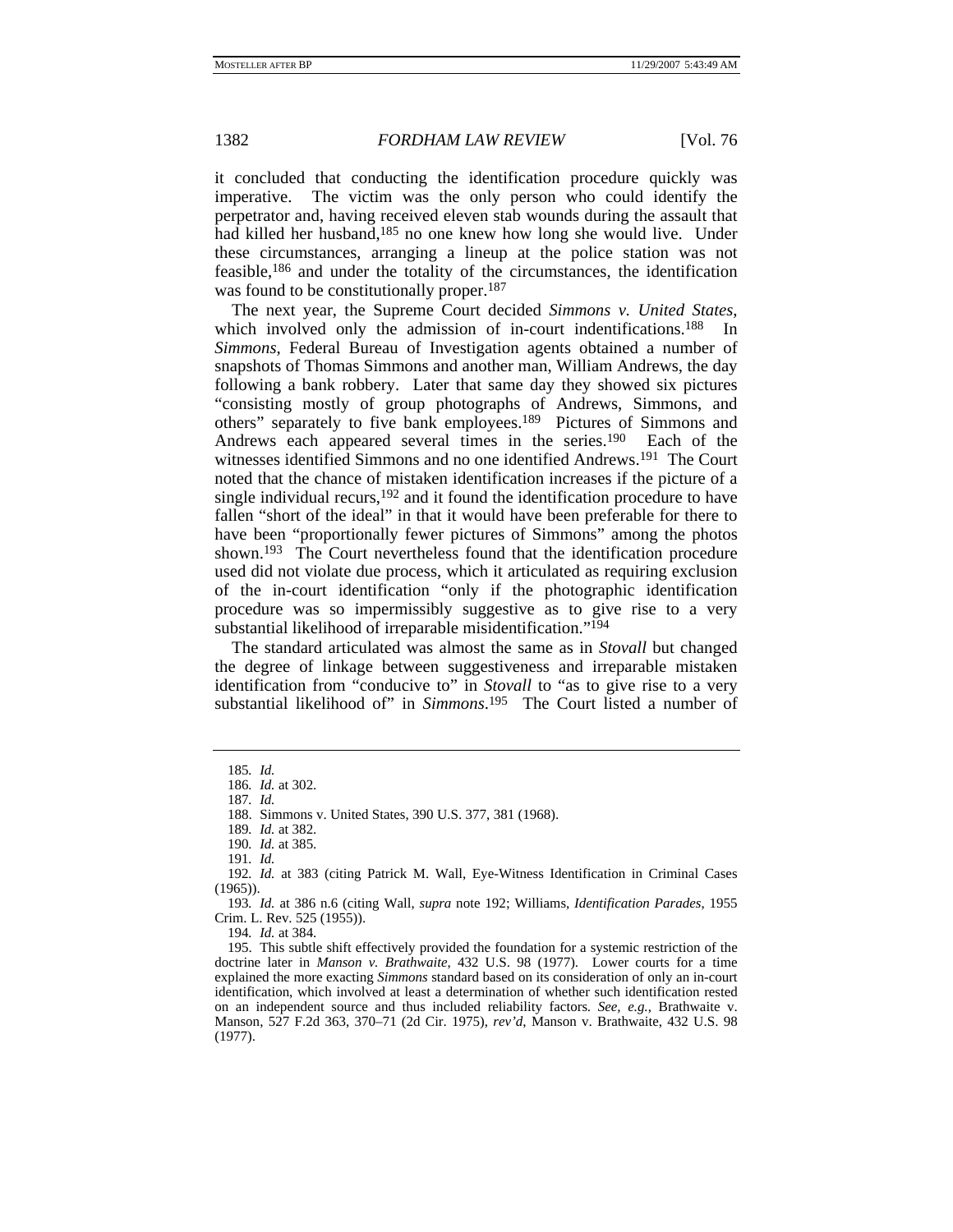it concluded that conducting the identification procedure quickly was imperative. The victim was the only person who could identify the perpetrator and, having received eleven stab wounds during the assault that had killed her husband,[185] no one knew how long she would live. Under these circumstances, arranging a lineup at the police station was not feasible,[186] and under the totality of the circumstances, the identification was found to be constitutionally proper.[187]

The next year, the Supreme Court decided *Simmons v. United States*, which involved only the admission of in-court indentifications.[188] In *Simmons*, Federal Bureau of Investigation agents obtained a number of snapshots of Thomas Simmons and another man, William Andrews, the day following a bank robbery. Later that same day they showed six pictures "consisting mostly of group photographs of Andrews, Simmons, and others" separately to five bank employees.[189] Pictures of Simmons and Andrews each appeared several times in the series.[190] Each of the witnesses identified Simmons and no one identified Andrews.[191] The Court noted that the chance of mistaken identification increases if the picture of a single individual recurs,[192] and it found the identification procedure to have fallen "short of the ideal" in that it would have been preferable for there to have been "proportionally fewer pictures of Simmons" among the photos shown.[193] The Court nevertheless found that the identification procedure used did not violate due process, which it articulated as requiring exclusion of the in-court identification "only if the photographic identification procedure was so impermissibly suggestive as to give rise to a very substantial likelihood of irreparable misidentification."[194]

The standard articulated was almost the same as in *Stovall* but changed the degree of linkage between suggestiveness and irreparable mistaken identification from "conducive to" in *Stovall* to "as to give rise to a very substantial likelihood of" in *Simmons*.[195] The Court listed a number of

---

185. *Id.*

186. *Id.* at 302.

187. *Id.*

188. Simmons v. United States, 390 U.S. 377, 381 (1968).

189. *Id.* at 382.

190. *Id.* at 385.

191. *Id.*

192. *Id.* at 383 (citing Patrick M. Wall, Eye-Witness Identification in Criminal Cases (1965)).

193. *Id.* at 386 n.6 (citing Wall, *supra* note 192; Williams, *Identification Parades*, 1955 Crim. L. Rev. 525 (1955)).

194. *Id.* at 384.

195. This subtle shift effectively provided the foundation for a systemic restriction of the doctrine later in *Manson v. Brathwaite*, 432 U.S. 98 (1977). Lower courts for a time explained the more exacting *Simmons* standard based on its consideration of only an in-court identification, which involved at least a determination of whether such identification rested on an independent source and thus included reliability factors. *See, e.g.*, Brathwaite v. Manson, 527 F.2d 363, 370–71 (2d Cir. 1975), *rev'd*, Manson v. Brathwaite, 432 U.S. 98 (1977).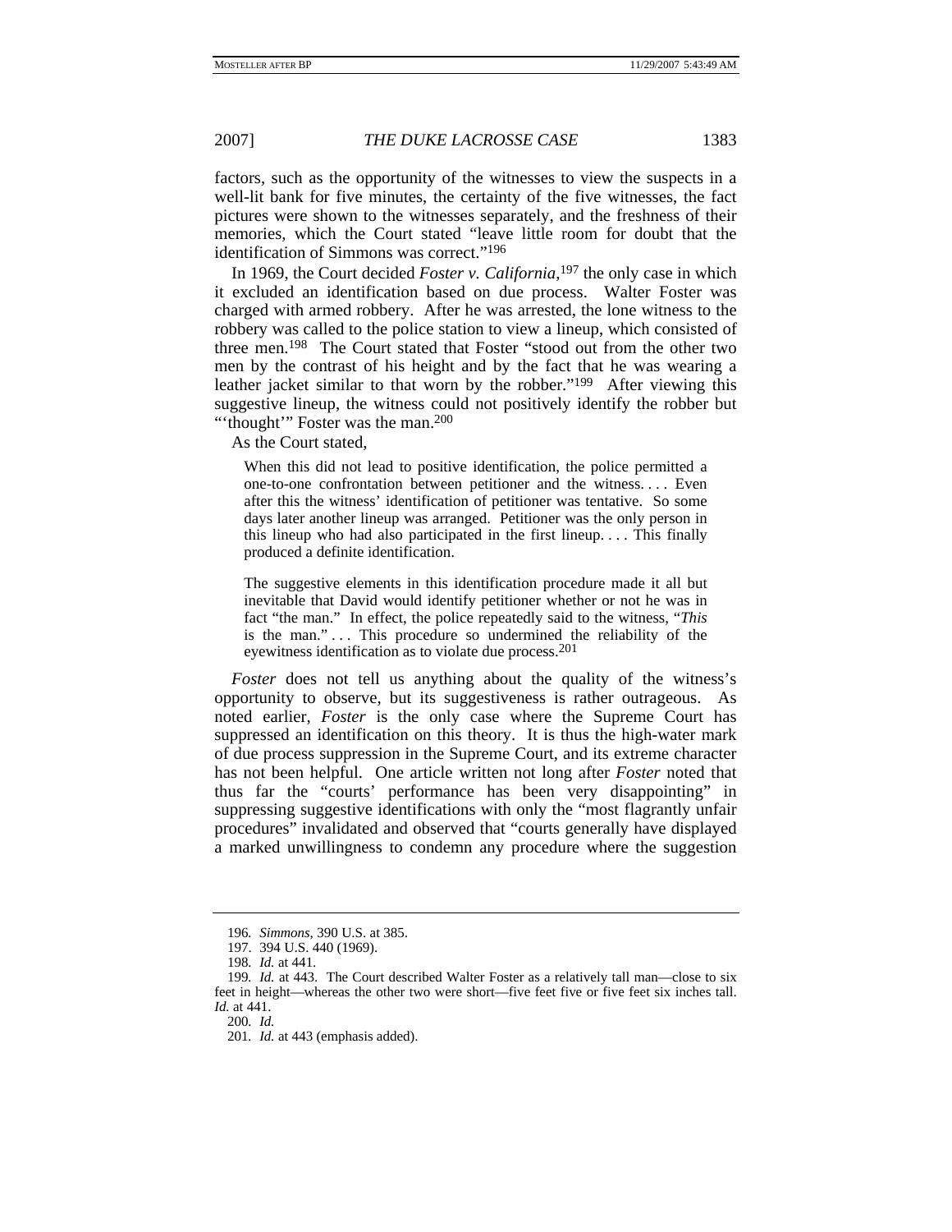factors, such as the opportunity of the witnesses to view the suspects in a well-lit bank for five minutes, the certainty of the five witnesses, the fact pictures were shown to the witnesses separately, and the freshness of their memories, which the Court stated "leave little room for doubt that the identification of Simmons was correct."[196]

In 1969, the Court decided *Foster v. California*,[197] the only case in which it excluded an identification based on due process. Walter Foster was charged with armed robbery. After he was arrested, the lone witness to the robbery was called to the police station to view a lineup, which consisted of three men.[198] The Court stated that Foster "stood out from the other two men by the contrast of his height and by the fact that he was wearing a leather jacket similar to that worn by the robber."[199] After viewing this suggestive lineup, the witness could not positively identify the robber but "'thought'" Foster was the man.[200]

As the Court stated,

> When this did not lead to positive identification, the police permitted a one-to-one confrontation between petitioner and the witness. . . . Even after this the witness' identification of petitioner was tentative. So some days later another lineup was arranged. Petitioner was the only person in this lineup who had also participated in the first lineup. . . . This finally produced a definite identification.
>
> The suggestive elements in this identification procedure made it all but inevitable that David would identify petitioner whether or not he was in fact "the man." In effect, the police repeatedly said to the witness, "*This* is the man." . . . This procedure so undermined the reliability of the eyewitness identification as to violate due process.[201]

*Foster* does not tell us anything about the quality of the witness's opportunity to observe, but its suggestiveness is rather outrageous. As noted earlier, *Foster* is the only case where the Supreme Court has suppressed an identification on this theory. It is thus the high-water mark of due process suppression in the Supreme Court, and its extreme character has not been helpful. One article written not long after *Foster* noted that thus far the "courts' performance has been very disappointing" in suppressing suggestive identifications with only the "most flagrantly unfair procedures" invalidated and observed that "courts generally have displayed a marked unwillingness to condemn any procedure where the suggestion

---

196. *Simmons*, 390 U.S. at 385.

197. 394 U.S. 440 (1969).

198. *Id.* at 441.

199. *Id.* at 443. The Court described Walter Foster as a relatively tall man—close to six feet in height—whereas the other two were short—five feet five or five feet six inches tall. *Id.* at 441.

200. *Id.*

201. *Id.* at 443 (emphasis added).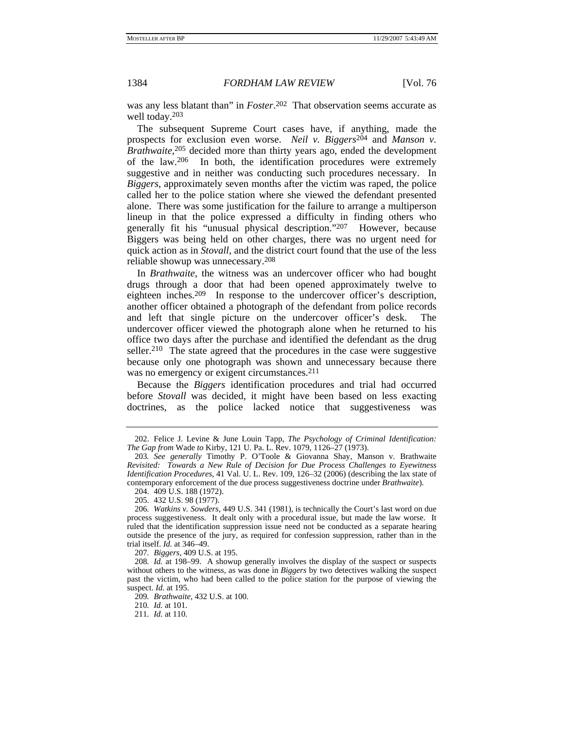was any less blatant than" in *Foster*.[202] That observation seems accurate as well today.[203]

The subsequent Supreme Court cases have, if anything, made the prospects for exclusion even worse. *Neil v. Biggers*[204] and *Manson v. Brathwaite*,[205] decided more than thirty years ago, ended the development of the law.[206] In both, the identification procedures were extremely suggestive and in neither was conducting such procedures necessary. In *Biggers*, approximately seven months after the victim was raped, the police called her to the police station where she viewed the defendant presented alone. There was some justification for the failure to arrange a multiperson lineup in that the police expressed a difficulty in finding others who generally fit his "unusual physical description."[207] However, because Biggers was being held on other charges, there was no urgent need for quick action as in *Stovall*, and the district court found that the use of the less reliable showup was unnecessary.[208]

In *Brathwaite*, the witness was an undercover officer who had bought drugs through a door that had been opened approximately twelve to eighteen inches.[209] In response to the undercover officer's description, another officer obtained a photograph of the defendant from police records and left that single picture on the undercover officer's desk. The undercover officer viewed the photograph alone when he returned to his office two days after the purchase and identified the defendant as the drug seller.[210] The state agreed that the procedures in the case were suggestive because only one photograph was shown and unnecessary because there was no emergency or exigent circumstances.[211]

Because the *Biggers* identification procedures and trial had occurred before *Stovall* was decided, it might have been based on less exacting doctrines, as the police lacked notice that suggestiveness was

---

202. Felice J. Levine & June Louin Tapp, *The Psychology of Criminal Identification: The Gap from* Wade *to* Kirby, 121 U. Pa. L. Rev. 1079, 1126–27 (1973).

203. *See generally* Timothy P. O'Toole & Giovanna Shay, Manson v. Brathwaite *Revisited: Towards a New Rule of Decision for Due Process Challenges to Eyewitness Identification Procedures*, 41 Val. U. L. Rev. 109, 126–32 (2006) (describing the lax state of contemporary enforcement of the due process suggestiveness doctrine under *Brathwaite*).

204. 409 U.S. 188 (1972).

205. 432 U.S. 98 (1977).

206. *Watkins v. Sowders*, 449 U.S. 341 (1981), is technically the Court's last word on due process suggestiveness. It dealt only with a procedural issue, but made the law worse. It ruled that the identification suppression issue need not be conducted as a separate hearing outside the presence of the jury, as required for confession suppression, rather than in the trial itself. *Id.* at 346–49.

207. *Biggers*, 409 U.S. at 195.

208. *Id.* at 198–99. A showup generally involves the display of the suspect or suspects without others to the witness, as was done in *Biggers* by two detectives walking the suspect past the victim, who had been called to the police station for the purpose of viewing the suspect. *Id.* at 195.

209. *Brathwaite*, 432 U.S. at 100.

210. *Id.* at 101.

211. *Id.* at 110.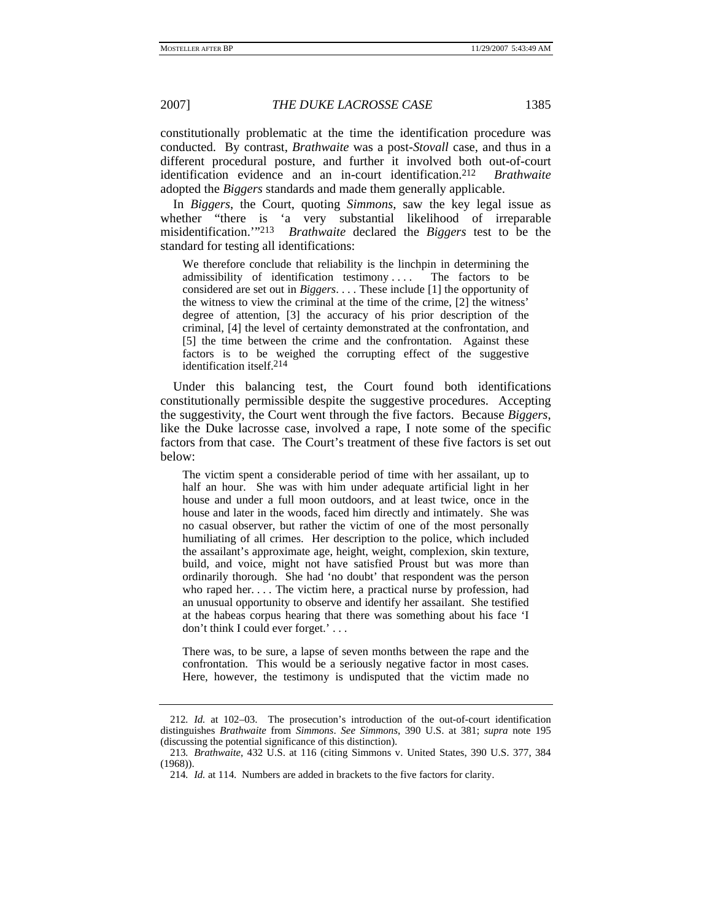constitutionally problematic at the time the identification procedure was conducted. By contrast, *Brathwaite* was a post-*Stovall* case, and thus in a different procedural posture, and further it involved both out-of-court identification evidence and an in-court identification.[212] *Brathwaite* adopted the *Biggers* standards and made them generally applicable.

In *Biggers*, the Court, quoting *Simmons*, saw the key legal issue as whether "there is 'a very substantial likelihood of irreparable misidentification.'"[213] *Brathwaite* declared the *Biggers* test to be the standard for testing all identifications:

> We therefore conclude that reliability is the linchpin in determining the admissibility of identification testimony . . . . The factors to be considered are set out in *Biggers*. . . . These include [1] the opportunity of the witness to view the criminal at the time of the crime, [2] the witness' degree of attention, [3] the accuracy of his prior description of the criminal, [4] the level of certainty demonstrated at the confrontation, and [5] the time between the crime and the confrontation. Against these factors is to be weighed the corrupting effect of the suggestive identification itself.[214]

Under this balancing test, the Court found both identifications constitutionally permissible despite the suggestive procedures. Accepting the suggestivity, the Court went through the five factors. Because *Biggers*, like the Duke lacrosse case, involved a rape, I note some of the specific factors from that case. The Court's treatment of these five factors is set out below:

> The victim spent a considerable period of time with her assailant, up to half an hour. She was with him under adequate artificial light in her house and under a full moon outdoors, and at least twice, once in the house and later in the woods, faced him directly and intimately. She was no casual observer, but rather the victim of one of the most personally humiliating of all crimes. Her description to the police, which included the assailant's approximate age, height, weight, complexion, skin texture, build, and voice, might not have satisfied Proust but was more than ordinarily thorough. She had 'no doubt' that respondent was the person who raped her. . . . The victim here, a practical nurse by profession, had an unusual opportunity to observe and identify her assailant. She testified at the habeas corpus hearing that there was something about his face 'I don't think I could ever forget.' . . .
>
> There was, to be sure, a lapse of seven months between the rape and the confrontation. This would be a seriously negative factor in most cases. Here, however, the testimony is undisputed that the victim made no

---

212. *Id.* at 102–03. The prosecution's introduction of the out-of-court identification distinguishes *Brathwaite* from *Simmons*. *See Simmons*, 390 U.S. at 381; *supra* note 195 (discussing the potential significance of this distinction).

213. *Brathwaite*, 432 U.S. at 116 (citing Simmons v. United States, 390 U.S. 377, 384 (1968)).

214. *Id.* at 114. Numbers are added in brackets to the five factors for clarity.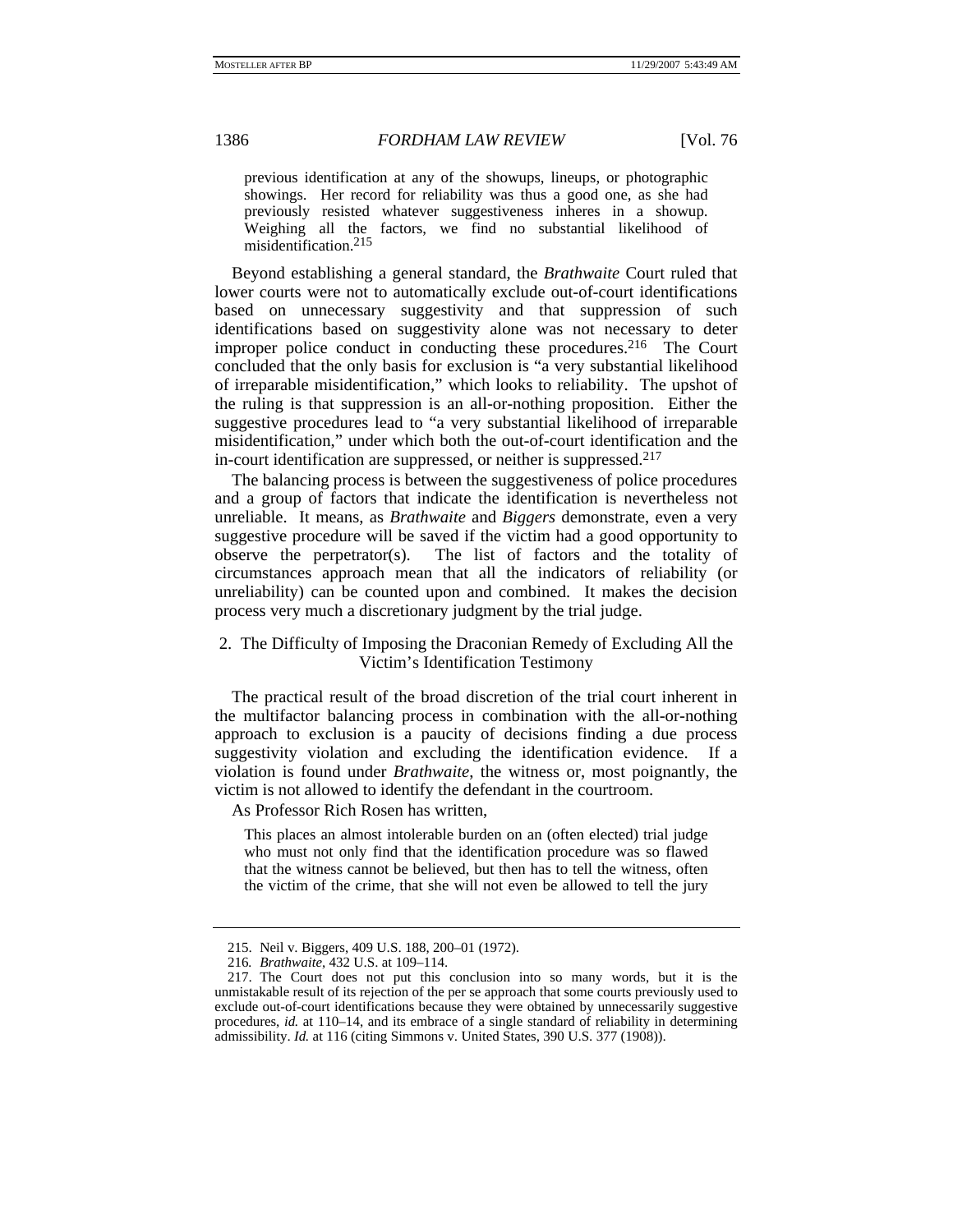> previous identification at any of the showups, lineups, or photographic showings. Her record for reliability was thus a good one, as she had previously resisted whatever suggestiveness inheres in a showup. Weighing all the factors, we find no substantial likelihood of misidentification.[215]

Beyond establishing a general standard, the *Brathwaite* Court ruled that lower courts were not to automatically exclude out-of-court identifications based on unnecessary suggestivity and that suppression of such identifications based on suggestivity alone was not necessary to deter improper police conduct in conducting these procedures.[216] The Court concluded that the only basis for exclusion is "a very substantial likelihood of irreparable misidentification," which looks to reliability. The upshot of the ruling is that suppression is an all-or-nothing proposition. Either the suggestive procedures lead to "a very substantial likelihood of irreparable misidentification," under which both the out-of-court identification and the in-court identification are suppressed, or neither is suppressed.[217]

The balancing process is between the suggestiveness of police procedures and a group of factors that indicate the identification is nevertheless not unreliable. It means, as *Brathwaite* and *Biggers* demonstrate, even a very suggestive procedure will be saved if the victim had a good opportunity to observe the perpetrator(s). The list of factors and the totality of circumstances approach mean that all the indicators of reliability (or unreliability) can be counted upon and combined. It makes the decision process very much a discretionary judgment by the trial judge.

### 2. The Difficulty of Imposing the Draconian Remedy of Excluding All the Victim's Identification Testimony

The practical result of the broad discretion of the trial court inherent in the multifactor balancing process in combination with the all-or-nothing approach to exclusion is a paucity of decisions finding a due process suggestivity violation and excluding the identification evidence. If a violation is found under *Brathwaite*, the witness or, most poignantly, the victim is not allowed to identify the defendant in the courtroom.

As Professor Rich Rosen has written,

> This places an almost intolerable burden on an (often elected) trial judge who must not only find that the identification procedure was so flawed that the witness cannot be believed, but then has to tell the witness, often the victim of the crime, that she will not even be allowed to tell the jury

---

215. Neil v. Biggers, 409 U.S. 188, 200–01 (1972).

216. *Brathwaite*, 432 U.S. at 109–114.

217. The Court does not put this conclusion into so many words, but it is the unmistakable result of its rejection of the per se approach that some courts previously used to exclude out-of-court identifications because they were obtained by unnecessarily suggestive procedures, *id.* at 110–14, and its embrace of a single standard of reliability in determining admissibility. *Id.* at 116 (citing Simmons v. United States, 390 U.S. 377 (1908)).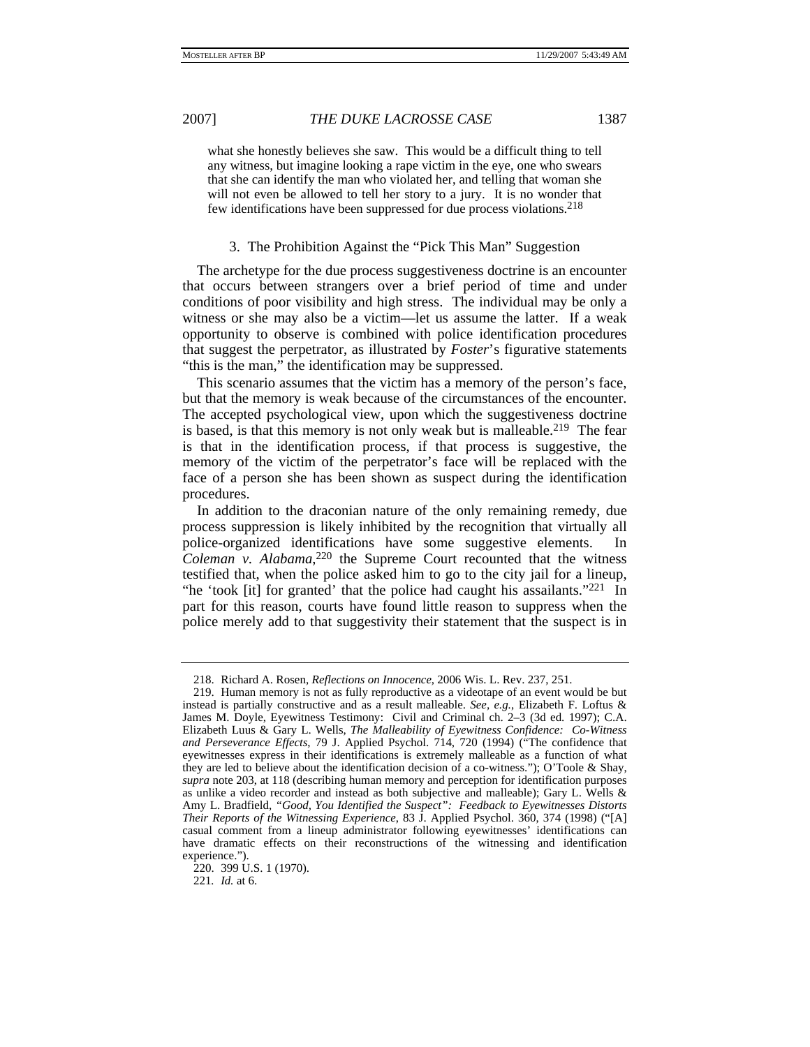what she honestly believes she saw. This would be a difficult thing to tell any witness, but imagine looking a rape victim in the eye, one who swears that she can identify the man who violated her, and telling that woman she will not even be allowed to tell her story to a jury. It is no wonder that few identifications have been suppressed for due process violations.[218]

### 3. The Prohibition Against the "Pick This Man" Suggestion

The archetype for the due process suggestiveness doctrine is an encounter that occurs between strangers over a brief period of time and under conditions of poor visibility and high stress. The individual may be only a witness or she may also be a victim—let us assume the latter. If a weak opportunity to observe is combined with police identification procedures that suggest the perpetrator, as illustrated by *Foster*'s figurative statements "this is the man," the identification may be suppressed.

This scenario assumes that the victim has a memory of the person's face, but that the memory is weak because of the circumstances of the encounter. The accepted psychological view, upon which the suggestiveness doctrine is based, is that this memory is not only weak but is malleable.[219] The fear is that in the identification process, if that process is suggestive, the memory of the victim of the perpetrator's face will be replaced with the face of a person she has been shown as suspect during the identification procedures.

In addition to the draconian nature of the only remaining remedy, due process suppression is likely inhibited by the recognition that virtually all police-organized identifications have some suggestive elements. In *Coleman v. Alabama*,[220] the Supreme Court recounted that the witness testified that, when the police asked him to go to the city jail for a lineup, "he 'took [it] for granted' that the police had caught his assailants."[221] In part for this reason, courts have found little reason to suppress when the police merely add to that suggestivity their statement that the suspect is in

---

218. Richard A. Rosen, *Reflections on Innocence*, 2006 Wis. L. Rev. 237, 251.

219. Human memory is not as fully reproductive as a videotape of an event would be but instead is partially constructive and as a result malleable. *See, e.g.*, Elizabeth F. Loftus & James M. Doyle, Eyewitness Testimony: Civil and Criminal ch. 2–3 (3d ed. 1997); C.A. Elizabeth Luus & Gary L. Wells, *The Malleability of Eyewitness Confidence: Co-Witness and Perseverance Effects*, 79 J. Applied Psychol. 714, 720 (1994) ("The confidence that eyewitnesses express in their identifications is extremely malleable as a function of what they are led to believe about the identification decision of a co-witness."); O'Toole & Shay, *supra* note 203, at 118 (describing human memory and perception for identification purposes as unlike a video recorder and instead as both subjective and malleable); Gary L. Wells & Amy L. Bradfield, *"Good, You Identified the Suspect": Feedback to Eyewitnesses Distorts Their Reports of the Witnessing Experience*, 83 J. Applied Psychol. 360, 374 (1998) ("[A] casual comment from a lineup administrator following eyewitnesses' identifications can have dramatic effects on their reconstructions of the witnessing and identification experience.").

220. 399 U.S. 1 (1970).

221. *Id.* at 6.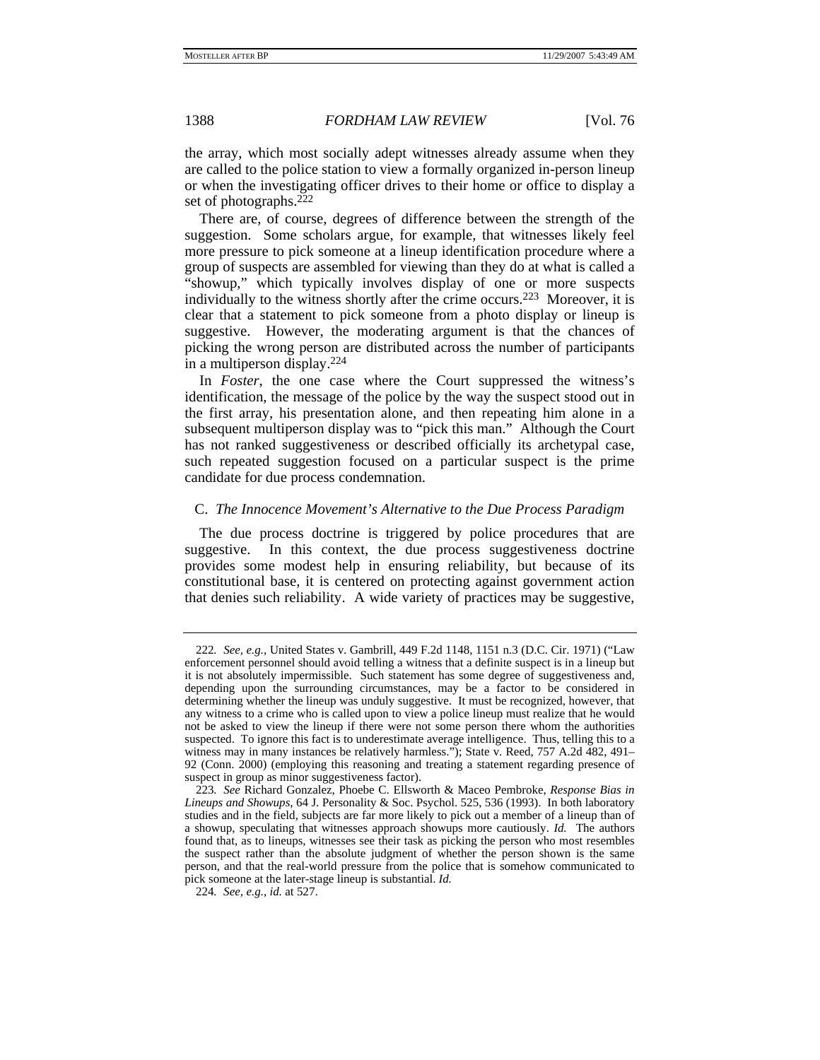the array, which most socially adept witnesses already assume when they are called to the police station to view a formally organized in-person lineup or when the investigating officer drives to their home or office to display a set of photographs.[222]

There are, of course, degrees of difference between the strength of the suggestion. Some scholars argue, for example, that witnesses likely feel more pressure to pick someone at a lineup identification procedure where a group of suspects are assembled for viewing than they do at what is called a "showup," which typically involves display of one or more suspects individually to the witness shortly after the crime occurs.[223] Moreover, it is clear that a statement to pick someone from a photo display or lineup is suggestive. However, the moderating argument is that the chances of picking the wrong person are distributed across the number of participants in a multiperson display.[224]

In *Foster*, the one case where the Court suppressed the witness's identification, the message of the police by the way the suspect stood out in the first array, his presentation alone, and then repeating him alone in a subsequent multiperson display was to "pick this man." Although the Court has not ranked suggestiveness or described officially its archetypal case, such repeated suggestion focused on a particular suspect is the prime candidate for due process condemnation.

### C. *The Innocence Movement's Alternative to the Due Process Paradigm*

The due process doctrine is triggered by police procedures that are suggestive. In this context, the due process suggestiveness doctrine provides some modest help in ensuring reliability, but because of its constitutional base, it is centered on protecting against government action that denies such reliability. A wide variety of practices may be suggestive,

---

222. *See, e.g.*, United States v. Gambrill, 449 F.2d 1148, 1151 n.3 (D.C. Cir. 1971) ("Law enforcement personnel should avoid telling a witness that a definite suspect is in a lineup but it is not absolutely impermissible. Such statement has some degree of suggestiveness and, depending upon the surrounding circumstances, may be a factor to be considered in determining whether the lineup was unduly suggestive. It must be recognized, however, that any witness to a crime who is called upon to view a police lineup must realize that he would not be asked to view the lineup if there were not some person there whom the authorities suspected. To ignore this fact is to underestimate average intelligence. Thus, telling this to a witness may in many instances be relatively harmless."); State v. Reed, 757 A.2d 482, 491–92 (Conn. 2000) (employing this reasoning and treating a statement regarding presence of suspect in group as minor suggestiveness factor).

223. *See* Richard Gonzalez, Phoebe C. Ellsworth & Maceo Pembroke, *Response Bias in Lineups and Showups*, 64 J. Personality & Soc. Psychol. 525, 536 (1993). In both laboratory studies and in the field, subjects are far more likely to pick out a member of a lineup than of a showup, speculating that witnesses approach showups more cautiously. *Id.* The authors found that, as to lineups, witnesses see their task as picking the person who most resembles the suspect rather than the absolute judgment of whether the person shown is the same person, and that the real-world pressure from the police that is somehow communicated to pick someone at the later-stage lineup is substantial. *Id.*

224. *See, e.g.*, *id.* at 527.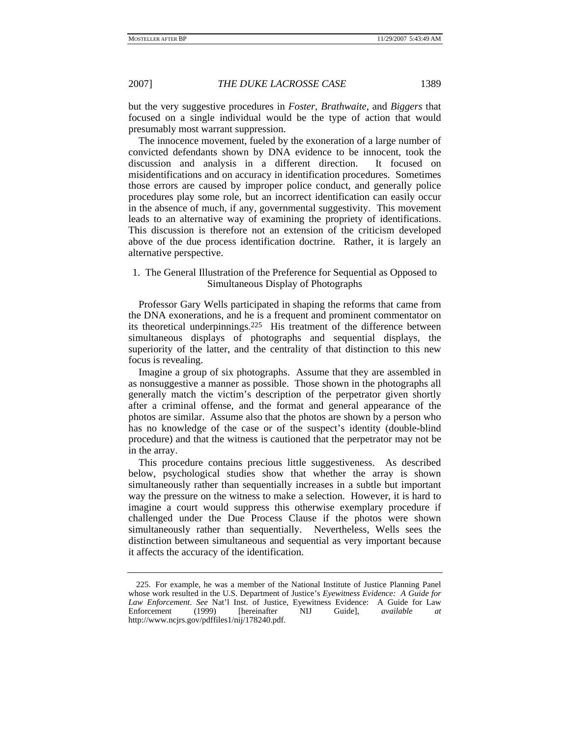but the very suggestive procedures in *Foster*, *Brathwaite*, and *Biggers* that focused on a single individual would be the type of action that would presumably most warrant suppression.

The innocence movement, fueled by the exoneration of a large number of convicted defendants shown by DNA evidence to be innocent, took the discussion and analysis in a different direction. It focused on misidentifications and on accuracy in identification procedures. Sometimes those errors are caused by improper police conduct, and generally police procedures play some role, but an incorrect identification can easily occur in the absence of much, if any, governmental suggestivity. This movement leads to an alternative way of examining the propriety of identifications. This discussion is therefore not an extension of the criticism developed above of the due process identification doctrine. Rather, it is largely an alternative perspective.

### 1. The General Illustration of the Preference for Sequential as Opposed to Simultaneous Display of Photographs

Professor Gary Wells participated in shaping the reforms that came from the DNA exonerations, and he is a frequent and prominent commentator on its theoretical underpinnings.[225] His treatment of the difference between simultaneous displays of photographs and sequential displays, the superiority of the latter, and the centrality of that distinction to this new focus is revealing.

Imagine a group of six photographs. Assume that they are assembled in as nonsuggestive a manner as possible. Those shown in the photographs all generally match the victim's description of the perpetrator given shortly after a criminal offense, and the format and general appearance of the photos are similar. Assume also that the photos are shown by a person who has no knowledge of the case or of the suspect's identity (double-blind procedure) and that the witness is cautioned that the perpetrator may not be in the array.

This procedure contains precious little suggestiveness. As described below, psychological studies show that whether the array is shown simultaneously rather than sequentially increases in a subtle but important way the pressure on the witness to make a selection. However, it is hard to imagine a court would suppress this otherwise exemplary procedure if challenged under the Due Process Clause if the photos were shown simultaneously rather than sequentially. Nevertheless, Wells sees the distinction between simultaneous and sequential as very important because it affects the accuracy of the identification.

---

225. For example, he was a member of the National Institute of Justice Planning Panel whose work resulted in the U.S. Department of Justice's *Eyewitness Evidence: A Guide for Law Enforcement*. *See* Nat'l Inst. of Justice, Eyewitness Evidence: A Guide for Law Enforcement (1999) [hereinafter NIJ Guide], *available at* http://www.ncjrs.gov/pdffiles1/nij/178240.pdf.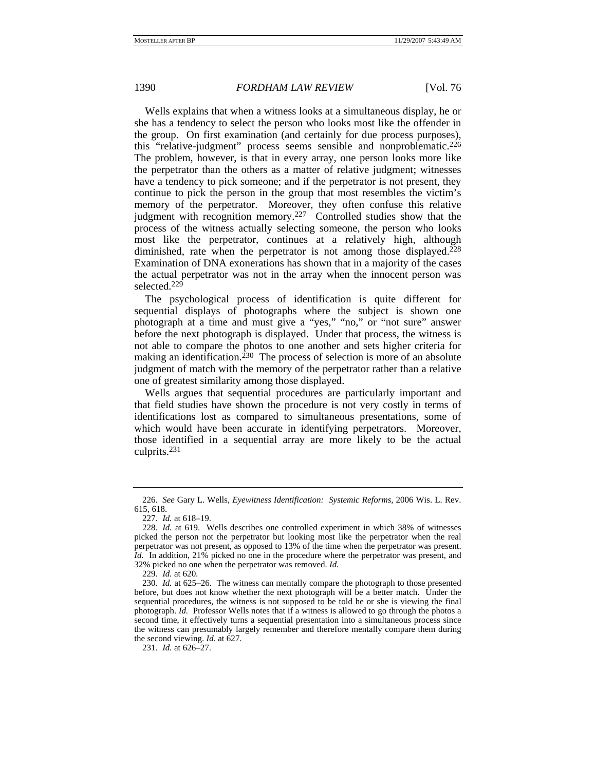Wells explains that when a witness looks at a simultaneous display, he or she has a tendency to select the person who looks most like the offender in the group. On first examination (and certainly for due process purposes), this "relative-judgment" process seems sensible and nonproblematic.[226] The problem, however, is that in every array, one person looks more like the perpetrator than the others as a matter of relative judgment; witnesses have a tendency to pick someone; and if the perpetrator is not present, they continue to pick the person in the group that most resembles the victim's memory of the perpetrator. Moreover, they often confuse this relative judgment with recognition memory.[227] Controlled studies show that the process of the witness actually selecting someone, the person who looks most like the perpetrator, continues at a relatively high, although diminished, rate when the perpetrator is not among those displayed.[228] Examination of DNA exonerations has shown that in a majority of the cases the actual perpetrator was not in the array when the innocent person was selected.[229]

The psychological process of identification is quite different for sequential displays of photographs where the subject is shown one photograph at a time and must give a "yes," "no," or "not sure" answer before the next photograph is displayed. Under that process, the witness is not able to compare the photos to one another and sets higher criteria for making an identification.[230] The process of selection is more of an absolute judgment of match with the memory of the perpetrator rather than a relative one of greatest similarity among those displayed.

Wells argues that sequential procedures are particularly important and that field studies have shown the procedure is not very costly in terms of identifications lost as compared to simultaneous presentations, some of which would have been accurate in identifying perpetrators. Moreover, those identified in a sequential array are more likely to be the actual culprits.[231]

---

226. *See* Gary L. Wells, *Eyewitness Identification: Systemic Reforms*, 2006 Wis. L. Rev. 615, 618.

227. *Id.* at 618–19.

228. *Id.* at 619. Wells describes one controlled experiment in which 38% of witnesses picked the person not the perpetrator but looking most like the perpetrator when the real perpetrator was not present, as opposed to 13% of the time when the perpetrator was present. *Id.* In addition, 21% picked no one in the procedure where the perpetrator was present, and 32% picked no one when the perpetrator was removed. *Id.*

229. *Id.* at 620.

230. *Id.* at 625–26. The witness can mentally compare the photograph to those presented before, but does not know whether the next photograph will be a better match. Under the sequential procedures, the witness is not supposed to be told he or she is viewing the final photograph. *Id.* Professor Wells notes that if a witness is allowed to go through the photos a second time, it effectively turns a sequential presentation into a simultaneous process since the witness can presumably largely remember and therefore mentally compare them during the second viewing. *Id.* at 627.

231. *Id.* at 626–27.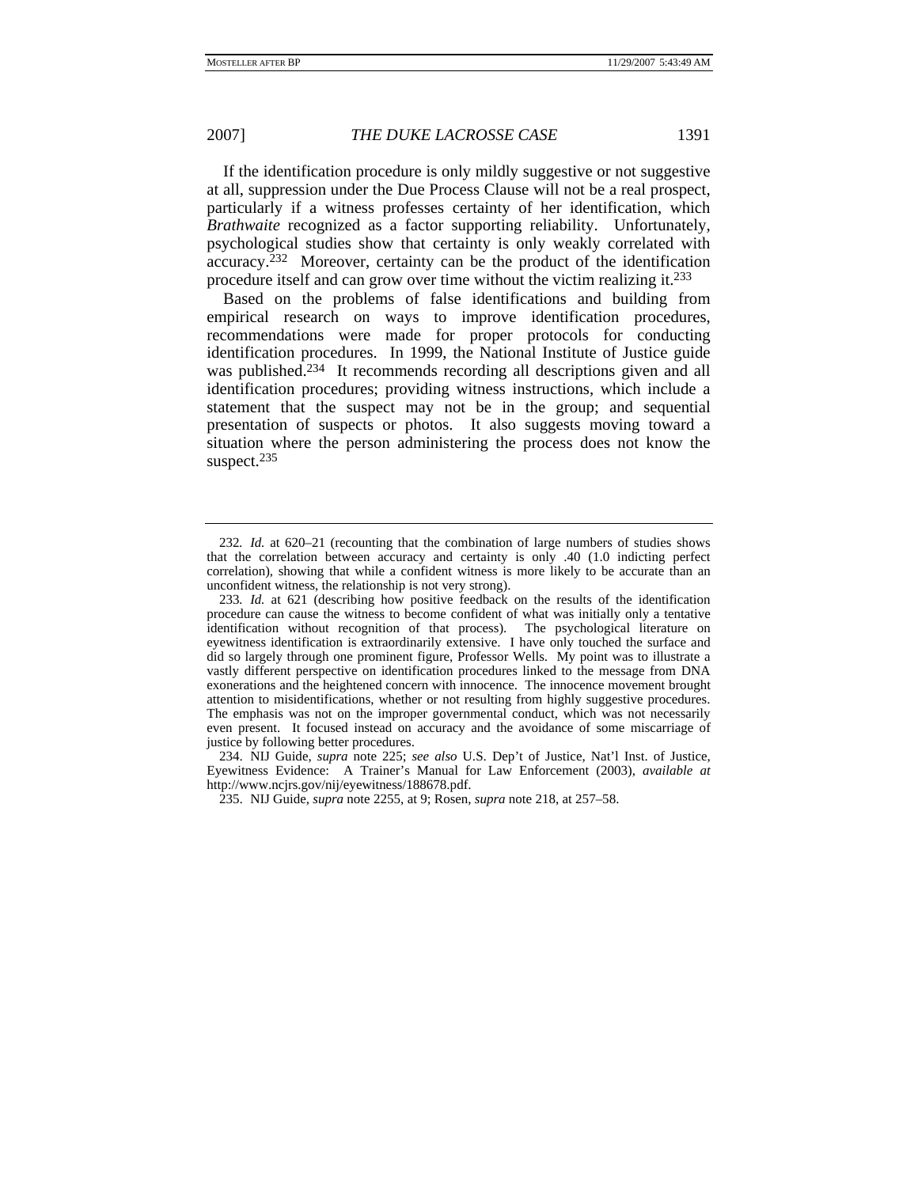If the identification procedure is only mildly suggestive or not suggestive at all, suppression under the Due Process Clause will not be a real prospect, particularly if a witness professes certainty of her identification, which *Brathwaite* recognized as a factor supporting reliability. Unfortunately, psychological studies show that certainty is only weakly correlated with accuracy.[232] Moreover, certainty can be the product of the identification procedure itself and can grow over time without the victim realizing it.[233]

Based on the problems of false identifications and building from empirical research on ways to improve identification procedures, recommendations were made for proper protocols for conducting identification procedures. In 1999, the National Institute of Justice guide was published.[234] It recommends recording all descriptions given and all identification procedures; providing witness instructions, which include a statement that the suspect may not be in the group; and sequential presentation of suspects or photos. It also suggests moving toward a situation where the person administering the process does not know the suspect.[235]

---

232. *Id.* at 620–21 (recounting that the combination of large numbers of studies shows that the correlation between accuracy and certainty is only .40 (1.0 indicting perfect correlation), showing that while a confident witness is more likely to be accurate than an unconfident witness, the relationship is not very strong).

233. *Id.* at 621 (describing how positive feedback on the results of the identification procedure can cause the witness to become confident of what was initially only a tentative identification without recognition of that process). The psychological literature on eyewitness identification is extraordinarily extensive. I have only touched the surface and did so largely through one prominent figure, Professor Wells. My point was to illustrate a vastly different perspective on identification procedures linked to the message from DNA exonerations and the heightened concern with innocence. The innocence movement brought attention to misidentifications, whether or not resulting from highly suggestive procedures. The emphasis was not on the improper governmental conduct, which was not necessarily even present. It focused instead on accuracy and the avoidance of some miscarriage of justice by following better procedures.

234. NIJ Guide, *supra* note 225; *see also* U.S. Dep't of Justice, Nat'l Inst. of Justice, Eyewitness Evidence: A Trainer's Manual for Law Enforcement (2003), *available at* http://www.ncjrs.gov/nij/eyewitness/188678.pdf.

235. NIJ Guide, *supra* note 2255, at 9; Rosen, *supra* note 218, at 257–58.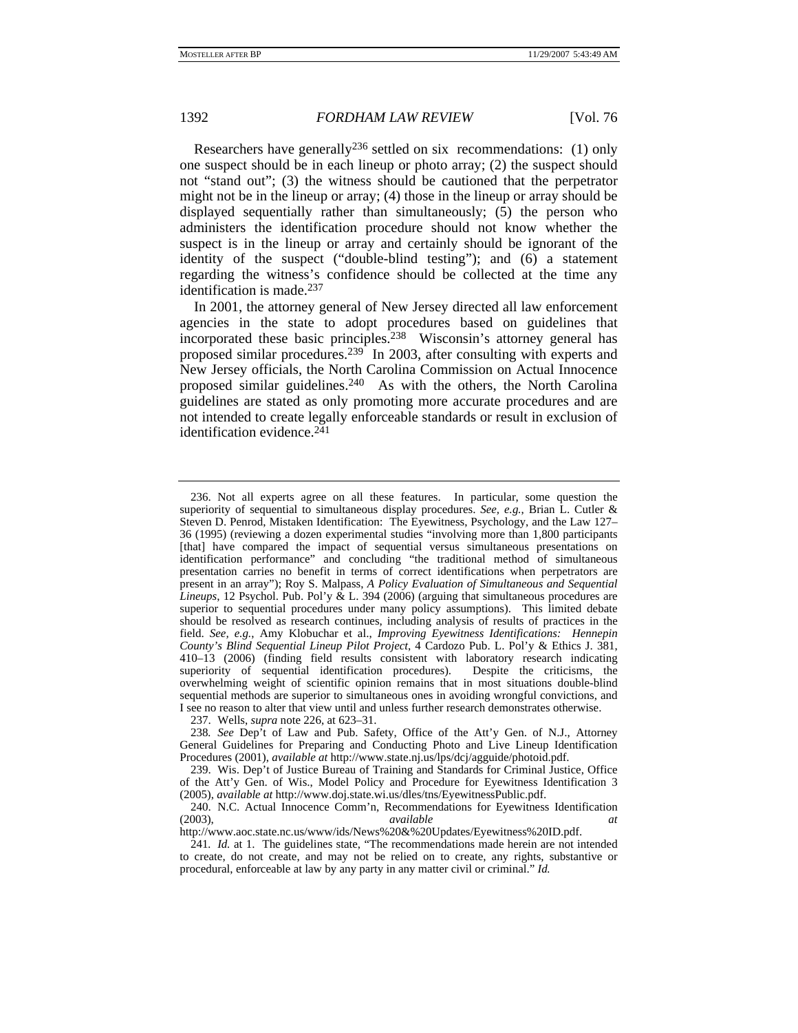Researchers have generally[236] settled on six recommendations: (1) only one suspect should be in each lineup or photo array; (2) the suspect should not "stand out"; (3) the witness should be cautioned that the perpetrator might not be in the lineup or array; (4) those in the lineup or array should be displayed sequentially rather than simultaneously; (5) the person who administers the identification procedure should not know whether the suspect is in the lineup or array and certainly should be ignorant of the identity of the suspect ("double-blind testing"); and (6) a statement regarding the witness's confidence should be collected at the time any identification is made.[237]

In 2001, the attorney general of New Jersey directed all law enforcement agencies in the state to adopt procedures based on guidelines that incorporated these basic principles.[238] Wisconsin's attorney general has proposed similar procedures.[239] In 2003, after consulting with experts and New Jersey officials, the North Carolina Commission on Actual Innocence proposed similar guidelines.[240] As with the others, the North Carolina guidelines are stated as only promoting more accurate procedures and are not intended to create legally enforceable standards or result in exclusion of identification evidence.[241]

---

236. Not all experts agree on all these features. In particular, some question the superiority of sequential to simultaneous display procedures. *See, e.g.*, Brian L. Cutler & Steven D. Penrod, Mistaken Identification: The Eyewitness, Psychology, and the Law 127–36 (1995) (reviewing a dozen experimental studies "involving more than 1,800 participants [that] have compared the impact of sequential versus simultaneous presentations on identification performance" and concluding "the traditional method of simultaneous presentation carries no benefit in terms of correct identifications when perpetrators are present in an array"); Roy S. Malpass, *A Policy Evaluation of Simultaneous and Sequential Lineups*, 12 Psychol. Pub. Pol'y & L. 394 (2006) (arguing that simultaneous procedures are superior to sequential procedures under many policy assumptions). This limited debate should be resolved as research continues, including analysis of results of practices in the field. *See, e.g.*, Amy Klobuchar et al., *Improving Eyewitness Identifications: Hennepin County's Blind Sequential Lineup Pilot Project*, 4 Cardozo Pub. L. Pol'y & Ethics J. 381, 410–13 (2006) (finding field results consistent with laboratory research indicating superiority of sequential identification procedures). Despite the criticisms, the overwhelming weight of scientific opinion remains that in most situations double-blind sequential methods are superior to simultaneous ones in avoiding wrongful convictions, and I see no reason to alter that view until and unless further research demonstrates otherwise.

237. Wells, *supra* note 226, at 623–31.

238. *See* Dep't of Law and Pub. Safety, Office of the Att'y Gen. of N.J., Attorney General Guidelines for Preparing and Conducting Photo and Live Lineup Identification Procedures (2001), *available at* http://www.state.nj.us/lps/dcj/agguide/photoid.pdf.

239. Wis. Dep't of Justice Bureau of Training and Standards for Criminal Justice, Office of the Att'y Gen. of Wis., Model Policy and Procedure for Eyewitness Identification 3 (2005), *available at* http://www.doj.state.wi.us/dles/tns/EyewitnessPublic.pdf.

240. N.C. Actual Innocence Comm'n, Recommendations for Eyewitness Identification (2003), *available at* http://www.aoc.state.nc.us/www/ids/News%20&%20Updates/Eyewitness%20ID.pdf.

241. *Id.* at 1. The guidelines state, "The recommendations made herein are not intended to create, do not create, and may not be relied on to create, any rights, substantive or procedural, enforceable at law by any party in any matter civil or criminal." *Id.*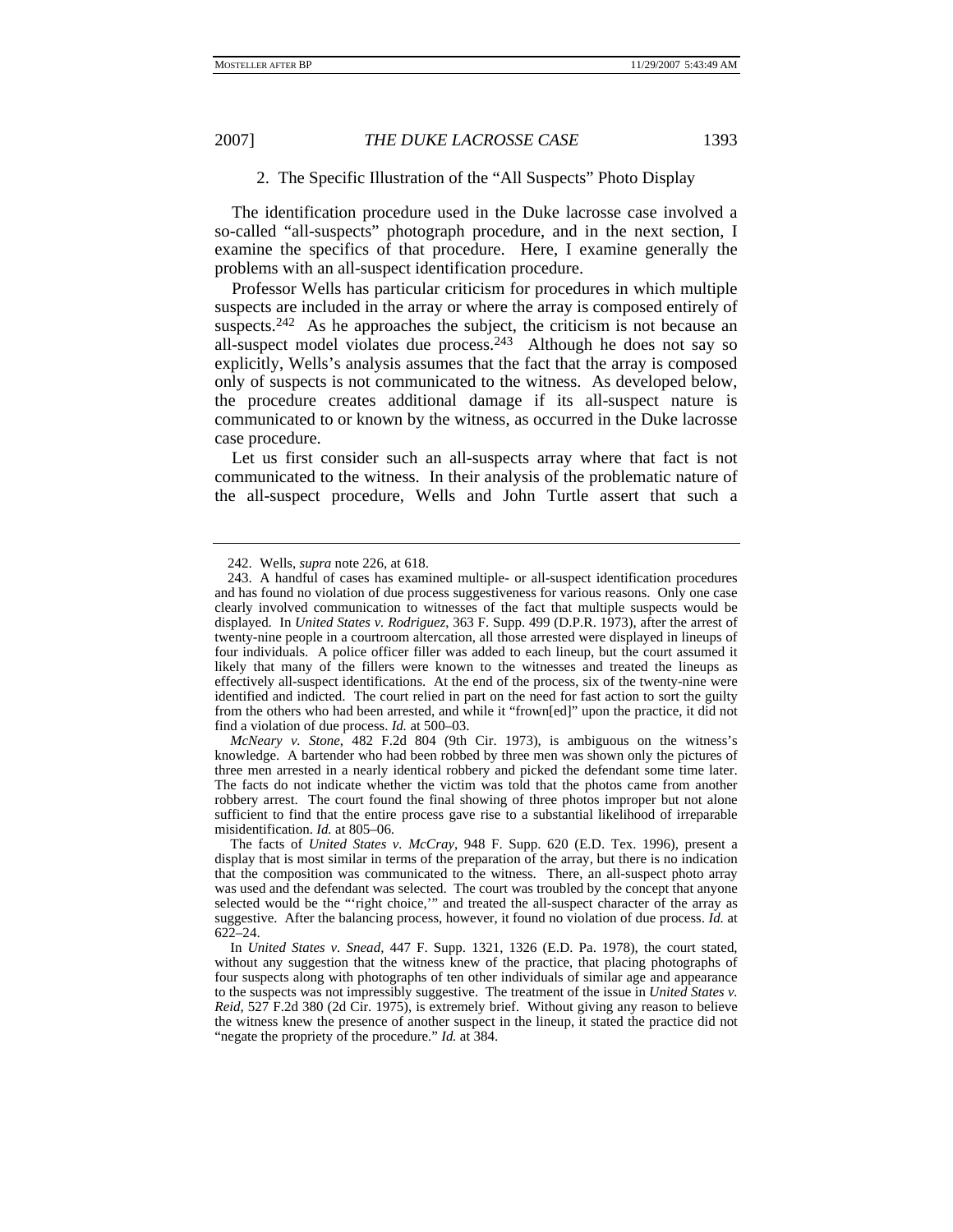### 2. The Specific Illustration of the "All Suspects" Photo Display

The identification procedure used in the Duke lacrosse case involved a so-called "all-suspects" photograph procedure, and in the next section, I examine the specifics of that procedure. Here, I examine generally the problems with an all-suspect identification procedure.

Professor Wells has particular criticism for procedures in which multiple suspects are included in the array or where the array is composed entirely of suspects.[242] As he approaches the subject, the criticism is not because an all-suspect model violates due process.[243] Although he does not say so explicitly, Wells's analysis assumes that the fact that the array is composed only of suspects is not communicated to the witness. As developed below, the procedure creates additional damage if its all-suspect nature is communicated to or known by the witness, as occurred in the Duke lacrosse case procedure.

Let us first consider such an all-suspects array where that fact is not communicated to the witness. In their analysis of the problematic nature of the all-suspect procedure, Wells and John Turtle assert that such a

---

242. Wells, *supra* note 226, at 618.

243. A handful of cases has examined multiple- or all-suspect identification procedures and has found no violation of due process suggestiveness for various reasons. Only one case clearly involved communication to witnesses of the fact that multiple suspects would be displayed. In *United States v. Rodriguez*, 363 F. Supp. 499 (D.P.R. 1973), after the arrest of twenty-nine people in a courtroom altercation, all those arrested were displayed in lineups of four individuals. A police officer filler was added to each lineup, but the court assumed it likely that many of the fillers were known to the witnesses and treated the lineups as effectively all-suspect identifications. At the end of the process, six of the twenty-nine were identified and indicted. The court relied in part on the need for fast action to sort the guilty from the others who had been arrested, and while it "frown[ed]" upon the practice, it did not find a violation of due process. *Id.* at 500–03.

*McNeary v. Stone*, 482 F.2d 804 (9th Cir. 1973), is ambiguous on the witness's knowledge. A bartender who had been robbed by three men was shown only the pictures of three men arrested in a nearly identical robbery and picked the defendant some time later. The facts do not indicate whether the victim was told that the photos came from another robbery arrest. The court found the final showing of three photos improper but not alone sufficient to find that the entire process gave rise to a substantial likelihood of irreparable misidentification. *Id.* at 805–06.

The facts of *United States v. McCray*, 948 F. Supp. 620 (E.D. Tex. 1996), present a display that is most similar in terms of the preparation of the array, but there is no indication that the composition was communicated to the witness. There, an all-suspect photo array was used and the defendant was selected. The court was troubled by the concept that anyone selected would be the "'right choice,'" and treated the all-suspect character of the array as suggestive. After the balancing process, however, it found no violation of due process. *Id.* at 622–24.

In *United States v. Snead*, 447 F. Supp. 1321, 1326 (E.D. Pa. 1978), the court stated, without any suggestion that the witness knew of the practice, that placing photographs of four suspects along with photographs of ten other individuals of similar age and appearance to the suspects was not impressibly suggestive. The treatment of the issue in *United States v. Reid*, 527 F.2d 380 (2d Cir. 1975), is extremely brief. Without giving any reason to believe the witness knew the presence of another suspect in the lineup, it stated the practice did not "negate the propriety of the procedure." *Id.* at 384.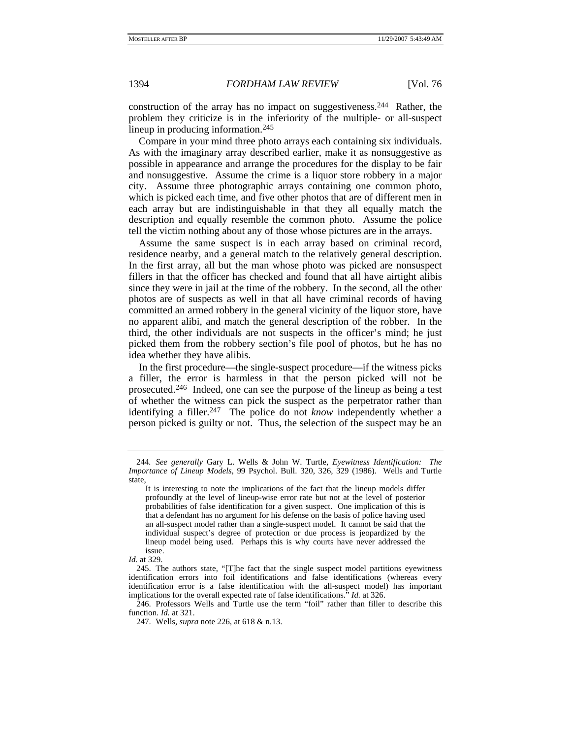construction of the array has no impact on suggestiveness.[244] Rather, the problem they criticize is in the inferiority of the multiple- or all-suspect lineup in producing information.[245]

Compare in your mind three photo arrays each containing six individuals. As with the imaginary array described earlier, make it as nonsuggestive as possible in appearance and arrange the procedures for the display to be fair and nonsuggestive. Assume the crime is a liquor store robbery in a major city. Assume three photographic arrays containing one common photo, which is picked each time, and five other photos that are of different men in each array but are indistinguishable in that they all equally match the description and equally resemble the common photo. Assume the police tell the victim nothing about any of those whose pictures are in the arrays.

Assume the same suspect is in each array based on criminal record, residence nearby, and a general match to the relatively general description. In the first array, all but the man whose photo was picked are nonsuspect fillers in that the officer has checked and found that all have airtight alibis since they were in jail at the time of the robbery. In the second, all the other photos are of suspects as well in that all have criminal records of having committed an armed robbery in the general vicinity of the liquor store, have no apparent alibi, and match the general description of the robber. In the third, the other individuals are not suspects in the officer's mind; he just picked them from the robbery section's file pool of photos, but he has no idea whether they have alibis.

In the first procedure—the single-suspect procedure—if the witness picks a filler, the error is harmless in that the person picked will not be prosecuted.[246] Indeed, one can see the purpose of the lineup as being a test of whether the witness can pick the suspect as the perpetrator rather than identifying a filler.[247] The police do not *know* independently whether a person picked is guilty or not. Thus, the selection of the suspect may be an

---

244. *See generally* Gary L. Wells & John W. Turtle, *Eyewitness Identification: The Importance of Lineup Models*, 99 Psychol. Bull. 320, 326, 329 (1986). Wells and Turtle state,

> It is interesting to note the implications of the fact that the lineup models differ profoundly at the level of lineup-wise error rate but not at the level of posterior probabilities of false identification for a given suspect. One implication of this is that a defendant has no argument for his defense on the basis of police having used an all-suspect model rather than a single-suspect model. It cannot be said that the individual suspect's degree of protection or due process is jeopardized by the lineup model being used. Perhaps this is why courts have never addressed the issue.

*Id.* at 329.

245. The authors state, "[T]he fact that the single suspect model partitions eyewitness identification errors into foil identifications and false identifications (whereas every identification error is a false identification with the all-suspect model) has important implications for the overall expected rate of false identifications." *Id.* at 326.

246. Professors Wells and Turtle use the term "foil" rather than filler to describe this function. *Id.* at 321.

247. Wells, *supra* note 226, at 618 & n.13.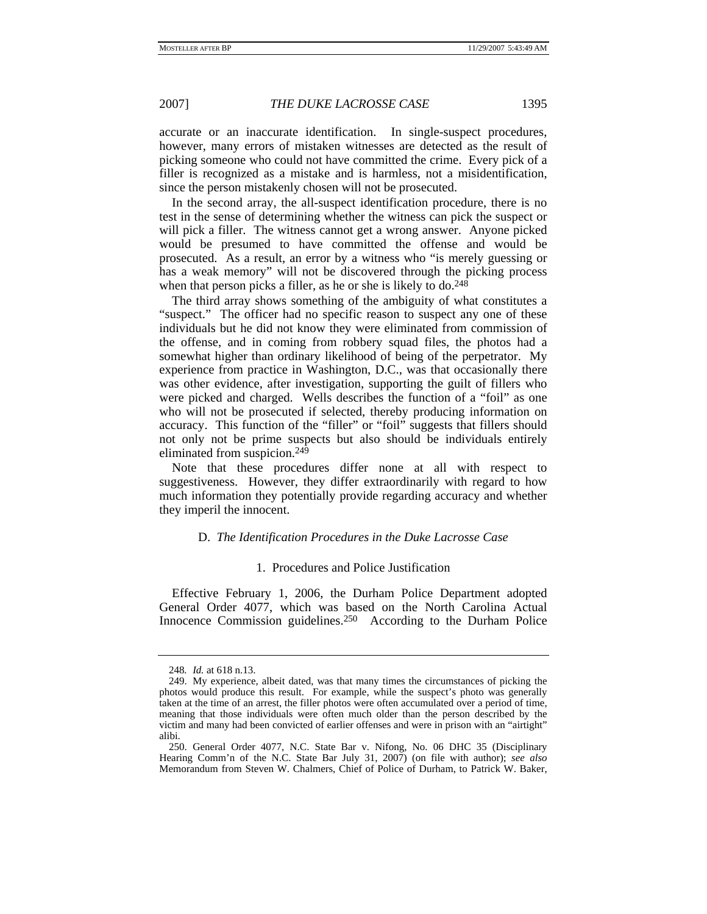accurate or an inaccurate identification. In single-suspect procedures, however, many errors of mistaken witnesses are detected as the result of picking someone who could not have committed the crime. Every pick of a filler is recognized as a mistake and is harmless, not a misidentification, since the person mistakenly chosen will not be prosecuted.

In the second array, the all-suspect identification procedure, there is no test in the sense of determining whether the witness can pick the suspect or will pick a filler. The witness cannot get a wrong answer. Anyone picked would be presumed to have committed the offense and would be prosecuted. As a result, an error by a witness who "is merely guessing or has a weak memory" will not be discovered through the picking process when that person picks a filler, as he or she is likely to do.[248]

The third array shows something of the ambiguity of what constitutes a "suspect." The officer had no specific reason to suspect any one of these individuals but he did not know they were eliminated from commission of the offense, and in coming from robbery squad files, the photos had a somewhat higher than ordinary likelihood of being of the perpetrator. My experience from practice in Washington, D.C., was that occasionally there was other evidence, after investigation, supporting the guilt of fillers who were picked and charged. Wells describes the function of a "foil" as one who will not be prosecuted if selected, thereby producing information on accuracy. This function of the "filler" or "foil" suggests that fillers should not only not be prime suspects but also should be individuals entirely eliminated from suspicion.[249]

Note that these procedures differ none at all with respect to suggestiveness. However, they differ extraordinarily with regard to how much information they potentially provide regarding accuracy and whether they imperil the innocent.

### D. *The Identification Procedures in the Duke Lacrosse Case*

#### 1. Procedures and Police Justification

Effective February 1, 2006, the Durham Police Department adopted General Order 4077, which was based on the North Carolina Actual Innocence Commission guidelines.[250] According to the Durham Police

---

248. *Id.* at 618 n.13.

249. My experience, albeit dated, was that many times the circumstances of picking the photos would produce this result. For example, while the suspect's photo was generally taken at the time of an arrest, the filler photos were often accumulated over a period of time, meaning that those individuals were often much older than the person described by the victim and many had been convicted of earlier offenses and were in prison with an "airtight" alibi.

250. General Order 4077, N.C. State Bar v. Nifong, No. 06 DHC 35 (Disciplinary Hearing Comm'n of the N.C. State Bar July 31, 2007) (on file with author); *see also* Memorandum from Steven W. Chalmers, Chief of Police of Durham, to Patrick W. Baker,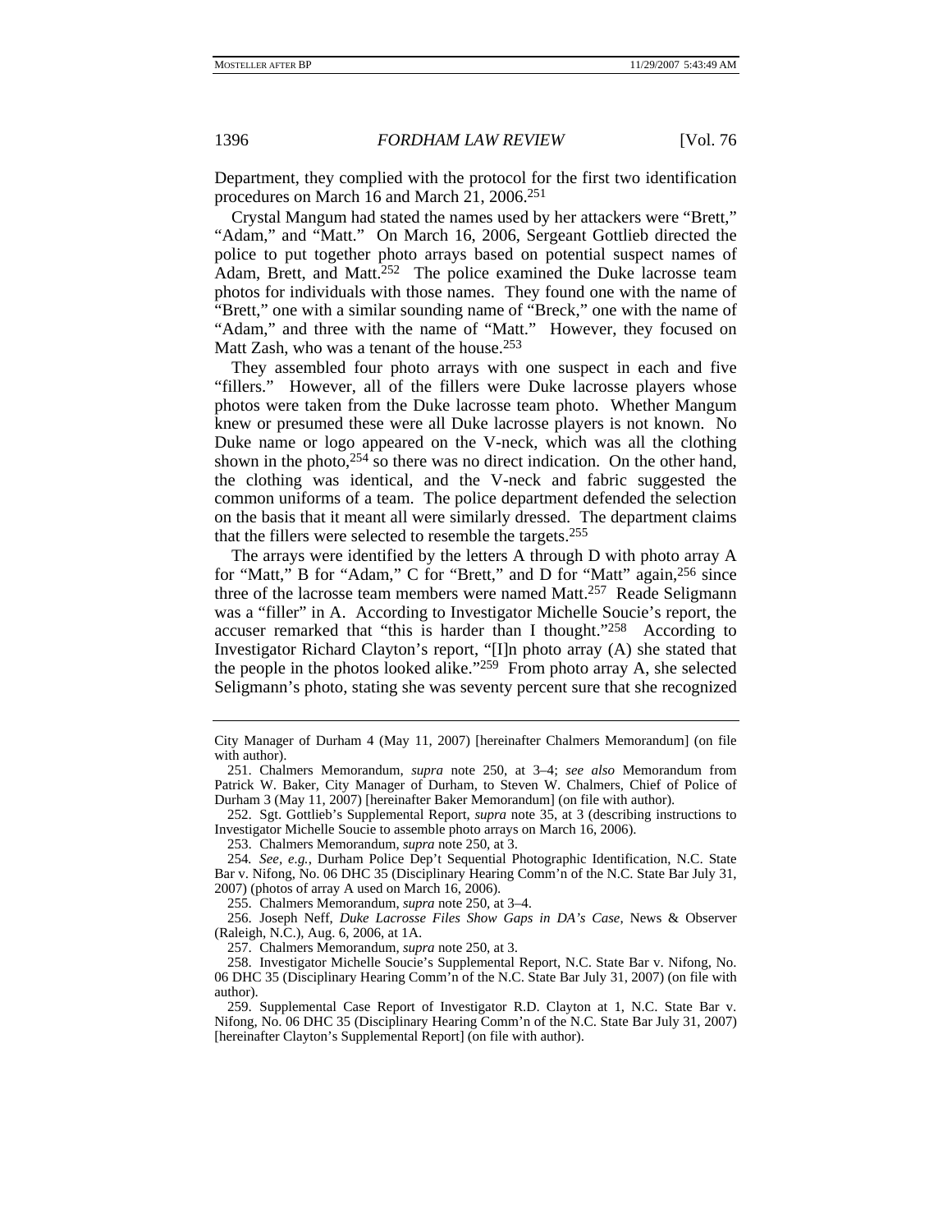Department, they complied with the protocol for the first two identification procedures on March 16 and March 21, 2006.[251]

Crystal Mangum had stated the names used by her attackers were "Brett," "Adam," and "Matt." On March 16, 2006, Sergeant Gottlieb directed the police to put together photo arrays based on potential suspect names of Adam, Brett, and Matt.[252] The police examined the Duke lacrosse team photos for individuals with those names. They found one with the name of "Brett," one with a similar sounding name of "Breck," one with the name of "Adam," and three with the name of "Matt." However, they focused on Matt Zash, who was a tenant of the house.[253]

They assembled four photo arrays with one suspect in each and five "fillers." However, all of the fillers were Duke lacrosse players whose photos were taken from the Duke lacrosse team photo. Whether Mangum knew or presumed these were all Duke lacrosse players is not known. No Duke name or logo appeared on the V-neck, which was all the clothing shown in the photo,[254] so there was no direct indication. On the other hand, the clothing was identical, and the V-neck and fabric suggested the common uniforms of a team. The police department defended the selection on the basis that it meant all were similarly dressed. The department claims that the fillers were selected to resemble the targets.[255]

The arrays were identified by the letters A through D with photo array A for "Matt," B for "Adam," C for "Brett," and D for "Matt" again,[256] since three of the lacrosse team members were named Matt.[257] Reade Seligmann was a "filler" in A. According to Investigator Michelle Soucie's report, the accuser remarked that "this is harder than I thought."[258] According to Investigator Richard Clayton's report, "[I]n photo array (A) she stated that the people in the photos looked alike."[259] From photo array A, she selected Seligmann's photo, stating she was seventy percent sure that she recognized

---

City Manager of Durham 4 (May 11, 2007) [hereinafter Chalmers Memorandum] (on file with author).

251. Chalmers Memorandum, *supra* note 250, at 3–4; *see also* Memorandum from Patrick W. Baker, City Manager of Durham, to Steven W. Chalmers, Chief of Police of Durham 3 (May 11, 2007) [hereinafter Baker Memorandum] (on file with author).

252. Sgt. Gottlieb's Supplemental Report, *supra* note 35, at 3 (describing instructions to Investigator Michelle Soucie to assemble photo arrays on March 16, 2006).

253. Chalmers Memorandum, *supra* note 250, at 3.

254. *See, e.g.*, Durham Police Dep't Sequential Photographic Identification, N.C. State Bar v. Nifong, No. 06 DHC 35 (Disciplinary Hearing Comm'n of the N.C. State Bar July 31, 2007) (photos of array A used on March 16, 2006).

255. Chalmers Memorandum, *supra* note 250, at 3–4.

256. Joseph Neff, *Duke Lacrosse Files Show Gaps in DA's Case*, News & Observer (Raleigh, N.C.), Aug. 6, 2006, at 1A.

257. Chalmers Memorandum, *supra* note 250, at 3.

258. Investigator Michelle Soucie's Supplemental Report, N.C. State Bar v. Nifong, No. 06 DHC 35 (Disciplinary Hearing Comm'n of the N.C. State Bar July 31, 2007) (on file with author).

259. Supplemental Case Report of Investigator R.D. Clayton at 1, N.C. State Bar v. Nifong, No. 06 DHC 35 (Disciplinary Hearing Comm'n of the N.C. State Bar July 31, 2007) [hereinafter Clayton's Supplemental Report] (on file with author).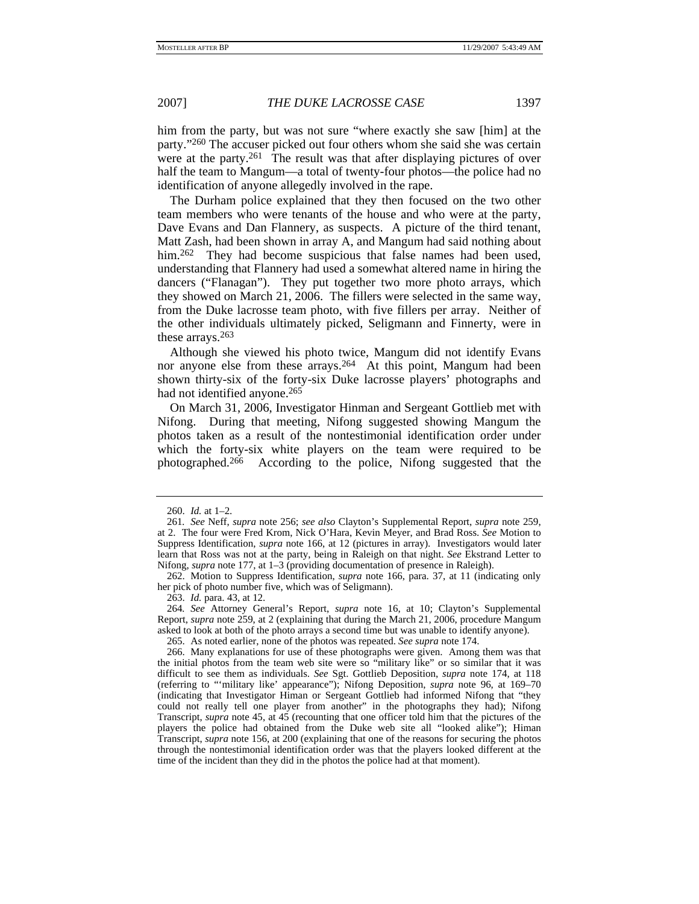him from the party, but was not sure "where exactly she saw [him] at the party."[260] The accuser picked out four others whom she said she was certain were at the party.[261] The result was that after displaying pictures of over half the team to Mangum—a total of twenty-four photos—the police had no identification of anyone allegedly involved in the rape.

The Durham police explained that they then focused on the two other team members who were tenants of the house and who were at the party, Dave Evans and Dan Flannery, as suspects. A picture of the third tenant, Matt Zash, had been shown in array A, and Mangum had said nothing about him.[262] They had become suspicious that false names had been used, understanding that Flannery had used a somewhat altered name in hiring the dancers ("Flanagan"). They put together two more photo arrays, which they showed on March 21, 2006. The fillers were selected in the same way, from the Duke lacrosse team photo, with five fillers per array. Neither of the other individuals ultimately picked, Seligmann and Finnerty, were in these arrays.[263]

Although she viewed his photo twice, Mangum did not identify Evans nor anyone else from these arrays.[264] At this point, Mangum had been shown thirty-six of the forty-six Duke lacrosse players' photographs and had not identified anyone.[265]

On March 31, 2006, Investigator Hinman and Sergeant Gottlieb met with Nifong. During that meeting, Nifong suggested showing Mangum the photos taken as a result of the nontestimonial identification order under which the forty-six white players on the team were required to be photographed.[266] According to the police, Nifong suggested that the

---

260. *Id.* at 1–2.

261. *See* Neff, *supra* note 256; *see also* Clayton's Supplemental Report, *supra* note 259, at 2. The four were Fred Krom, Nick O'Hara, Kevin Meyer, and Brad Ross. *See* Motion to Suppress Identification, *supra* note 166, at 12 (pictures in array). Investigators would later learn that Ross was not at the party, being in Raleigh on that night. *See* Ekstrand Letter to Nifong, *supra* note 177, at 1–3 (providing documentation of presence in Raleigh).

262. Motion to Suppress Identification, *supra* note 166, para. 37, at 11 (indicating only her pick of photo number five, which was of Seligmann).

263. *Id.* para. 43, at 12.

264. *See* Attorney General's Report, *supra* note 16, at 10; Clayton's Supplemental Report, *supra* note 259, at 2 (explaining that during the March 21, 2006, procedure Mangum asked to look at both of the photo arrays a second time but was unable to identify anyone).

265. As noted earlier, none of the photos was repeated. *See supra* note 174.

266. Many explanations for use of these photographs were given. Among them was that the initial photos from the team web site were so "military like" or so similar that it was difficult to see them as individuals. *See* Sgt. Gottlieb Deposition, *supra* note 174, at 118 (referring to "'military like' appearance"); Nifong Deposition, *supra* note 96, at 169–70 (indicating that Investigator Himan or Sergeant Gottlieb had informed Nifong that "they could not really tell one player from another" in the photographs they had); Nifong Transcript, *supra* note 45, at 45 (recounting that one officer told him that the pictures of the players the police had obtained from the Duke web site all "looked alike"); Himan Transcript, *supra* note 156, at 200 (explaining that one of the reasons for securing the photos through the nontestimonial identification order was that the players looked different at the time of the incident than they did in the photos the police had at that moment).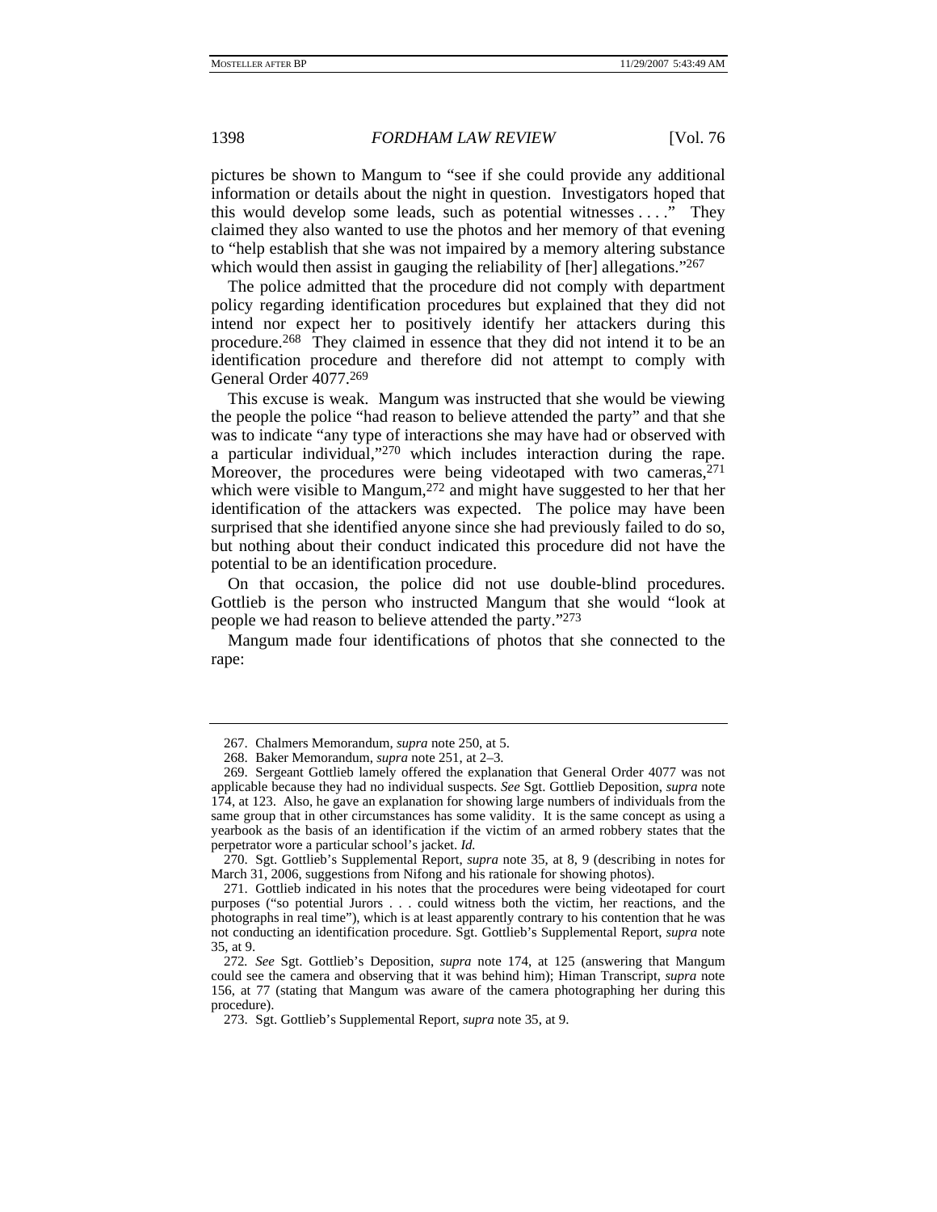pictures be shown to Mangum to "see if she could provide any additional information or details about the night in question. Investigators hoped that this would develop some leads, such as potential witnesses . . . ." They claimed they also wanted to use the photos and her memory of that evening to "help establish that she was not impaired by a memory altering substance which would then assist in gauging the reliability of [her] allegations."[267]

The police admitted that the procedure did not comply with department policy regarding identification procedures but explained that they did not intend nor expect her to positively identify her attackers during this procedure.[268] They claimed in essence that they did not intend it to be an identification procedure and therefore did not attempt to comply with General Order 4077.[269]

This excuse is weak. Mangum was instructed that she would be viewing the people the police "had reason to believe attended the party" and that she was to indicate "any type of interactions she may have had or observed with a particular individual,"[270] which includes interaction during the rape. Moreover, the procedures were being videotaped with two cameras,[271] which were visible to Mangum,[272] and might have suggested to her that her identification of the attackers was expected. The police may have been surprised that she identified anyone since she had previously failed to do so, but nothing about their conduct indicated this procedure did not have the potential to be an identification procedure.

On that occasion, the police did not use double-blind procedures. Gottlieb is the person who instructed Mangum that she would "look at people we had reason to believe attended the party."[273]

Mangum made four identifications of photos that she connected to the rape:

---

267. Chalmers Memorandum, *supra* note 250, at 5.

268. Baker Memorandum, *supra* note 251, at 2–3.

269. Sergeant Gottlieb lamely offered the explanation that General Order 4077 was not applicable because they had no individual suspects. *See* Sgt. Gottlieb Deposition, *supra* note 174, at 123. Also, he gave an explanation for showing large numbers of individuals from the same group that in other circumstances has some validity. It is the same concept as using a yearbook as the basis of an identification if the victim of an armed robbery states that the perpetrator wore a particular school's jacket. *Id.*

270. Sgt. Gottlieb's Supplemental Report, *supra* note 35, at 8, 9 (describing in notes for March 31, 2006, suggestions from Nifong and his rationale for showing photos).

271. Gottlieb indicated in his notes that the procedures were being videotaped for court purposes ("so potential Jurors . . . could witness both the victim, her reactions, and the photographs in real time"), which is at least apparently contrary to his contention that he was not conducting an identification procedure. Sgt. Gottlieb's Supplemental Report, *supra* note 35, at 9.

272. *See* Sgt. Gottlieb's Deposition, *supra* note 174, at 125 (answering that Mangum could see the camera and observing that it was behind him); Himan Transcript, *supra* note 156, at 77 (stating that Mangum was aware of the camera photographing her during this procedure).

273. Sgt. Gottlieb's Supplemental Report, *supra* note 35, at 9.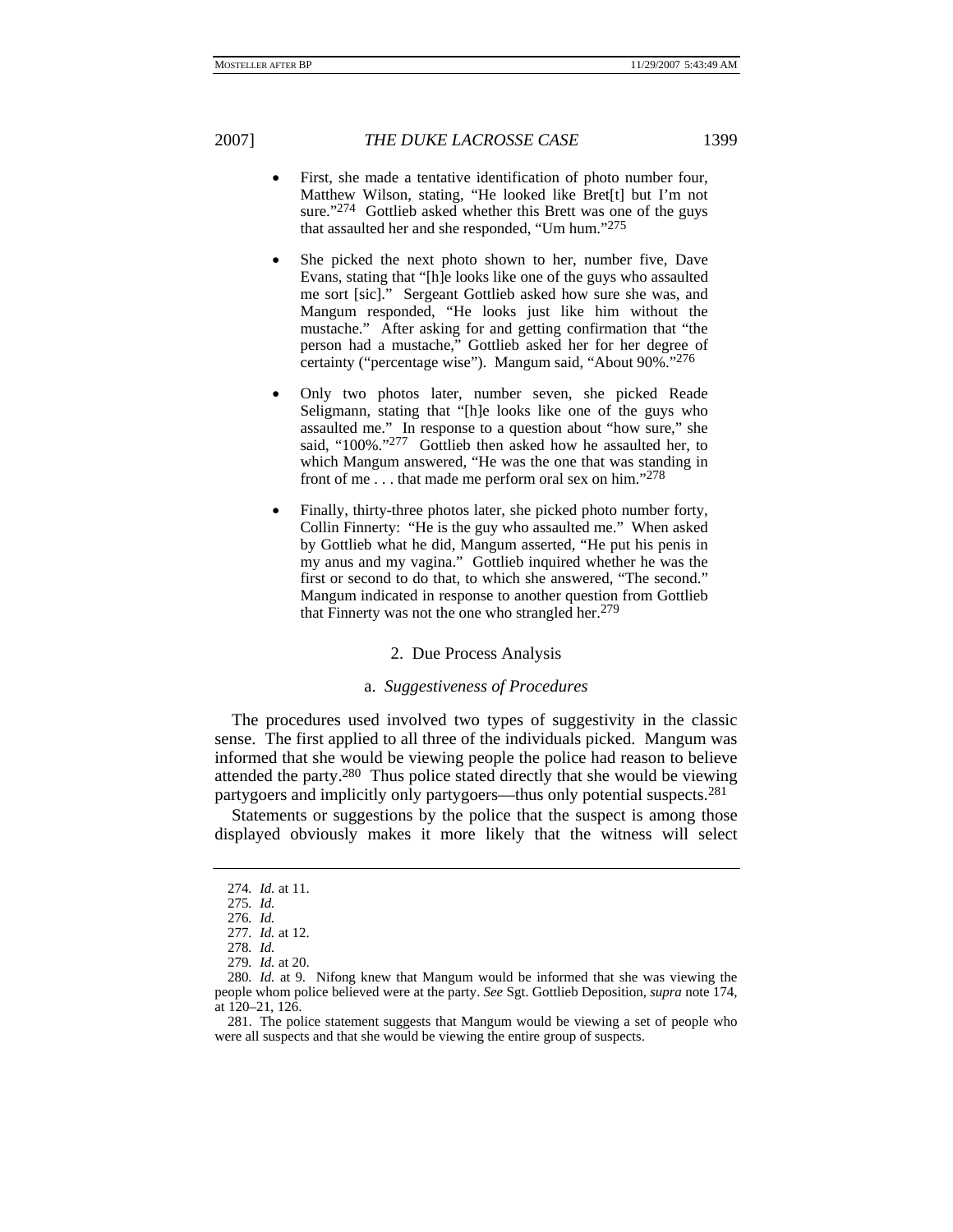- First, she made a tentative identification of photo number four, Matthew Wilson, stating, "He looked like Bret[t] but I'm not sure."[274] Gottlieb asked whether this Brett was one of the guys that assaulted her and she responded, "Um hum."[275]

- She picked the next photo shown to her, number five, Dave Evans, stating that "[h]e looks like one of the guys who assaulted me sort [sic]." Sergeant Gottlieb asked how sure she was, and Mangum responded, "He looks just like him without the mustache." After asking for and getting confirmation that "the person had a mustache," Gottlieb asked her for her degree of certainty ("percentage wise"). Mangum said, "About 90%."[276]

- Only two photos later, number seven, she picked Reade Seligmann, stating that "[h]e looks like one of the guys who assaulted me." In response to a question about "how sure," she said, "100%."[277] Gottlieb then asked how he assaulted her, to which Mangum answered, "He was the one that was standing in front of me . . . that made me perform oral sex on him."[278]

- Finally, thirty-three photos later, she picked photo number forty, Collin Finnerty: "He is the guy who assaulted me." When asked by Gottlieb what he did, Mangum asserted, "He put his penis in my anus and my vagina." Gottlieb inquired whether he was the first or second to do that, to which she answered, "The second." Mangum indicated in response to another question from Gottlieb that Finnerty was not the one who strangled her.[279]

### 2. Due Process Analysis

#### a. *Suggestiveness of Procedures*

The procedures used involved two types of suggestivity in the classic sense. The first applied to all three of the individuals picked. Mangum was informed that she would be viewing people the police had reason to believe attended the party.[280] Thus police stated directly that she would be viewing partygoers and implicitly only partygoers—thus only potential suspects.[281]

Statements or suggestions by the police that the suspect is among those displayed obviously makes it more likely that the witness will select

---

274. *Id.* at 11.

275. *Id.*

276. *Id.*

277. *Id.* at 12.

278. *Id.*

279. *Id.* at 20.

280. *Id.* at 9. Nifong knew that Mangum would be informed that she was viewing the people whom police believed were at the party. *See* Sgt. Gottlieb Deposition, *supra* note 174, at 120–21, 126.

281. The police statement suggests that Mangum would be viewing a set of people who were all suspects and that she would be viewing the entire group of suspects.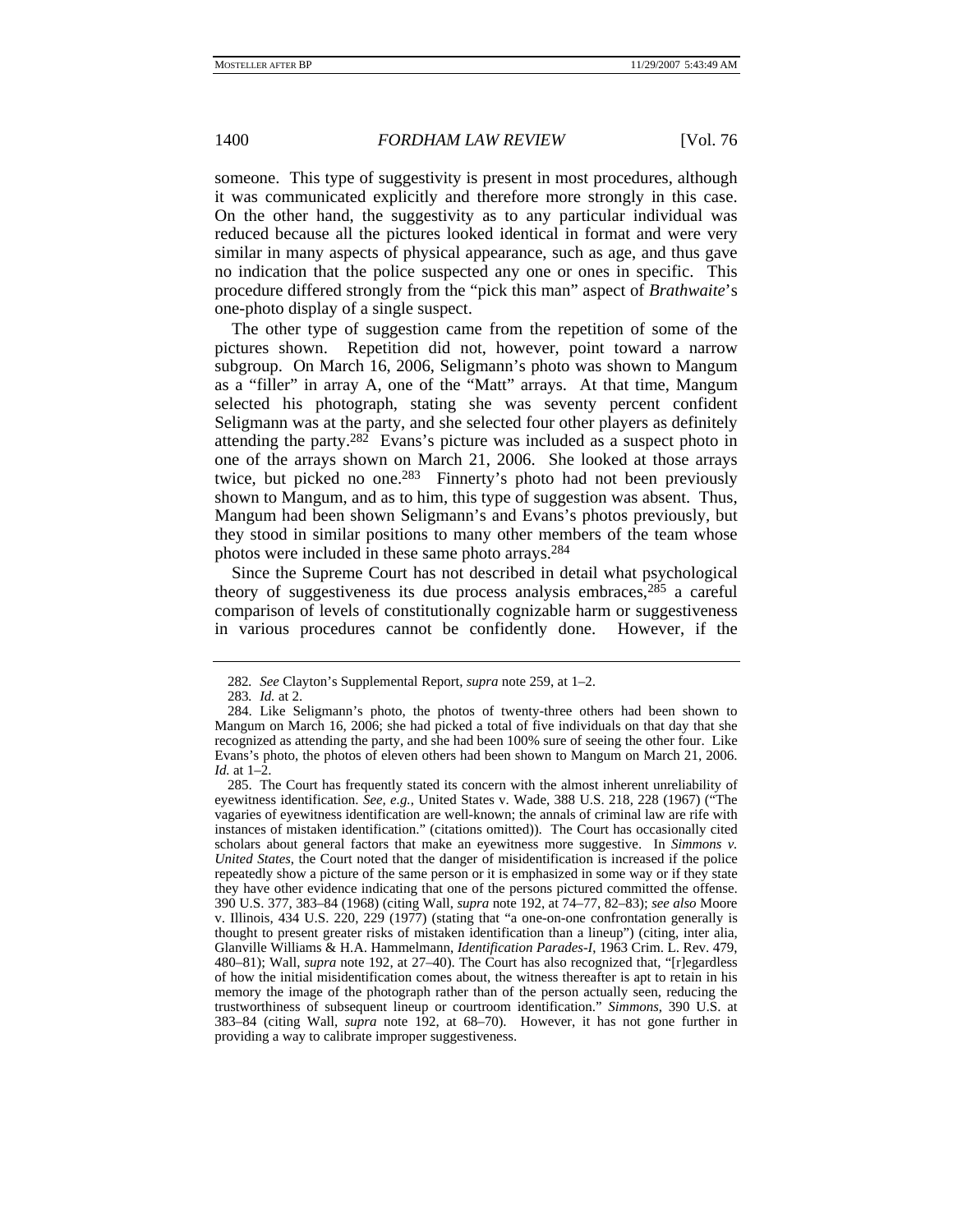someone. This type of suggestivity is present in most procedures, although it was communicated explicitly and therefore more strongly in this case. On the other hand, the suggestivity as to any particular individual was reduced because all the pictures looked identical in format and were very similar in many aspects of physical appearance, such as age, and thus gave no indication that the police suspected any one or ones in specific. This procedure differed strongly from the "pick this man" aspect of *Brathwaite*'s one-photo display of a single suspect.

The other type of suggestion came from the repetition of some of the pictures shown. Repetition did not, however, point toward a narrow subgroup. On March 16, 2006, Seligmann's photo was shown to Mangum as a "filler" in array A, one of the "Matt" arrays. At that time, Mangum selected his photograph, stating she was seventy percent confident Seligmann was at the party, and she selected four other players as definitely attending the party.[282] Evans's picture was included as a suspect photo in one of the arrays shown on March 21, 2006. She looked at those arrays twice, but picked no one.[283] Finnerty's photo had not been previously shown to Mangum, and as to him, this type of suggestion was absent. Thus, Mangum had been shown Seligmann's and Evans's photos previously, but they stood in similar positions to many other members of the team whose photos were included in these same photo arrays.[284]

Since the Supreme Court has not described in detail what psychological theory of suggestiveness its due process analysis embraces,[285] a careful comparison of levels of constitutionally cognizable harm or suggestiveness in various procedures cannot be confidently done. However, if the

---

282. *See* Clayton's Supplemental Report, *supra* note 259, at 1–2.

283. *Id.* at 2.

284. Like Seligmann's photo, the photos of twenty-three others had been shown to Mangum on March 16, 2006; she had picked a total of five individuals on that day that she recognized as attending the party, and she had been 100% sure of seeing the other four. Like Evans's photo, the photos of eleven others had been shown to Mangum on March 21, 2006. *Id.* at 1–2.

285. The Court has frequently stated its concern with the almost inherent unreliability of eyewitness identification. *See, e.g.*, United States v. Wade, 388 U.S. 218, 228 (1967) ("The vagaries of eyewitness identification are well-known; the annals of criminal law are rife with instances of mistaken identification." (citations omitted)). The Court has occasionally cited scholars about general factors that make an eyewitness more suggestive. In *Simmons v. United States*, the Court noted that the danger of misidentification is increased if the police repeatedly show a picture of the same person or it is emphasized in some way or if they state they have other evidence indicating that one of the persons pictured committed the offense. 390 U.S. 377, 383–84 (1968) (citing Wall, *supra* note 192, at 74–77, 82–83); *see also* Moore v. Illinois, 434 U.S. 220, 229 (1977) (stating that "a one-on-one confrontation generally is thought to present greater risks of mistaken identification than a lineup") (citing, inter alia, Glanville Williams & H.A. Hammelmann, *Identification Parades-I*, 1963 Crim. L. Rev. 479, 480–81); Wall, *supra* note 192, at 27–40). The Court has also recognized that, "[r]egardless of how the initial misidentification comes about, the witness thereafter is apt to retain in his memory the image of the photograph rather than of the person actually seen, reducing the trustworthiness of subsequent lineup or courtroom identification." *Simmons*, 390 U.S. at 383–84 (citing Wall, *supra* note 192, at 68–70). However, it has not gone further in providing a way to calibrate improper suggestiveness.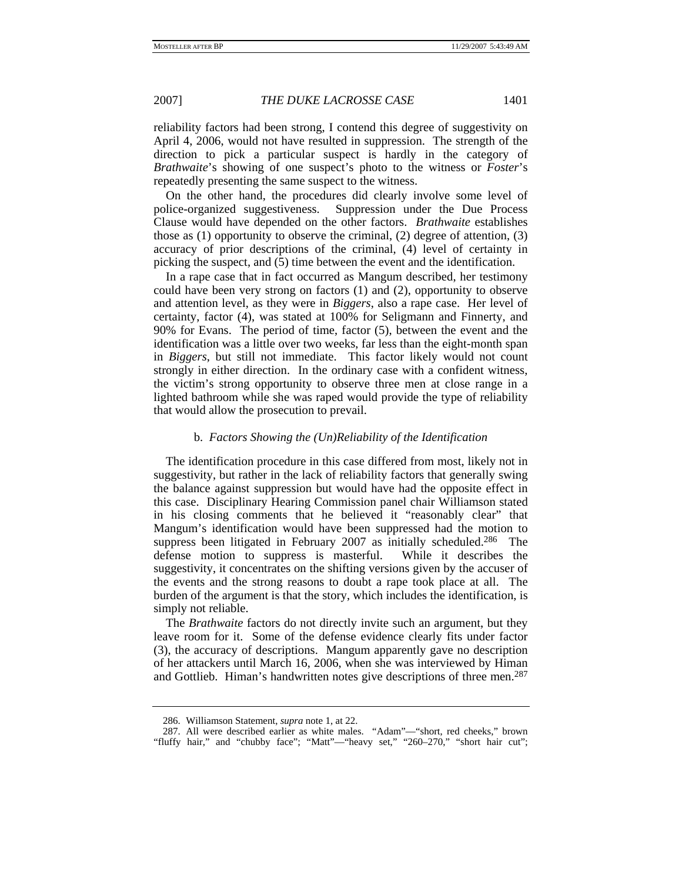reliability factors had been strong, I contend this degree of suggestivity on April 4, 2006, would not have resulted in suppression. The strength of the direction to pick a particular suspect is hardly in the category of *Brathwaite*'s showing of one suspect's photo to the witness or *Foster*'s repeatedly presenting the same suspect to the witness.

On the other hand, the procedures did clearly involve some level of police-organized suggestiveness. Suppression under the Due Process Clause would have depended on the other factors. *Brathwaite* establishes those as (1) opportunity to observe the criminal, (2) degree of attention, (3) accuracy of prior descriptions of the criminal, (4) level of certainty in picking the suspect, and (5) time between the event and the identification.

In a rape case that in fact occurred as Mangum described, her testimony could have been very strong on factors (1) and (2), opportunity to observe and attention level, as they were in *Biggers*, also a rape case. Her level of certainty, factor (4), was stated at 100% for Seligmann and Finnerty, and 90% for Evans. The period of time, factor (5), between the event and the identification was a little over two weeks, far less than the eight-month span in *Biggers*, but still not immediate. This factor likely would not count strongly in either direction. In the ordinary case with a confident witness, the victim's strong opportunity to observe three men at close range in a lighted bathroom while she was raped would provide the type of reliability that would allow the prosecution to prevail.

#### b. *Factors Showing the (Un)Reliability of the Identification*

The identification procedure in this case differed from most, likely not in suggestivity, but rather in the lack of reliability factors that generally swing the balance against suppression but would have had the opposite effect in this case. Disciplinary Hearing Commission panel chair Williamson stated in his closing comments that he believed it "reasonably clear" that Mangum's identification would have been suppressed had the motion to suppress been litigated in February 2007 as initially scheduled.[286] The defense motion to suppress is masterful. While it describes the suggestivity, it concentrates on the shifting versions given by the accuser of the events and the strong reasons to doubt a rape took place at all. The burden of the argument is that the story, which includes the identification, is simply not reliable.

The *Brathwaite* factors do not directly invite such an argument, but they leave room for it. Some of the defense evidence clearly fits under factor (3), the accuracy of descriptions. Mangum apparently gave no description of her attackers until March 16, 2006, when she was interviewed by Himan and Gottlieb. Himan's handwritten notes give descriptions of three men.[287]

---

286. Williamson Statement, *supra* note 1, at 22.

287. All were described earlier as white males. "Adam"—"short, red cheeks," brown "fluffy hair," and "chubby face"; "Matt"—"heavy set," "260–270," "short hair cut";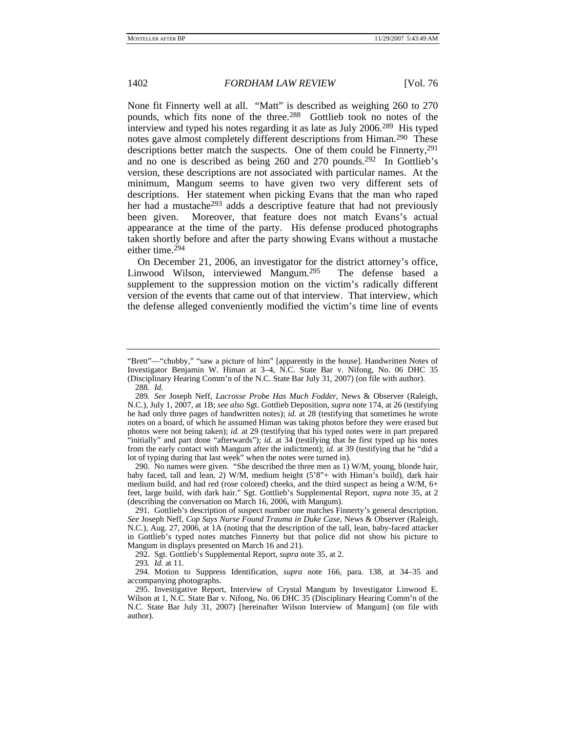None fit Finnerty well at all. "Matt" is described as weighing 260 to 270 pounds, which fits none of the three.[288] Gottlieb took no notes of the interview and typed his notes regarding it as late as July 2006.[289] His typed notes gave almost completely different descriptions from Himan.[290] These descriptions better match the suspects. One of them could be Finnerty,[291] and no one is described as being 260 and 270 pounds.[292] In Gottlieb's version, these descriptions are not associated with particular names. At the minimum, Mangum seems to have given two very different sets of descriptions. Her statement when picking Evans that the man who raped her had a mustache[293] adds a descriptive feature that had not previously been given. Moreover, that feature does not match Evans's actual appearance at the time of the party. His defense produced photographs taken shortly before and after the party showing Evans without a mustache either time.[294]

On December 21, 2006, an investigator for the district attorney's office, Linwood Wilson, interviewed Mangum.[295] The defense based a supplement to the suppression motion on the victim's radically different version of the events that came out of that interview. That interview, which the defense alleged conveniently modified the victim's time line of events

---

"Brett"—"chubby," "saw a picture of him" [apparently in the house]. Handwritten Notes of Investigator Benjamin W. Himan at 3–4, N.C. State Bar v. Nifong, No. 06 DHC 35 (Disciplinary Hearing Comm'n of the N.C. State Bar July 31, 2007) (on file with author).

288. *Id.*

289. *See* Joseph Neff, *Lacrosse Probe Has Much Fodder*, News & Observer (Raleigh, N.C.), July 1, 2007, at 1B; *see also* Sgt. Gottlieb Deposition, *supra* note 174, at 26 (testifying he had only three pages of handwritten notes); *id.* at 28 (testifying that sometimes he wrote notes on a board, of which he assumed Himan was taking photos before they were erased but photos were not being taken); *id.* at 29 (testifying that his typed notes were in part prepared "initially" and part done "afterwards"); *id.* at 34 (testifying that he first typed up his notes from the early contact with Mangum after the indictment); *id.* at 39 (testifying that he "did a lot of typing during that last week" when the notes were turned in).

290. No names were given. "She described the three men as 1) W/M, young, blonde hair, baby faced, tall and lean, 2) W/M, medium height (5'8"+ with Himan's build), dark hair medium build, and had red (rose colored) cheeks, and the third suspect as being a W/M, 6+ feet, large build, with dark hair." Sgt. Gottlieb's Supplemental Report, *supra* note 35, at 2 (describing the conversation on March 16, 2006, with Mangum).

291. Gottlieb's description of suspect number one matches Finnerty's general description. *See* Joseph Neff, *Cop Says Nurse Found Trauma in Duke Case*, News & Observer (Raleigh, N.C.), Aug. 27, 2006, at 1A (noting that the description of the tall, lean, baby-faced attacker in Gottlieb's typed notes matches Finnerty but that police did not show his picture to Mangum in displays presented on March 16 and 21).

292. Sgt. Gottlieb's Supplemental Report, *supra* note 35, at 2.

293. *Id.* at 11.

294. Motion to Suppress Identification, *supra* note 166, para. 138, at 34–35 and accompanying photographs.

295. Investigative Report, Interview of Crystal Mangum by Investigator Linwood E. Wilson at 1, N.C. State Bar v. Nifong, No. 06 DHC 35 (Disciplinary Hearing Comm'n of the N.C. State Bar July 31, 2007) [hereinafter Wilson Interview of Mangum] (on file with author).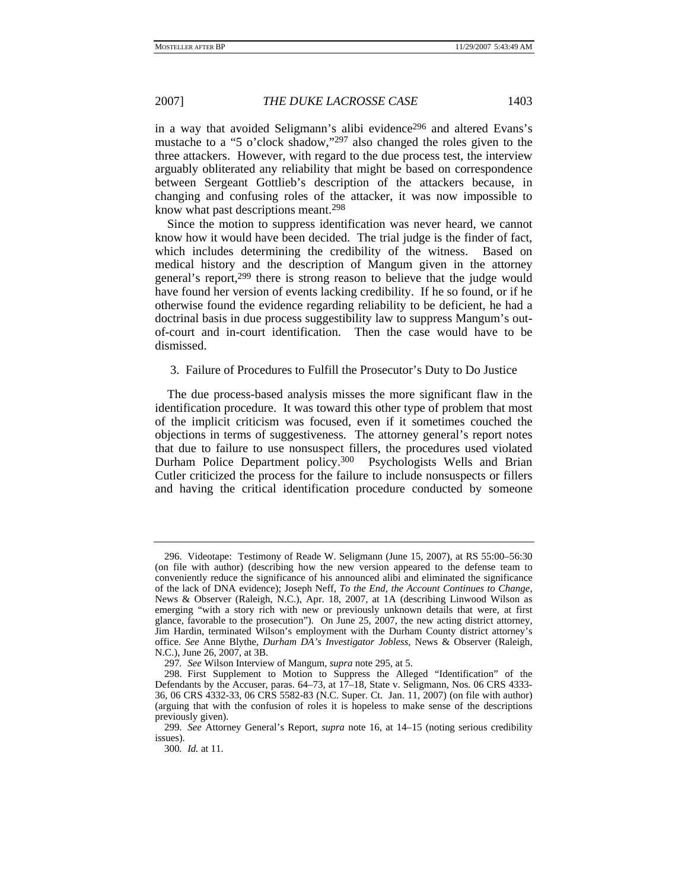in a way that avoided Seligmann's alibi evidence[296] and altered Evans's mustache to a "5 o'clock shadow,"[297] also changed the roles given to the three attackers. However, with regard to the due process test, the interview arguably obliterated any reliability that might be based on correspondence between Sergeant Gottlieb's description of the attackers because, in changing and confusing roles of the attacker, it was now impossible to know what past descriptions meant.[298]

Since the motion to suppress identification was never heard, we cannot know how it would have been decided. The trial judge is the finder of fact, which includes determining the credibility of the witness. Based on medical history and the description of Mangum given in the attorney general's report,[299] there is strong reason to believe that the judge would have found her version of events lacking credibility. If he so found, or if he otherwise found the evidence regarding reliability to be deficient, he had a doctrinal basis in due process suggestibility law to suppress Mangum's out-of-court and in-court identification. Then the case would have to be dismissed.

### 3. Failure of Procedures to Fulfill the Prosecutor's Duty to Do Justice

The due process-based analysis misses the more significant flaw in the identification procedure. It was toward this other type of problem that most of the implicit criticism was focused, even if it sometimes couched the objections in terms of suggestiveness. The attorney general's report notes that due to failure to use nonsuspect fillers, the procedures used violated Durham Police Department policy.[300] Psychologists Wells and Brian Cutler criticized the process for the failure to include nonsuspects or fillers and having the critical identification procedure conducted by someone

---

296. Videotape: Testimony of Reade W. Seligmann (June 15, 2007), at RS 55:00–56:30 (on file with author) (describing how the new version appeared to the defense team to conveniently reduce the significance of his announced alibi and eliminated the significance of the lack of DNA evidence); Joseph Neff, *To the End, the Account Continues to Change*, News & Observer (Raleigh, N.C.), Apr. 18, 2007, at 1A (describing Linwood Wilson as emerging "with a story rich with new or previously unknown details that were, at first glance, favorable to the prosecution"). On June 25, 2007, the new acting district attorney, Jim Hardin, terminated Wilson's employment with the Durham County district attorney's office. *See* Anne Blythe, *Durham DA's Investigator Jobless*, News & Observer (Raleigh, N.C.), June 26, 2007, at 3B.

297. *See* Wilson Interview of Mangum, *supra* note 295, at 5.

298. First Supplement to Motion to Suppress the Alleged "Identification" of the Defendants by the Accuser, paras. 64–73, at 17–18, State v. Seligmann, Nos. 06 CRS 4333-36, 06 CRS 4332-33, 06 CRS 5582-83 (N.C. Super. Ct. Jan. 11, 2007) (on file with author) (arguing that with the confusion of roles it is hopeless to make sense of the descriptions previously given).

299. *See* Attorney General's Report, *supra* note 16, at 14–15 (noting serious credibility issues).

300. *Id.* at 11.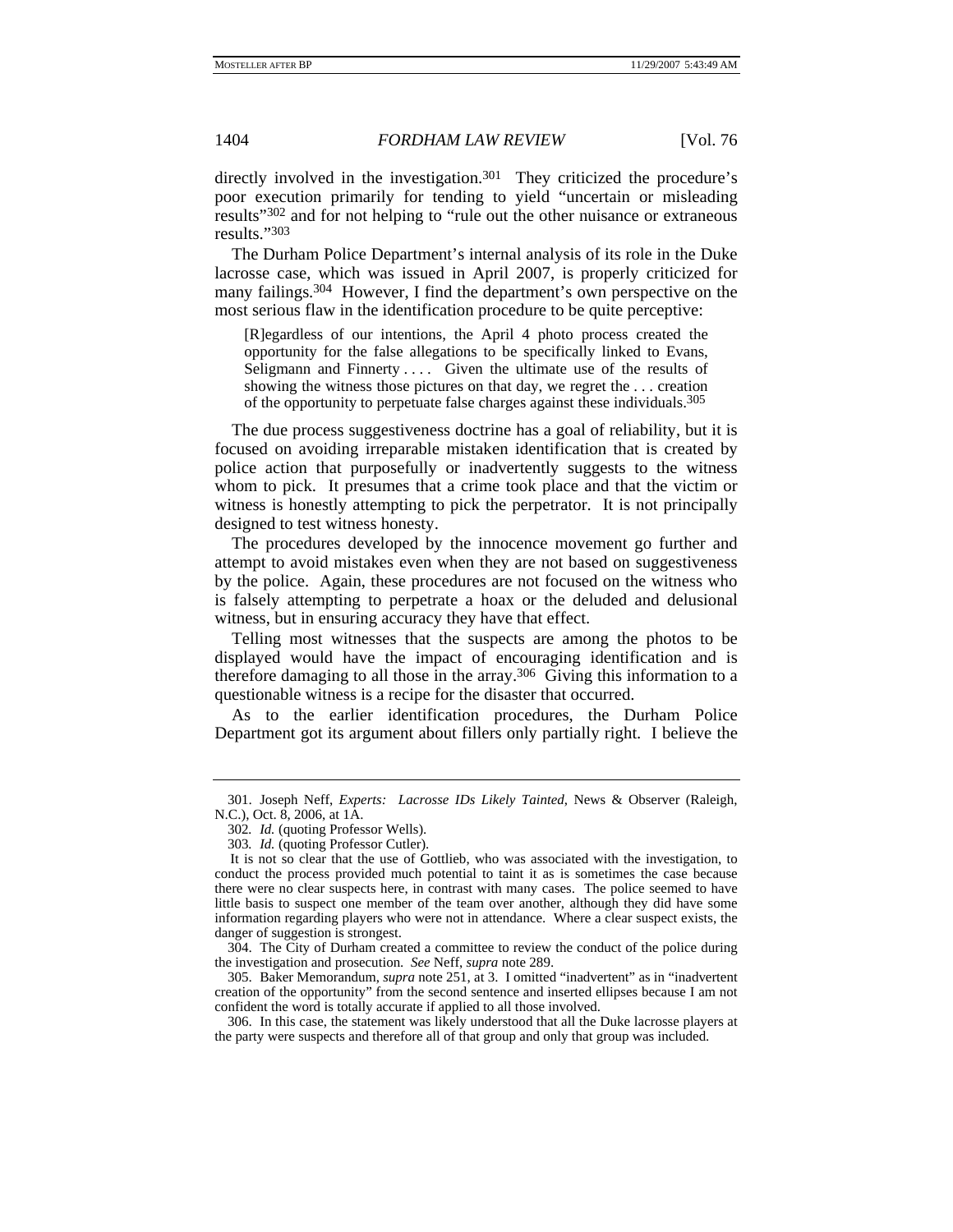directly involved in the investigation.[301] They criticized the procedure's poor execution primarily for tending to yield "uncertain or misleading results"[302] and for not helping to "rule out the other nuisance or extraneous results."[303]

The Durham Police Department's internal analysis of its role in the Duke lacrosse case, which was issued in April 2007, is properly criticized for many failings.[304] However, I find the department's own perspective on the most serious flaw in the identification procedure to be quite perceptive:

> [R]egardless of our intentions, the April 4 photo process created the opportunity for the false allegations to be specifically linked to Evans, Seligmann and Finnerty . . . . Given the ultimate use of the results of showing the witness those pictures on that day, we regret the . . . creation of the opportunity to perpetuate false charges against these individuals.[305]

The due process suggestiveness doctrine has a goal of reliability, but it is focused on avoiding irreparable mistaken identification that is created by police action that purposefully or inadvertently suggests to the witness whom to pick. It presumes that a crime took place and that the victim or witness is honestly attempting to pick the perpetrator. It is not principally designed to test witness honesty.

The procedures developed by the innocence movement go further and attempt to avoid mistakes even when they are not based on suggestiveness by the police. Again, these procedures are not focused on the witness who is falsely attempting to perpetrate a hoax or the deluded and delusional witness, but in ensuring accuracy they have that effect.

Telling most witnesses that the suspects are among the photos to be displayed would have the impact of encouraging identification and is therefore damaging to all those in the array.[306] Giving this information to a questionable witness is a recipe for the disaster that occurred.

As to the earlier identification procedures, the Durham Police Department got its argument about fillers only partially right. I believe the

---

301. Joseph Neff, *Experts: Lacrosse IDs Likely Tainted*, News & Observer (Raleigh, N.C.), Oct. 8, 2006, at 1A.

302. *Id.* (quoting Professor Wells).

303. *Id.* (quoting Professor Cutler).

It is not so clear that the use of Gottlieb, who was associated with the investigation, to conduct the process provided much potential to taint it as is sometimes the case because there were no clear suspects here, in contrast with many cases. The police seemed to have little basis to suspect one member of the team over another, although they did have some information regarding players who were not in attendance. Where a clear suspect exists, the danger of suggestion is strongest.

304. The City of Durham created a committee to review the conduct of the police during the investigation and prosecution. *See* Neff, *supra* note 289.

305. Baker Memorandum, *supra* note 251, at 3. I omitted "inadvertent" as in "inadvertent creation of the opportunity" from the second sentence and inserted ellipses because I am not confident the word is totally accurate if applied to all those involved.

306. In this case, the statement was likely understood that all the Duke lacrosse players at the party were suspects and therefore all of that group and only that group was included.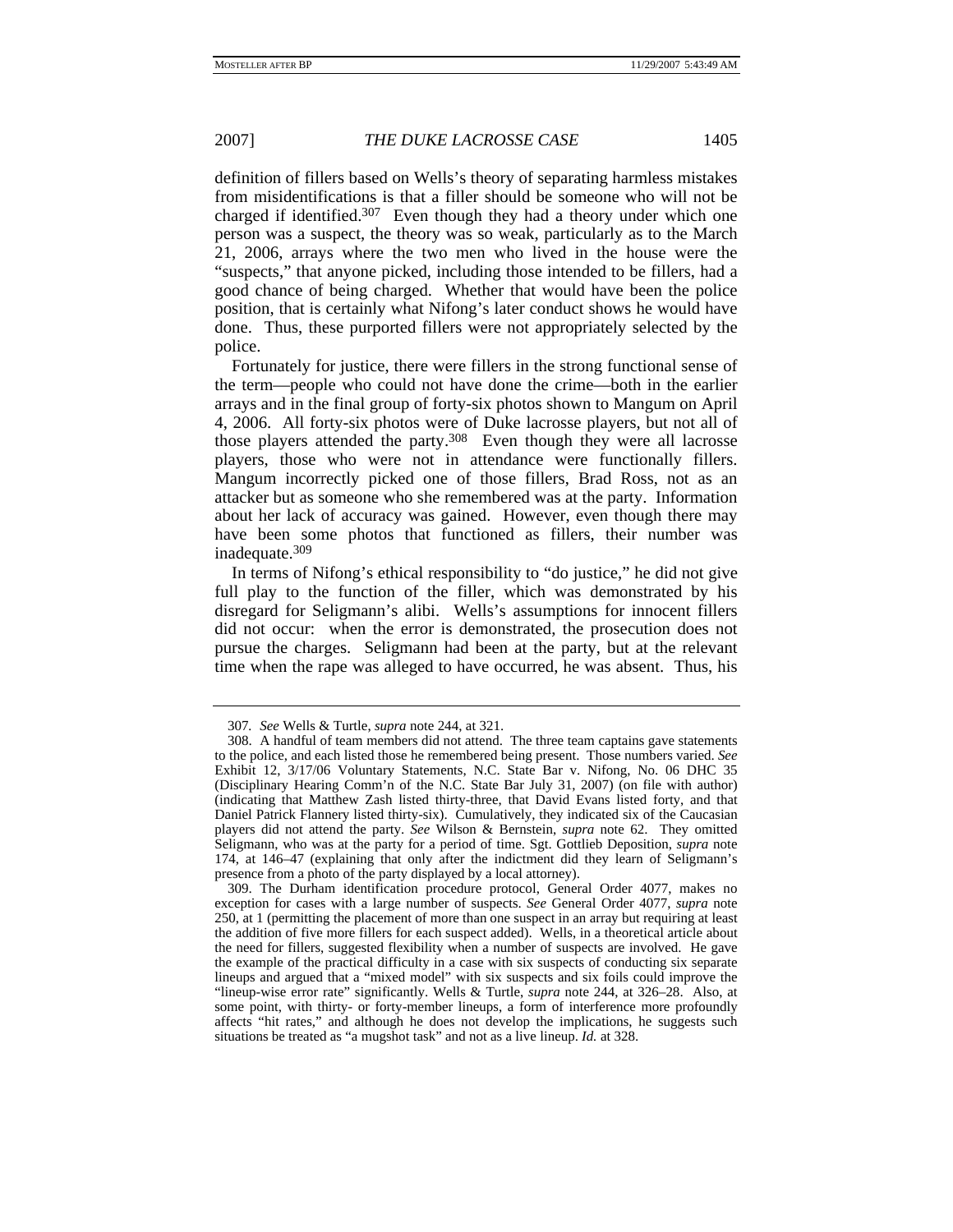definition of fillers based on Wells's theory of separating harmless mistakes from misidentifications is that a filler should be someone who will not be charged if identified.[307] Even though they had a theory under which one person was a suspect, the theory was so weak, particularly as to the March 21, 2006, arrays where the two men who lived in the house were the "suspects," that anyone picked, including those intended to be fillers, had a good chance of being charged. Whether that would have been the police position, that is certainly what Nifong's later conduct shows he would have done. Thus, these purported fillers were not appropriately selected by the police.

Fortunately for justice, there were fillers in the strong functional sense of the term—people who could not have done the crime—both in the earlier arrays and in the final group of forty-six photos shown to Mangum on April 4, 2006. All forty-six photos were of Duke lacrosse players, but not all of those players attended the party.[308] Even though they were all lacrosse players, those who were not in attendance were functionally fillers. Mangum incorrectly picked one of those fillers, Brad Ross, not as an attacker but as someone who she remembered was at the party. Information about her lack of accuracy was gained. However, even though there may have been some photos that functioned as fillers, their number was inadequate.[309]

In terms of Nifong's ethical responsibility to "do justice," he did not give full play to the function of the filler, which was demonstrated by his disregard for Seligmann's alibi. Wells's assumptions for innocent fillers did not occur: when the error is demonstrated, the prosecution does not pursue the charges. Seligmann had been at the party, but at the relevant time when the rape was alleged to have occurred, he was absent. Thus, his

---

307. *See* Wells & Turtle, *supra* note 244, at 321.

308. A handful of team members did not attend. The three team captains gave statements to the police, and each listed those he remembered being present. Those numbers varied. *See* Exhibit 12, 3/17/06 Voluntary Statements, N.C. State Bar v. Nifong, No. 06 DHC 35 (Disciplinary Hearing Comm'n of the N.C. State Bar July 31, 2007) (on file with author) (indicating that Matthew Zash listed thirty-three, that David Evans listed forty, and that Daniel Patrick Flannery listed thirty-six). Cumulatively, they indicated six of the Caucasian players did not attend the party. *See* Wilson & Bernstein, *supra* note 62. They omitted Seligmann, who was at the party for a period of time. Sgt. Gottlieb Deposition, *supra* note 174, at 146–47 (explaining that only after the indictment did they learn of Seligmann's presence from a photo of the party displayed by a local attorney).

309. The Durham identification procedure protocol, General Order 4077, makes no exception for cases with a large number of suspects. *See* General Order 4077, *supra* note 250, at 1 (permitting the placement of more than one suspect in an array but requiring at least the addition of five more fillers for each suspect added). Wells, in a theoretical article about the need for fillers, suggested flexibility when a number of suspects are involved. He gave the example of the practical difficulty in a case with six suspects of conducting six separate lineups and argued that a "mixed model" with six suspects and six foils could improve the "lineup-wise error rate" significantly. Wells & Turtle, *supra* note 244, at 326–28. Also, at some point, with thirty- or forty-member lineups, a form of interference more profoundly affects "hit rates," and although he does not develop the implications, he suggests such situations be treated as "a mugshot task" and not as a live lineup. *Id.* at 328.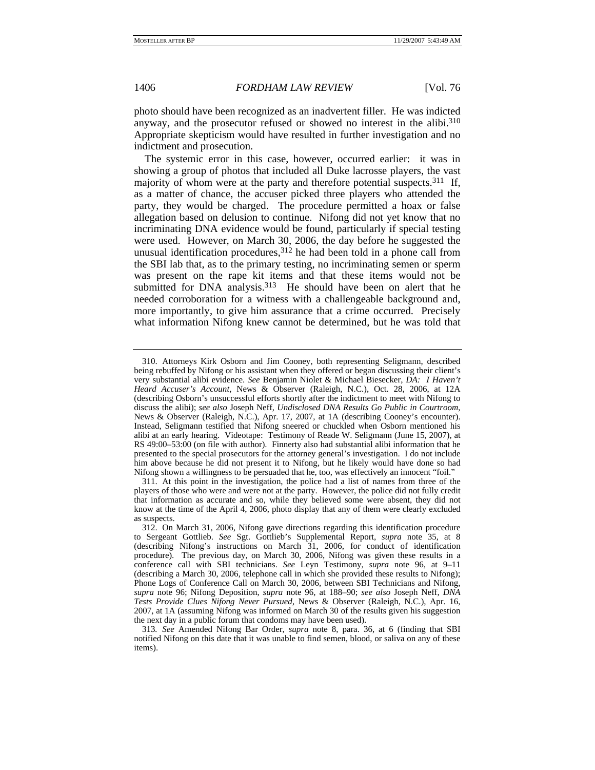photo should have been recognized as an inadvertent filler. He was indicted anyway, and the prosecutor refused or showed no interest in the alibi.[310] Appropriate skepticism would have resulted in further investigation and no indictment and prosecution.

The systemic error in this case, however, occurred earlier: it was in showing a group of photos that included all Duke lacrosse players, the vast majority of whom were at the party and therefore potential suspects.[311] If, as a matter of chance, the accuser picked three players who attended the party, they would be charged. The procedure permitted a hoax or false allegation based on delusion to continue. Nifong did not yet know that no incriminating DNA evidence would be found, particularly if special testing were used. However, on March 30, 2006, the day before he suggested the unusual identification procedures,[312] he had been told in a phone call from the SBI lab that, as to the primary testing, no incriminating semen or sperm was present on the rape kit items and that these items would not be submitted for DNA analysis.[313] He should have been on alert that he needed corroboration for a witness with a challengeable background and, more importantly, to give him assurance that a crime occurred. Precisely what information Nifong knew cannot be determined, but he was told that

---

310. Attorneys Kirk Osborn and Jim Cooney, both representing Seligmann, described being rebuffed by Nifong or his assistant when they offered or began discussing their client's very substantial alibi evidence. *See* Benjamin Niolet & Michael Biesecker, *DA: I Haven't Heard Accuser's Account*, News & Observer (Raleigh, N.C.), Oct. 28, 2006, at 12A (describing Osborn's unsuccessful efforts shortly after the indictment to meet with Nifong to discuss the alibi); *see also* Joseph Neff, *Undisclosed DNA Results Go Public in Courtroom*, News & Observer (Raleigh, N.C.), Apr. 17, 2007, at 1A (describing Cooney's encounter). Instead, Seligmann testified that Nifong sneered or chuckled when Osborn mentioned his alibi at an early hearing. Videotape: Testimony of Reade W. Seligmann (June 15, 2007), at RS 49:00–53:00 (on file with author). Finnerty also had substantial alibi information that he presented to the special prosecutors for the attorney general's investigation. I do not include him above because he did not present it to Nifong, but he likely would have done so had Nifong shown a willingness to be persuaded that he, too, was effectively an innocent "foil."

311. At this point in the investigation, the police had a list of names from three of the players of those who were and were not at the party. However, the police did not fully credit that information as accurate and so, while they believed some were absent, they did not know at the time of the April 4, 2006, photo display that any of them were clearly excluded as suspects.

312. On March 31, 2006, Nifong gave directions regarding this identification procedure to Sergeant Gottlieb. *See* Sgt. Gottlieb's Supplemental Report, *supra* note 35, at 8 (describing Nifong's instructions on March 31, 2006, for conduct of identification procedure). The previous day, on March 30, 2006, Nifong was given these results in a conference call with SBI technicians. *See* Leyn Testimony, *supra* note 96, at 9–11 (describing a March 30, 2006, telephone call in which she provided these results to Nifong); Phone Logs of Conference Call on March 30, 2006, between SBI Technicians and Nifong, *supra* note 96; Nifong Deposition, *supra* note 96, at 188–90; *see also* Joseph Neff, *DNA Tests Provide Clues Nifong Never Pursued*, News & Observer (Raleigh, N.C.), Apr. 16, 2007, at 1A (assuming Nifong was informed on March 30 of the results given his suggestion the next day in a public forum that condoms may have been used).

313. *See* Amended Nifong Bar Order, *supra* note 8, para. 36, at 6 (finding that SBI notified Nifong on this date that it was unable to find semen, blood, or saliva on any of these items).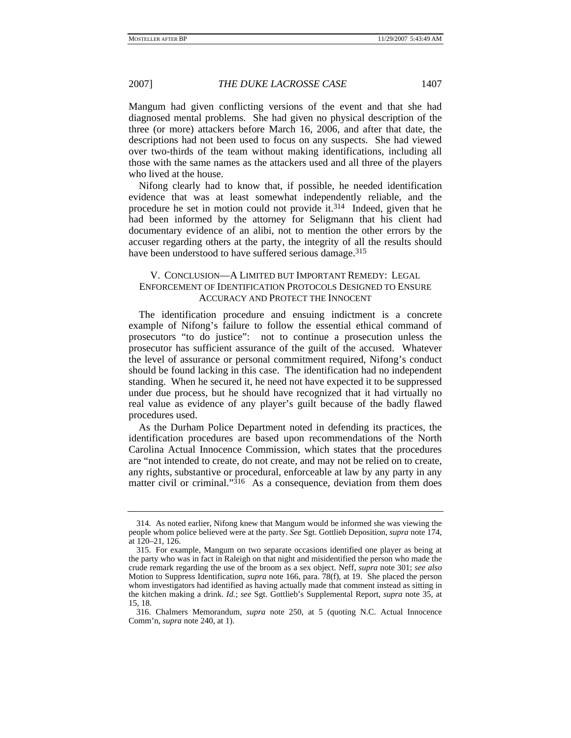Mangum had given conflicting versions of the event and that she had diagnosed mental problems. She had given no physical description of the three (or more) attackers before March 16, 2006, and after that date, the descriptions had not been used to focus on any suspects. She had viewed over two-thirds of the team without making identifications, including all those with the same names as the attackers used and all three of the players who lived at the house.

Nifong clearly had to know that, if possible, he needed identification evidence that was at least somewhat independently reliable, and the procedure he set in motion could not provide it.[314] Indeed, given that he had been informed by the attorney for Seligmann that his client had documentary evidence of an alibi, not to mention the other errors by the accuser regarding others at the party, the integrity of all the results should have been understood to have suffered serious damage.[315]

## V. CONCLUSION—A LIMITED BUT IMPORTANT REMEDY: LEGAL ENFORCEMENT OF IDENTIFICATION PROTOCOLS DESIGNED TO ENSURE ACCURACY AND PROTECT THE INNOCENT

The identification procedure and ensuing indictment is a concrete example of Nifong's failure to follow the essential ethical command of prosecutors "to do justice": not to continue a prosecution unless the prosecutor has sufficient assurance of the guilt of the accused. Whatever the level of assurance or personal commitment required, Nifong's conduct should be found lacking in this case. The identification had no independent standing. When he secured it, he need not have expected it to be suppressed under due process, but he should have recognized that it had virtually no real value as evidence of any player's guilt because of the badly flawed procedures used.

As the Durham Police Department noted in defending its practices, the identification procedures are based upon recommendations of the North Carolina Actual Innocence Commission, which states that the procedures are "not intended to create, do not create, and may not be relied on to create, any rights, substantive or procedural, enforceable at law by any party in any matter civil or criminal."[316] As a consequence, deviation from them does

---

314. As noted earlier, Nifong knew that Mangum would be informed she was viewing the people whom police believed were at the party. *See* Sgt. Gottlieb Deposition, *supra* note 174, at 120–21, 126.

315. For example, Mangum on two separate occasions identified one player as being at the party who was in fact in Raleigh on that night and misidentified the person who made the crude remark regarding the use of the broom as a sex object. Neff, *supra* note 301; *see also* Motion to Suppress Identification, *supra* note 166, para. 78(f), at 19. She placed the person whom investigators had identified as having actually made that comment instead as sitting in the kitchen making a drink. *Id.*; *see* Sgt. Gottlieb's Supplemental Report, *supra* note 35, at 15, 18.

316. Chalmers Memorandum, *supra* note 250, at 5 (quoting N.C. Actual Innocence Comm'n, *supra* note 240, at 1).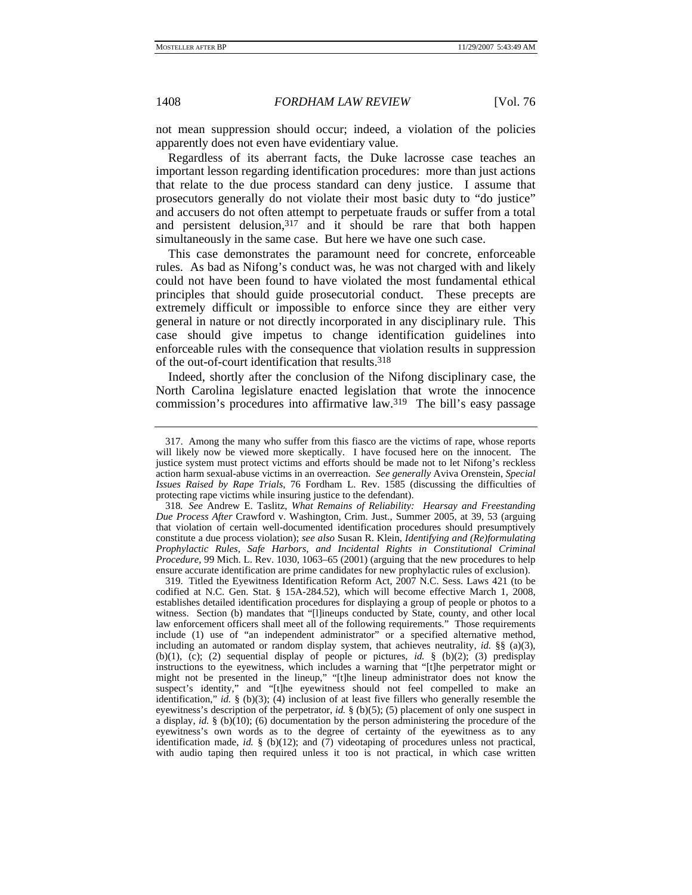not mean suppression should occur; indeed, a violation of the policies apparently does not even have evidentiary value.

Regardless of its aberrant facts, the Duke lacrosse case teaches an important lesson regarding identification procedures: more than just actions that relate to the due process standard can deny justice. I assume that prosecutors generally do not violate their most basic duty to "do justice" and accusers do not often attempt to perpetuate frauds or suffer from a total and persistent delusion,[317] and it should be rare that both happen simultaneously in the same case. But here we have one such case.

This case demonstrates the paramount need for concrete, enforceable rules. As bad as Nifong's conduct was, he was not charged with and likely could not have been found to have violated the most fundamental ethical principles that should guide prosecutorial conduct. These precepts are extremely difficult or impossible to enforce since they are either very general in nature or not directly incorporated in any disciplinary rule. This case should give impetus to change identification guidelines into enforceable rules with the consequence that violation results in suppression of the out-of-court identification that results.[318]

Indeed, shortly after the conclusion of the Nifong disciplinary case, the North Carolina legislature enacted legislation that wrote the innocence commission's procedures into affirmative law.[319] The bill's easy passage

---

317. Among the many who suffer from this fiasco are the victims of rape, whose reports will likely now be viewed more skeptically. I have focused here on the innocent. The justice system must protect victims and efforts should be made not to let Nifong's reckless action harm sexual-abuse victims in an overreaction. *See generally* Aviva Orenstein, *Special Issues Raised by Rape Trials*, 76 Fordham L. Rev. 1585 (discussing the difficulties of protecting rape victims while insuring justice to the defendant).

318. *See* Andrew E. Taslitz, *What Remains of Reliability: Hearsay and Freestanding Due Process After* Crawford v. Washington, Crim. Just., Summer 2005, at 39, 53 (arguing that violation of certain well-documented identification procedures should presumptively constitute a due process violation); *see also* Susan R. Klein, *Identifying and (Re)formulating Prophylactic Rules, Safe Harbors, and Incidental Rights in Constitutional Criminal Procedure*, 99 Mich. L. Rev. 1030, 1063–65 (2001) (arguing that the new procedures to help ensure accurate identification are prime candidates for new prophylactic rules of exclusion).

319. Titled the Eyewitness Identification Reform Act, 2007 N.C. Sess. Laws 421 (to be codified at N.C. Gen. Stat. § 15A-284.52), which will become effective March 1, 2008, establishes detailed identification procedures for displaying a group of people or photos to a witness. Section (b) mandates that "[l]ineups conducted by State, county, and other local law enforcement officers shall meet all of the following requirements." Those requirements include (1) use of "an independent administrator" or a specified alternative method, including an automated or random display system, that achieves neutrality, *id.* §§ (a)(3), (b)(1), (c); (2) sequential display of people or pictures, *id.* § (b)(2); (3) predisplay instructions to the eyewitness, which includes a warning that "[t]he perpetrator might or might not be presented in the lineup," "[t]he lineup administrator does not know the suspect's identity," and "[t]he eyewitness should not feel compelled to make an identification," *id.* § (b)(3); (4) inclusion of at least five fillers who generally resemble the eyewitness's description of the perpetrator, *id.* § (b)(5); (5) placement of only one suspect in a display, *id.* § (b)(10); (6) documentation by the person administering the procedure of the eyewitness's own words as to the degree of certainty of the eyewitness as to any identification made, *id.* § (b)(12); and (7) videotaping of procedures unless not practical, with audio taping then required unless it too is not practical, in which case written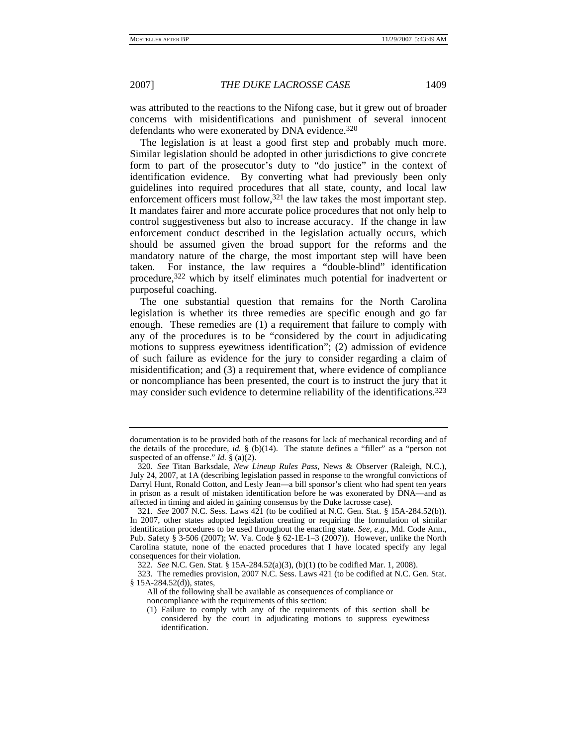was attributed to the reactions to the Nifong case, but it grew out of broader concerns with misidentifications and punishment of several innocent defendants who were exonerated by DNA evidence.[320]

The legislation is at least a good first step and probably much more. Similar legislation should be adopted in other jurisdictions to give concrete form to part of the prosecutor's duty to "do justice" in the context of identification evidence. By converting what had previously been only guidelines into required procedures that all state, county, and local law enforcement officers must follow,[321] the law takes the most important step. It mandates fairer and more accurate police procedures that not only help to control suggestiveness but also to increase accuracy. If the change in law enforcement conduct described in the legislation actually occurs, which should be assumed given the broad support for the reforms and the mandatory nature of the charge, the most important step will have been taken. For instance, the law requires a "double-blind" identification procedure,[322] which by itself eliminates much potential for inadvertent or purposeful coaching.

The one substantial question that remains for the North Carolina legislation is whether its three remedies are specific enough and go far enough. These remedies are (1) a requirement that failure to comply with any of the procedures is to be "considered by the court in adjudicating motions to suppress eyewitness identification"; (2) admission of evidence of such failure as evidence for the jury to consider regarding a claim of misidentification; and (3) a requirement that, where evidence of compliance or noncompliance has been presented, the court is to instruct the jury that it may consider such evidence to determine reliability of the identifications.[323]

---

documentation is to be provided both of the reasons for lack of mechanical recording and of the details of the procedure, *id.* § (b)(14). The statute defines a "filler" as a "person not suspected of an offense." *Id.* § (a)(2).

320. *See* Titan Barksdale, *New Lineup Rules Pass*, News & Observer (Raleigh, N.C.), July 24, 2007, at 1A (describing legislation passed in response to the wrongful convictions of Darryl Hunt, Ronald Cotton, and Lesly Jean—a bill sponsor's client who had spent ten years in prison as a result of mistaken identification before he was exonerated by DNA—and as affected in timing and aided in gaining consensus by the Duke lacrosse case).

321. *See* 2007 N.C. Sess. Laws 421 (to be codified at N.C. Gen. Stat. § 15A-284.52(b)). In 2007, other states adopted legislation creating or requiring the formulation of similar identification procedures to be used throughout the enacting state. *See, e.g.*, Md. Code Ann., Pub. Safety § 3-506 (2007); W. Va. Code § 62-1E-1–3 (2007)). However, unlike the North Carolina statute, none of the enacted procedures that I have located specify any legal consequences for their violation.

322. *See* N.C. Gen. Stat. § 15A-284.52(a)(3), (b)(1) (to be codified Mar. 1, 2008).

323. The remedies provision, 2007 N.C. Sess. Laws 421 (to be codified at N.C. Gen. Stat. § 15A-284.52(d)), states,

> All of the following shall be available as consequences of compliance or noncompliance with the requirements of this section:
>
> (1) Failure to comply with any of the requirements of this section shall be considered by the court in adjudicating motions to suppress eyewitness identification.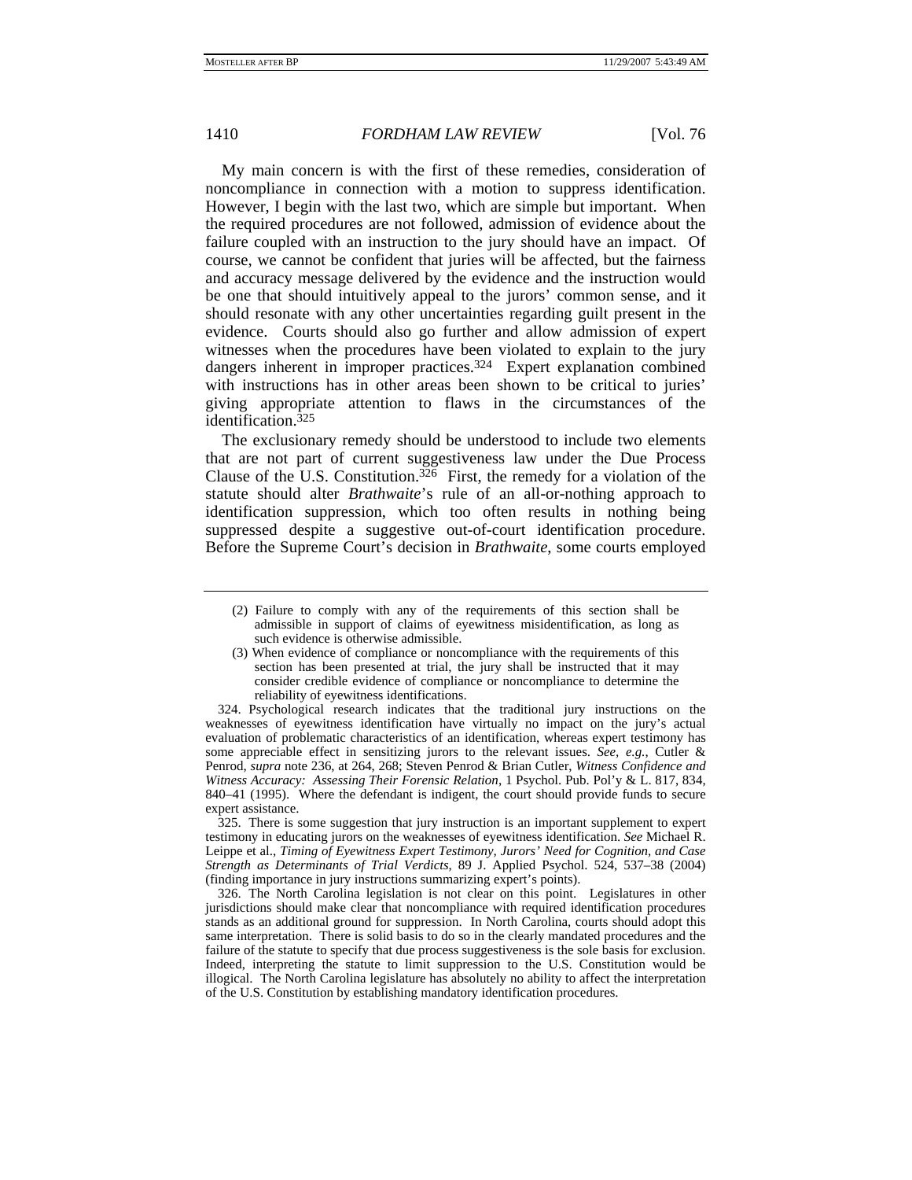My main concern is with the first of these remedies, consideration of noncompliance in connection with a motion to suppress identification. However, I begin with the last two, which are simple but important. When the required procedures are not followed, admission of evidence about the failure coupled with an instruction to the jury should have an impact. Of course, we cannot be confident that juries will be affected, but the fairness and accuracy message delivered by the evidence and the instruction would be one that should intuitively appeal to the jurors' common sense, and it should resonate with any other uncertainties regarding guilt present in the evidence. Courts should also go further and allow admission of expert witnesses when the procedures have been violated to explain to the jury dangers inherent in improper practices.[324] Expert explanation combined with instructions has in other areas been shown to be critical to juries' giving appropriate attention to flaws in the circumstances of the identification.[325]

The exclusionary remedy should be understood to include two elements that are not part of current suggestiveness law under the Due Process Clause of the U.S. Constitution.[326] First, the remedy for a violation of the statute should alter *Brathwaite*'s rule of an all-or-nothing approach to identification suppression, which too often results in nothing being suppressed despite a suggestive out-of-court identification procedure. Before the Supreme Court's decision in *Brathwaite*, some courts employed

---

> (2) Failure to comply with any of the requirements of this section shall be admissible in support of claims of eyewitness misidentification, as long as such evidence is otherwise admissible.
>
> (3) When evidence of compliance or noncompliance with the requirements of this section has been presented at trial, the jury shall be instructed that it may consider credible evidence of compliance or noncompliance to determine the reliability of eyewitness identifications.

324. Psychological research indicates that the traditional jury instructions on the weaknesses of eyewitness identification have virtually no impact on the jury's actual evaluation of problematic characteristics of an identification, whereas expert testimony has some appreciable effect in sensitizing jurors to the relevant issues. *See, e.g.*, Cutler & Penrod, *supra* note 236, at 264, 268; Steven Penrod & Brian Cutler, *Witness Confidence and Witness Accuracy: Assessing Their Forensic Relation*, 1 Psychol. Pub. Pol'y & L. 817, 834, 840–41 (1995). Where the defendant is indigent, the court should provide funds to secure expert assistance.

325. There is some suggestion that jury instruction is an important supplement to expert testimony in educating jurors on the weaknesses of eyewitness identification. *See* Michael R. Leippe et al., *Timing of Eyewitness Expert Testimony, Jurors' Need for Cognition, and Case Strength as Determinants of Trial Verdicts*, 89 J. Applied Psychol. 524, 537–38 (2004) (finding importance in jury instructions summarizing expert's points).

326. The North Carolina legislation is not clear on this point. Legislatures in other jurisdictions should make clear that noncompliance with required identification procedures stands as an additional ground for suppression. In North Carolina, courts should adopt this same interpretation. There is solid basis to do so in the clearly mandated procedures and the failure of the statute to specify that due process suggestiveness is the sole basis for exclusion. Indeed, interpreting the statute to limit suppression to the U.S. Constitution would be illogical. The North Carolina legislature has absolutely no ability to affect the interpretation of the U.S. Constitution by establishing mandatory identification procedures.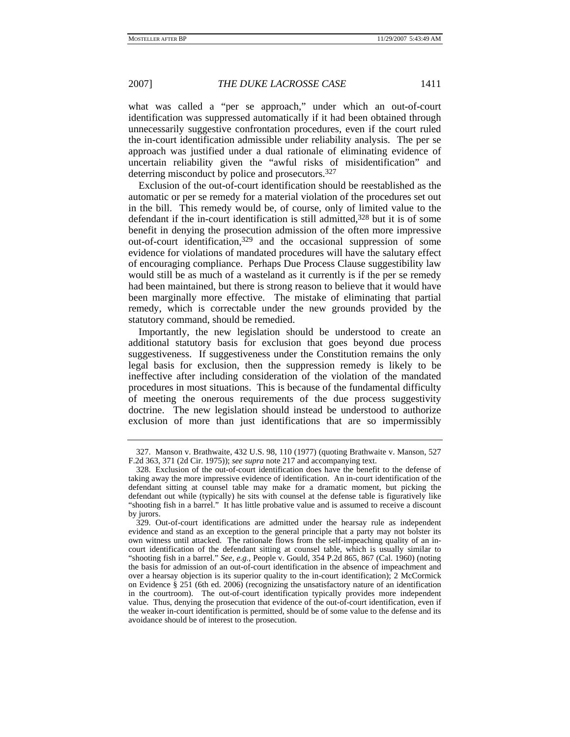what was called a "per se approach," under which an out-of-court identification was suppressed automatically if it had been obtained through unnecessarily suggestive confrontation procedures, even if the court ruled the in-court identification admissible under reliability analysis. The per se approach was justified under a dual rationale of eliminating evidence of uncertain reliability given the "awful risks of misidentification" and deterring misconduct by police and prosecutors.[327]

Exclusion of the out-of-court identification should be reestablished as the automatic or per se remedy for a material violation of the procedures set out in the bill. This remedy would be, of course, only of limited value to the defendant if the in-court identification is still admitted,[328] but it is of some benefit in denying the prosecution admission of the often more impressive out-of-court identification,[329] and the occasional suppression of some evidence for violations of mandated procedures will have the salutary effect of encouraging compliance. Perhaps Due Process Clause suggestibility law would still be as much of a wasteland as it currently is if the per se remedy had been maintained, but there is strong reason to believe that it would have been marginally more effective. The mistake of eliminating that partial remedy, which is correctable under the new grounds provided by the statutory command, should be remedied.

Importantly, the new legislation should be understood to create an additional statutory basis for exclusion that goes beyond due process suggestiveness. If suggestiveness under the Constitution remains the only legal basis for exclusion, then the suppression remedy is likely to be ineffective after including consideration of the violation of the mandated procedures in most situations. This is because of the fundamental difficulty of meeting the onerous requirements of the due process suggestivity doctrine. The new legislation should instead be understood to authorize exclusion of more than just identifications that are so impermissibly

---

327. Manson v. Brathwaite, 432 U.S. 98, 110 (1977) (quoting Brathwaite v. Manson, 527 F.2d 363, 371 (2d Cir. 1975)); *see supra* note 217 and accompanying text.

328. Exclusion of the out-of-court identification does have the benefit to the defense of taking away the more impressive evidence of identification. An in-court identification of the defendant sitting at counsel table may make for a dramatic moment, but picking the defendant out while (typically) he sits with counsel at the defense table is figuratively like "shooting fish in a barrel." It has little probative value and is assumed to receive a discount by jurors.

329. Out-of-court identifications are admitted under the hearsay rule as independent evidence and stand as an exception to the general principle that a party may not bolster its own witness until attacked. The rationale flows from the self-impeaching quality of an in-court identification of the defendant sitting at counsel table, which is usually similar to "shooting fish in a barrel." *See, e.g.*, People v. Gould, 354 P.2d 865, 867 (Cal. 1960) (noting the basis for admission of an out-of-court identification in the absence of impeachment and over a hearsay objection is its superior quality to the in-court identification); 2 McCormick on Evidence § 251 (6th ed. 2006) (recognizing the unsatisfactory nature of an identification in the courtroom). The out-of-court identification typically provides more independent value. Thus, denying the prosecution that evidence of the out-of-court identification, even if the weaker in-court identification is permitted, should be of some value to the defense and its avoidance should be of interest to the prosecution.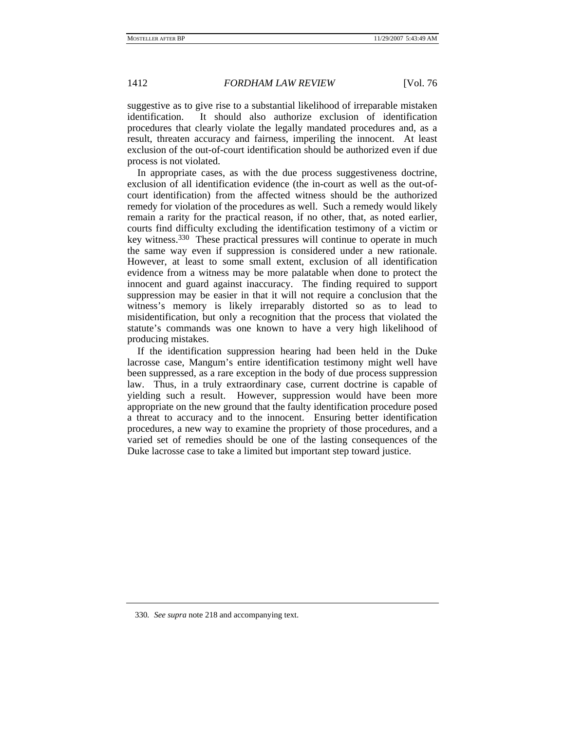suggestive as to give rise to a substantial likelihood of irreparable mistaken identification. It should also authorize exclusion of identification procedures that clearly violate the legally mandated procedures and, as a result, threaten accuracy and fairness, imperiling the innocent. At least exclusion of the out-of-court identification should be authorized even if due process is not violated.

In appropriate cases, as with the due process suggestiveness doctrine, exclusion of all identification evidence (the in-court as well as the out-of-court identification) from the affected witness should be the authorized remedy for violation of the procedures as well. Such a remedy would likely remain a rarity for the practical reason, if no other, that, as noted earlier, courts find difficulty excluding the identification testimony of a victim or key witness.[330] These practical pressures will continue to operate in much the same way even if suppression is considered under a new rationale. However, at least to some small extent, exclusion of all identification evidence from a witness may be more palatable when done to protect the innocent and guard against inaccuracy. The finding required to support suppression may be easier in that it will not require a conclusion that the witness's memory is likely irreparably distorted so as to lead to misidentification, but only a recognition that the process that violated the statute's commands was one known to have a very high likelihood of producing mistakes.

If the identification suppression hearing had been held in the Duke lacrosse case, Mangum's entire identification testimony might well have been suppressed, as a rare exception in the body of due process suppression law. Thus, in a truly extraordinary case, current doctrine is capable of yielding such a result. However, suppression would have been more appropriate on the new ground that the faulty identification procedure posed a threat to accuracy and to the innocent. Ensuring better identification procedures, a new way to examine the propriety of those procedures, and a varied set of remedies should be one of the lasting consequences of the Duke lacrosse case to take a limited but important step toward justice.

330. *See supra* note 218 and accompanying text.